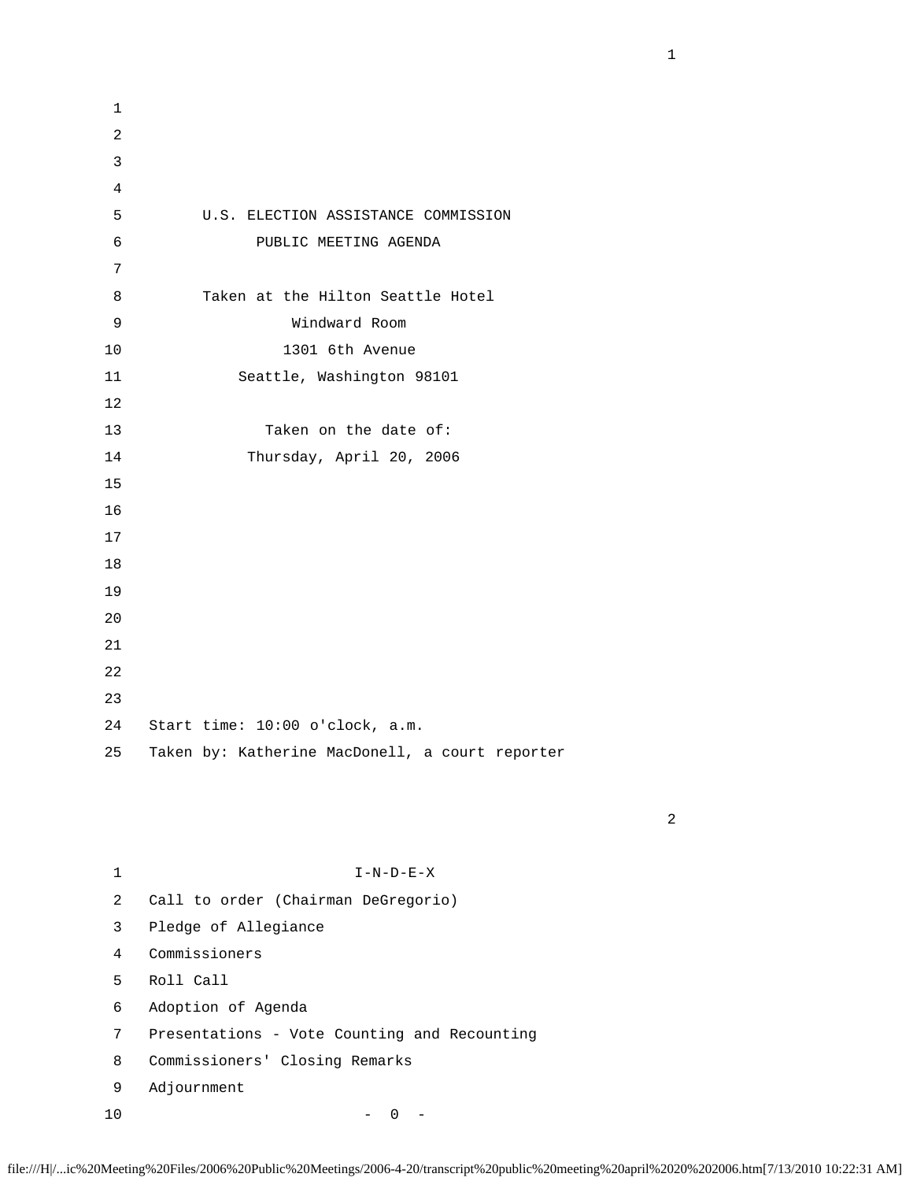U.S. ELECTION ASSISTANCE COMMISSION

PUBLIC MEETING AGENDA

Taken at the Hilton Seattle Hotel
Windward Room
1301 6th Avenue
Seattle, Washington 98101

Taken on the date of:
Thursday, April 20, 2006

Start time: 10:00 o'clock, a.m.
Taken by: Katherine MacDonell, a court reporter

I-N-D-E-X

Call to order (Chairman DeGregorio)
Pledge of Allegiance
Commissioners
Roll Call
Adoption of Agenda
Presentations - Vote Counting and Recounting
Commissioners' Closing Remarks
Adjournment

- 0 -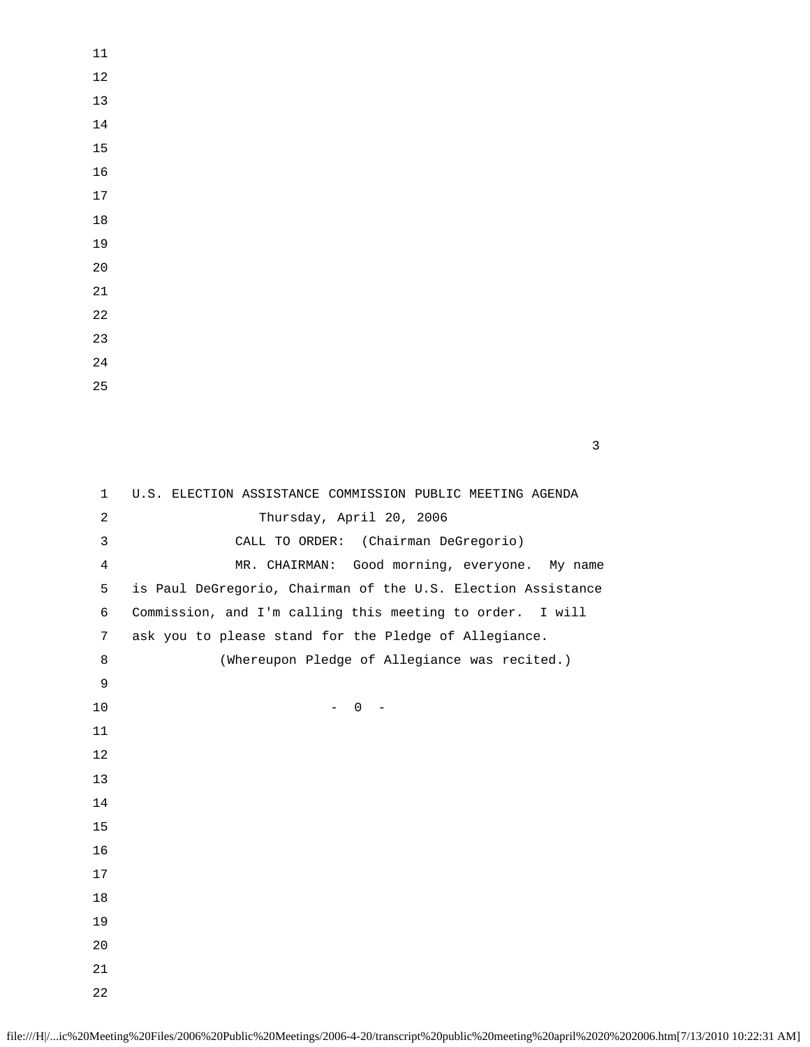U.S. ELECTION ASSISTANCE COMMISSION PUBLIC MEETING AGENDA

Thursday, April 20, 2006

CALL TO ORDER: (Chairman DeGregorio)

MR. CHAIRMAN: Good morning, everyone. My name is Paul DeGregorio, Chairman of the U.S. Election Assistance Commission, and I'm calling this meeting to order. I will ask you to please stand for the Pledge of Allegiance.

(Whereupon Pledge of Allegiance was recited.)

\- 0 -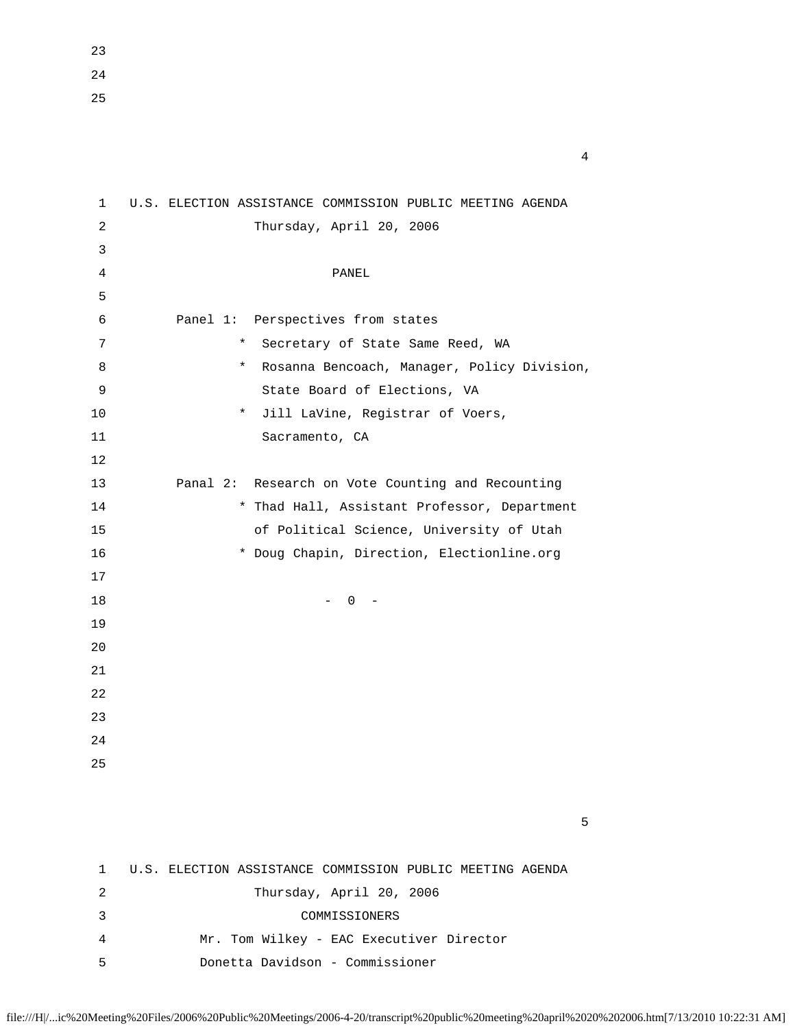U.S. ELECTION ASSISTANCE COMMISSION PUBLIC MEETING AGENDA
Thursday, April 20, 2006

PANEL

Panel 1: Perspectives from states

- * Secretary of State Same Reed, WA
- * Rosanna Bencoach, Manager, Policy Division, State Board of Elections, VA
- * Jill LaVine, Registrar of Voers, Sacramento, CA

Panal 2: Research on Vote Counting and Recounting

- * Thad Hall, Assistant Professor, Department of Political Science, University of Utah
- * Doug Chapin, Direction, Electionline.org

- 0 -

U.S. ELECTION ASSISTANCE COMMISSION PUBLIC MEETING AGENDA
Thursday, April 20, 2006

COMMISSIONERS

Mr. Tom Wilkey - EAC Executiver Director
Donetta Davidson - Commissioner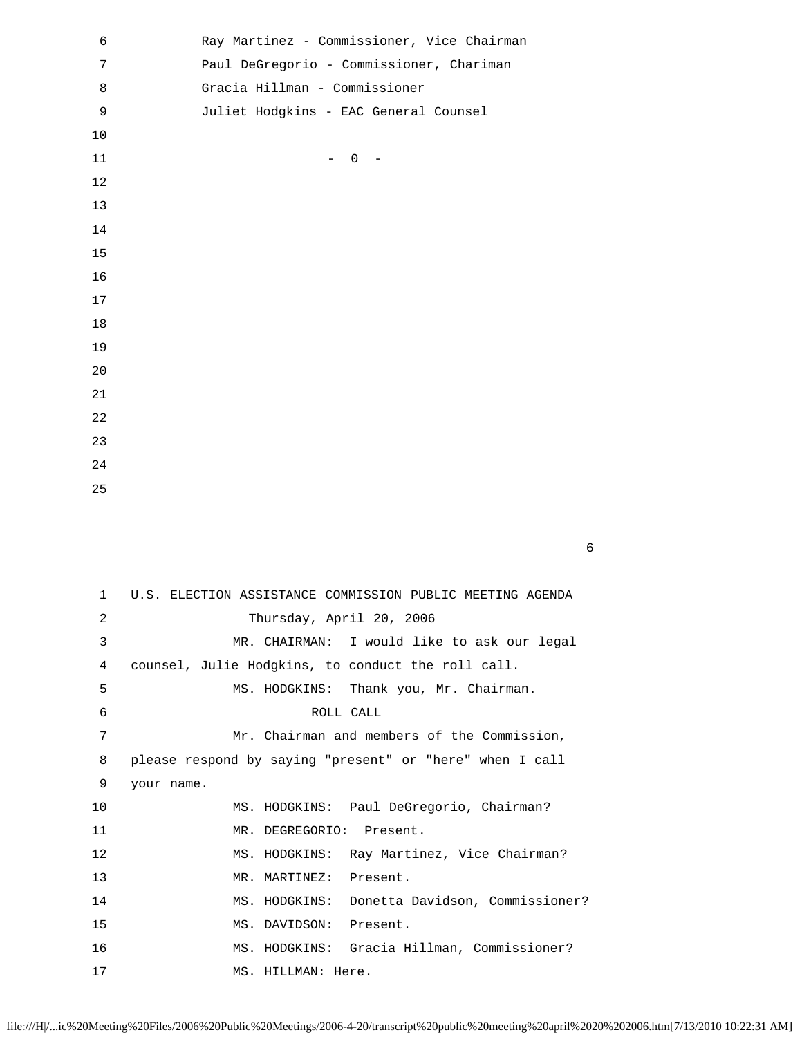6 Ray Martinez - Commissioner, Vice Chairman
7 Paul DeGregorio - Commissioner, Chariman
8 Gracia Hillman - Commissioner
9 Juliet Hodgkins - EAC General Counsel
10
11 - 0 -
12
13
14
15
16
17
18
19
20
21
22
23
24
25

1 U.S. ELECTION ASSISTANCE COMMISSION PUBLIC MEETING AGENDA
2 Thursday, April 20, 2006
3 MR. CHAIRMAN: I would like to ask our legal
4 counsel, Julie Hodgkins, to conduct the roll call.
5 MS. HODGKINS: Thank you, Mr. Chairman.
6 ROLL CALL
7 Mr. Chairman and members of the Commission,
8 please respond by saying "present" or "here" when I call
9 your name.
10 MS. HODGKINS: Paul DeGregorio, Chairman?
11 MR. DEGREGORIO: Present.
12 MS. HODGKINS: Ray Martinez, Vice Chairman?
13 MR. MARTINEZ: Present.
14 MS. HODGKINS: Donetta Davidson, Commissioner?
15 MS. DAVIDSON: Present.
16 MS. HODGKINS: Gracia Hillman, Commissioner?
17 MS. HILLMAN: Here.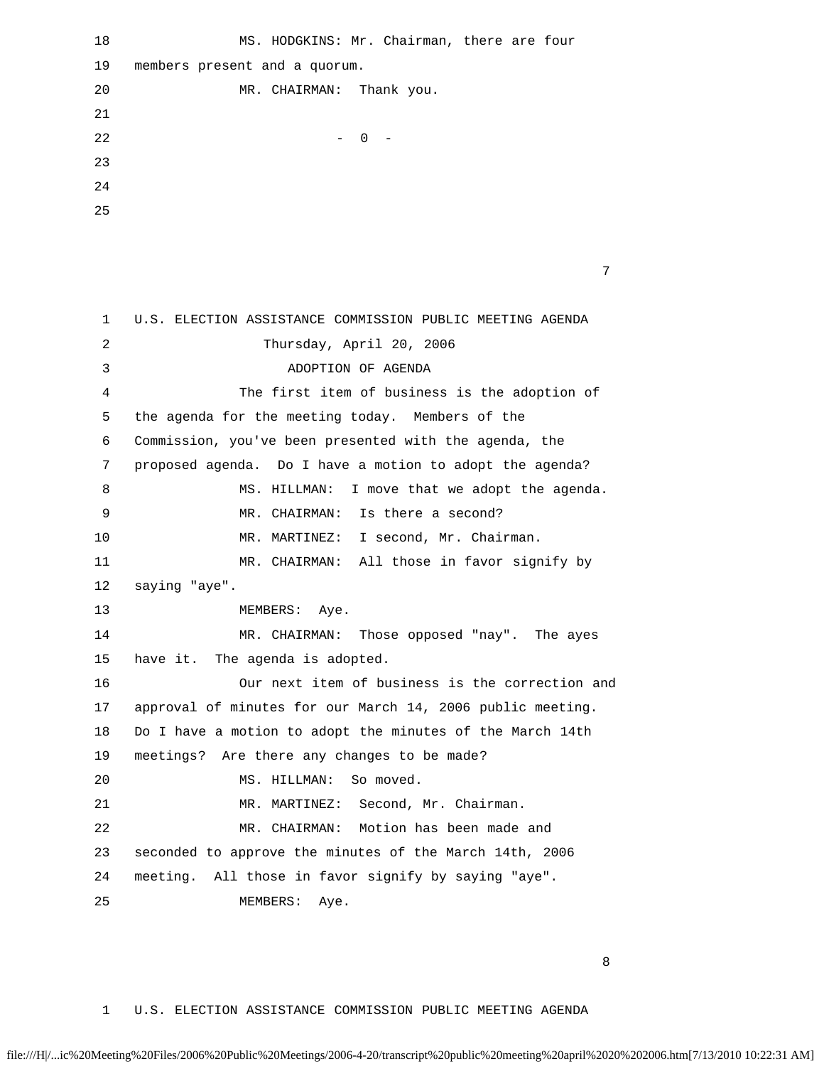18 MS. HODGKINS: Mr. Chairman, there are four
19 members present and a quorum.
20 MR. CHAIRMAN: Thank you.
21
22 - 0 -
23
24
25

1 U.S. ELECTION ASSISTANCE COMMISSION PUBLIC MEETING AGENDA
2 Thursday, April 20, 2006
3 ADOPTION OF AGENDA
4 The first item of business is the adoption of
5 the agenda for the meeting today. Members of the
6 Commission, you've been presented with the agenda, the
7 proposed agenda. Do I have a motion to adopt the agenda?
8 MS. HILLMAN: I move that we adopt the agenda.
9 MR. CHAIRMAN: Is there a second?
10 MR. MARTINEZ: I second, Mr. Chairman.
11 MR. CHAIRMAN: All those in favor signify by
12 saying "aye".
13 MEMBERS: Aye.
14 MR. CHAIRMAN: Those opposed "nay". The ayes
15 have it. The agenda is adopted.
16 Our next item of business is the correction and
17 approval of minutes for our March 14, 2006 public meeting.
18 Do I have a motion to adopt the minutes of the March 14th
19 meetings? Are there any changes to be made?
20 MS. HILLMAN: So moved.
21 MR. MARTINEZ: Second, Mr. Chairman.
22 MR. CHAIRMAN: Motion has been made and
23 seconded to approve the minutes of the March 14th, 2006
24 meeting. All those in favor signify by saying "aye".
25 MEMBERS: Aye.

1 U.S. ELECTION ASSISTANCE COMMISSION PUBLIC MEETING AGENDA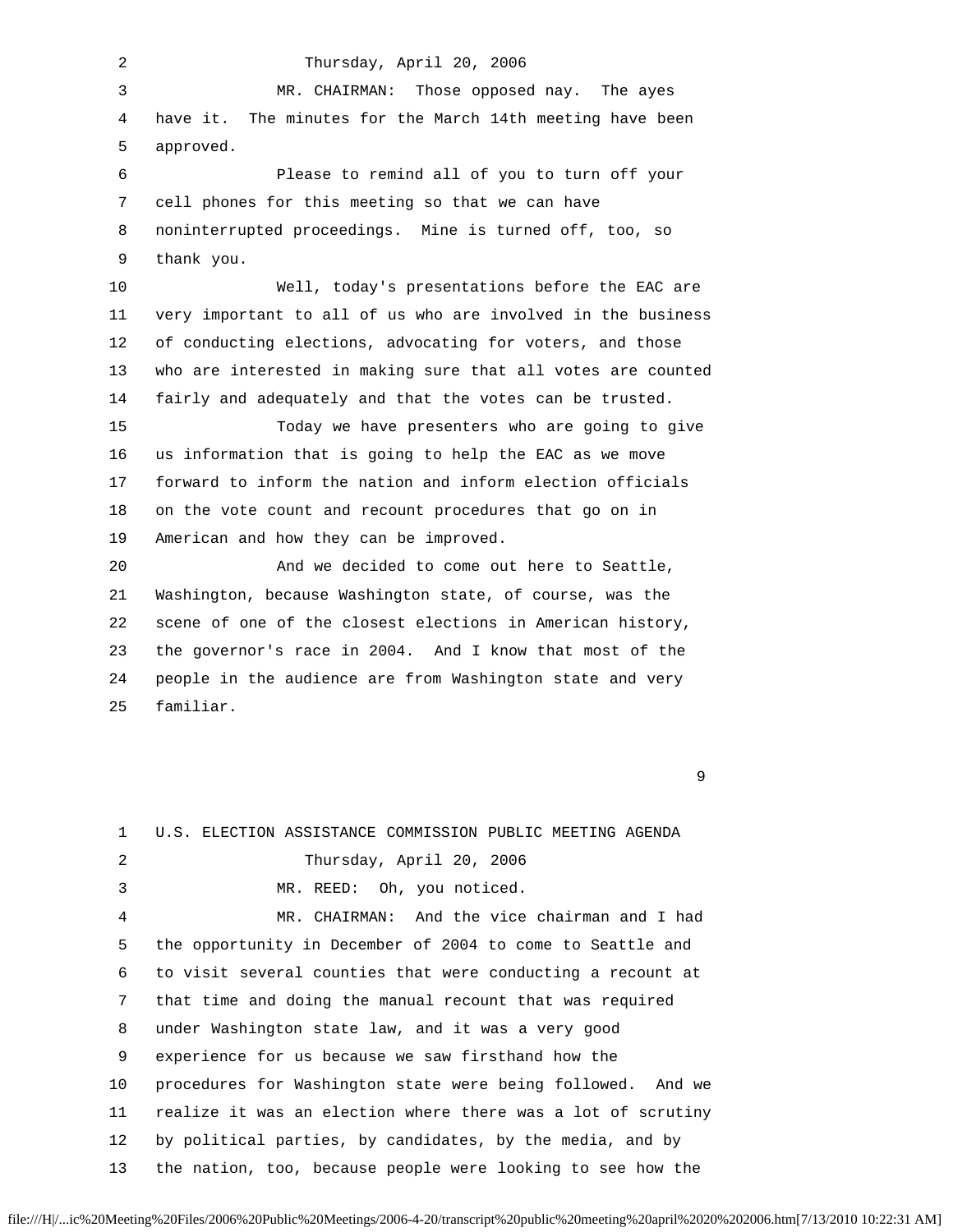MR. CHAIRMAN: Those opposed nay. The ayes have it. The minutes for the March 14th meeting have been approved.

Please to remind all of you to turn off your cell phones for this meeting so that we can have noninterrupted proceedings. Mine is turned off, too, so thank you.

Well, today's presentations before the EAC are very important to all of us who are involved in the business of conducting elections, advocating for voters, and those who are interested in making sure that all votes are counted fairly and adequately and that the votes can be trusted.

Today we have presenters who are going to give us information that is going to help the EAC as we move forward to inform the nation and inform election officials on the vote count and recount procedures that go on in American and how they can be improved.

And we decided to come out here to Seattle, Washington, because Washington state, of course, was the scene of one of the closest elections in American history, the governor's race in 2004. And I know that most of the people in the audience are from Washington state and very familiar.

MR. REED: Oh, you noticed.

MR. CHAIRMAN: And the vice chairman and I had the opportunity in December of 2004 to come to Seattle and to visit several counties that were conducting a recount at that time and doing the manual recount that was required under Washington state law, and it was a very good experience for us because we saw firsthand how the procedures for Washington state were being followed. And we realize it was an election where there was a lot of scrutiny by political parties, by candidates, by the media, and by the nation, too, because people were looking to see how the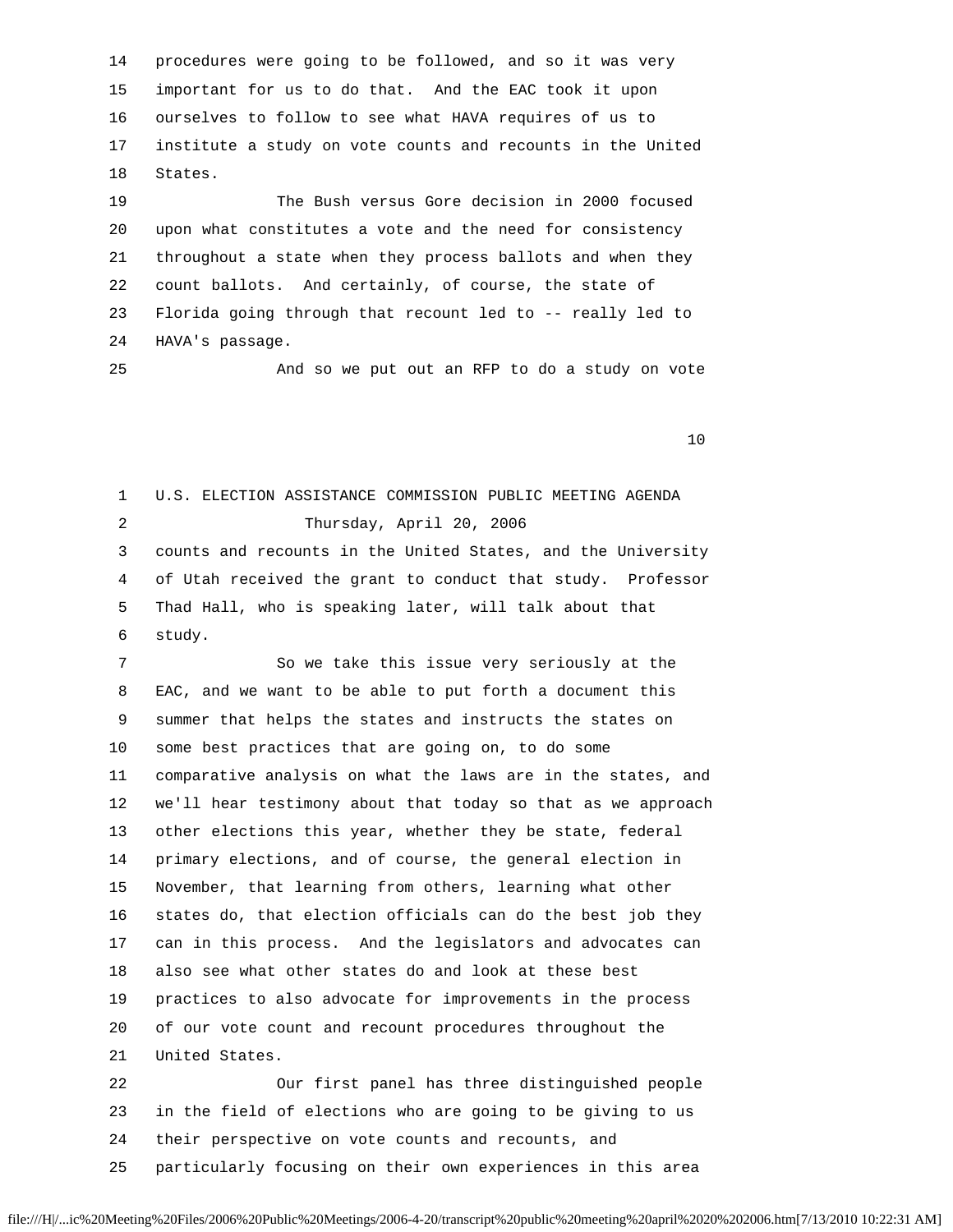14 procedures were going to be followed, and so it was very
15 important for us to do that. And the EAC took it upon
16 ourselves to follow to see what HAVA requires of us to
17 institute a study on vote counts and recounts in the United
18 States.
19 The Bush versus Gore decision in 2000 focused
20 upon what constitutes a vote and the need for consistency
21 throughout a state when they process ballots and when they
22 count ballots. And certainly, of course, the state of
23 Florida going through that recount led to -- really led to
24 HAVA's passage.
25 And so we put out an RFP to do a study on vote

1 U.S. ELECTION ASSISTANCE COMMISSION PUBLIC MEETING AGENDA
2 Thursday, April 20, 2006
3 counts and recounts in the United States, and the University
4 of Utah received the grant to conduct that study. Professor
5 Thad Hall, who is speaking later, will talk about that
6 study.
7 So we take this issue very seriously at the
8 EAC, and we want to be able to put forth a document this
9 summer that helps the states and instructs the states on
10 some best practices that are going on, to do some
11 comparative analysis on what the laws are in the states, and
12 we'll hear testimony about that today so that as we approach
13 other elections this year, whether they be state, federal
14 primary elections, and of course, the general election in
15 November, that learning from others, learning what other
16 states do, that election officials can do the best job they
17 can in this process. And the legislators and advocates can
18 also see what other states do and look at these best
19 practices to also advocate for improvements in the process
20 of our vote count and recount procedures throughout the
21 United States.
22 Our first panel has three distinguished people
23 in the field of elections who are going to be giving to us
24 their perspective on vote counts and recounts, and
25 particularly focusing on their own experiences in this area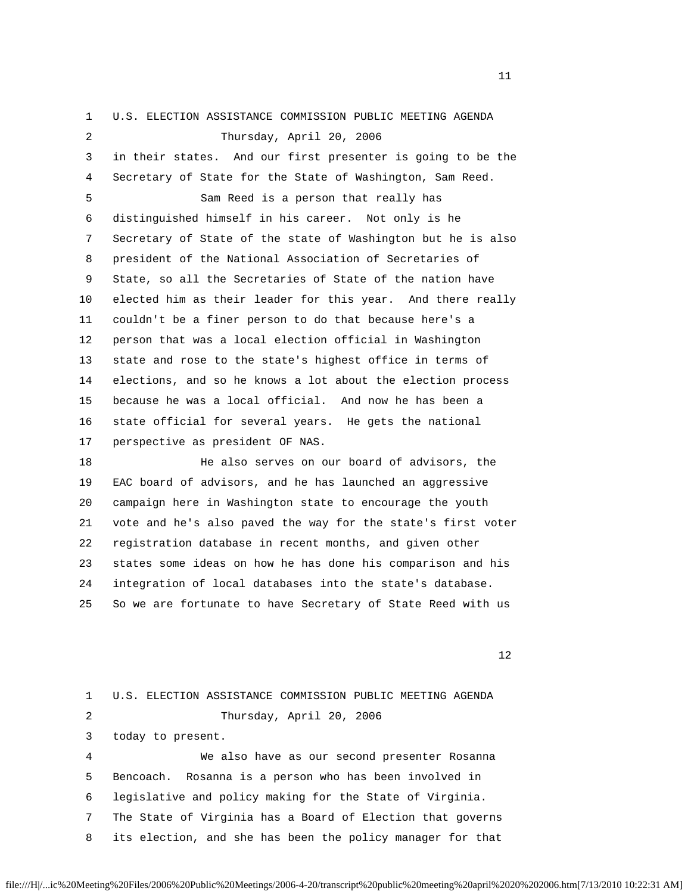in their states. And our first presenter is going to be the Secretary of State for the State of Washington, Sam Reed.

Sam Reed is a person that really has distinguished himself in his career. Not only is he Secretary of State of the state of Washington but he is also president of the National Association of Secretaries of State, so all the Secretaries of State of the nation have elected him as their leader for this year. And there really couldn't be a finer person to do that because here's a person that was a local election official in Washington state and rose to the state's highest office in terms of elections, and so he knows a lot about the election process because he was a local official. And now he has been a state official for several years. He gets the national perspective as president OF NAS.

He also serves on our board of advisors, the EAC board of advisors, and he has launched an aggressive campaign here in Washington state to encourage the youth vote and he's also paved the way for the state's first voter registration database in recent months, and given other states some ideas on how he has done his comparison and his integration of local databases into the state's database. So we are fortunate to have Secretary of State Reed with us today to present.

We also have as our second presenter Rosanna Bencoach. Rosanna is a person who has been involved in legislative and policy making for the State of Virginia. The State of Virginia has a Board of Election that governs its election, and she has been the policy manager for that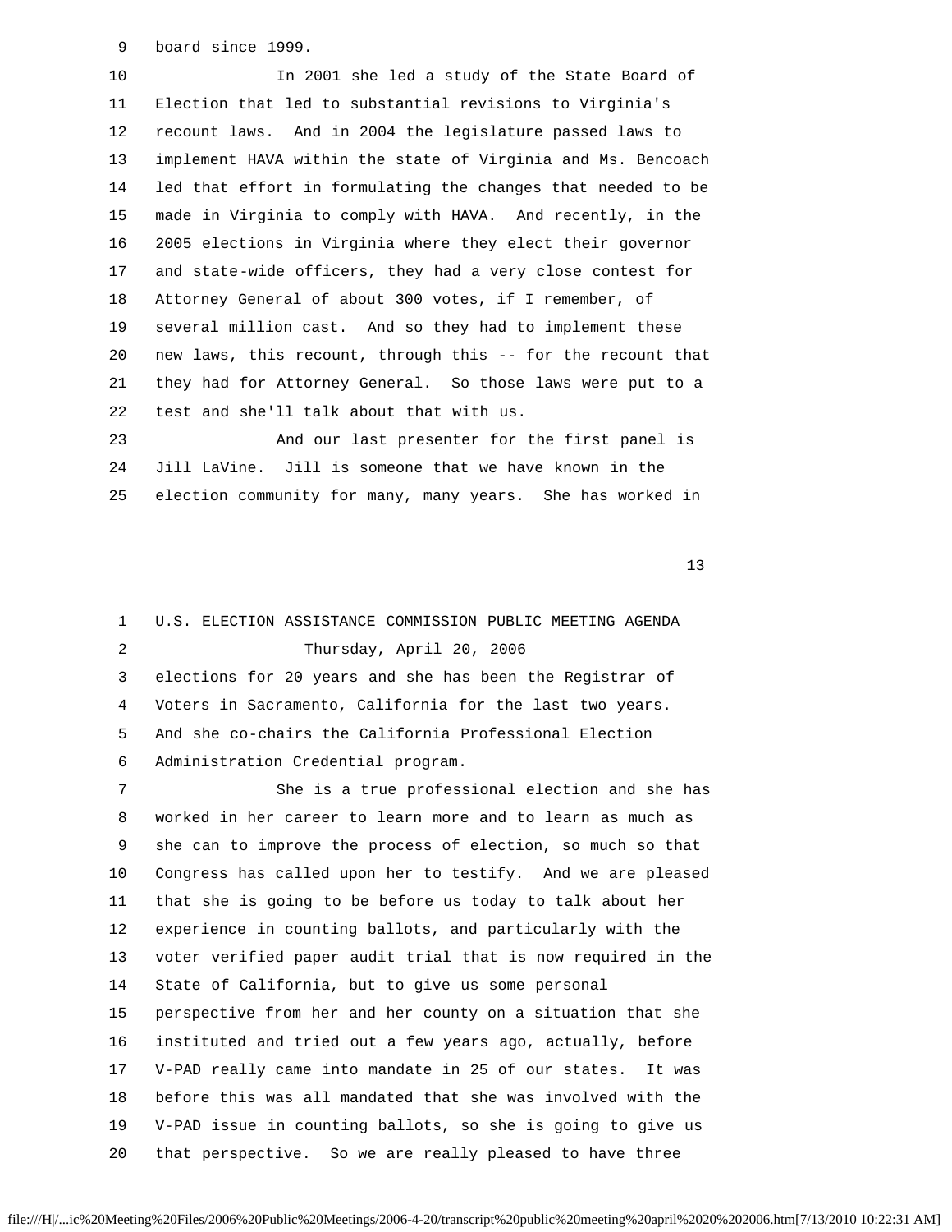9 board since 1999.

10 In 2001 she led a study of the State Board of
11 Election that led to substantial revisions to Virginia's
12 recount laws. And in 2004 the legislature passed laws to
13 implement HAVA within the state of Virginia and Ms. Bencoach
14 led that effort in formulating the changes that needed to be
15 made in Virginia to comply with HAVA. And recently, in the
16 2005 elections in Virginia where they elect their governor
17 and state-wide officers, they had a very close contest for
18 Attorney General of about 300 votes, if I remember, of
19 several million cast. And so they had to implement these
20 new laws, this recount, through this -- for the recount that
21 they had for Attorney General. So those laws were put to a
22 test and she'll talk about that with us.

23 And our last presenter for the first panel is
24 Jill LaVine. Jill is someone that we have known in the
25 election community for many, many years. She has worked in

U.S. ELECTION ASSISTANCE COMMISSION PUBLIC MEETING AGENDA
Thursday, April 20, 2006

3 elections for 20 years and she has been the Registrar of
4 Voters in Sacramento, California for the last two years.
5 And she co-chairs the California Professional Election
6 Administration Credential program.

7 She is a true professional election and she has
8 worked in her career to learn more and to learn as much as
9 she can to improve the process of election, so much so that
10 Congress has called upon her to testify. And we are pleased
11 that she is going to be before us today to talk about her
12 experience in counting ballots, and particularly with the
13 voter verified paper audit trial that is now required in the
14 State of California, but to give us some personal
15 perspective from her and her county on a situation that she
16 instituted and tried out a few years ago, actually, before
17 V-PAD really came into mandate in 25 of our states. It was
18 before this was all mandated that she was involved with the
19 V-PAD issue in counting ballots, so she is going to give us
20 that perspective. So we are really pleased to have three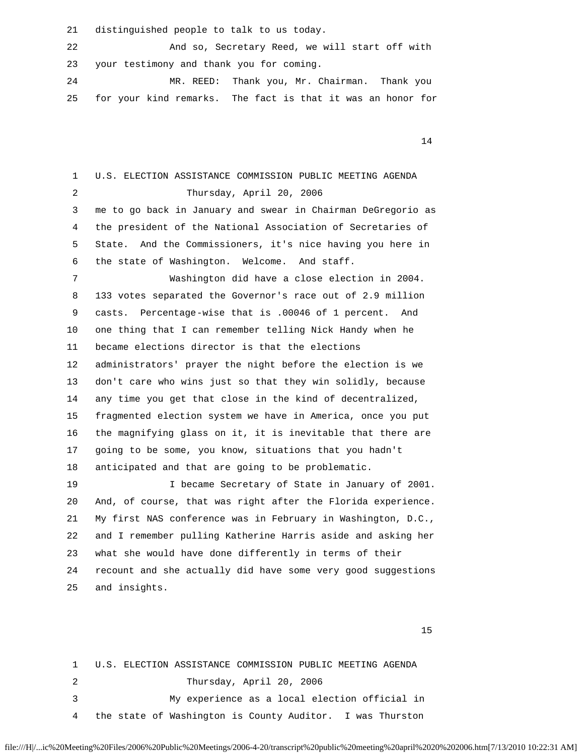distinguished people to talk to us today.

And so, Secretary Reed, we will start off with your testimony and thank you for coming.

MR. REED: Thank you, Mr. Chairman. Thank you for your kind remarks. The fact is that it was an honor for me to go back in January and swear in Chairman DeGregorio as the president of the National Association of Secretaries of State. And the Commissioners, it's nice having you here in the state of Washington. Welcome. And staff.

Washington did have a close election in 2004. 133 votes separated the Governor's race out of 2.9 million casts. Percentage-wise that is .00046 of 1 percent. And one thing that I can remember telling Nick Handy when he became elections director is that the elections administrators' prayer the night before the election is we don't care who wins just so that they win solidly, because any time you get that close in the kind of decentralized, fragmented election system we have in America, once you put the magnifying glass on it, it is inevitable that there are going to be some, you know, situations that you hadn't anticipated and that are going to be problematic.

I became Secretary of State in January of 2001. And, of course, that was right after the Florida experience. My first NAS conference was in February in Washington, D.C., and I remember pulling Katherine Harris aside and asking her what she would have done differently in terms of their recount and she actually did have some very good suggestions and insights.

My experience as a local election official in the state of Washington is County Auditor. I was Thurston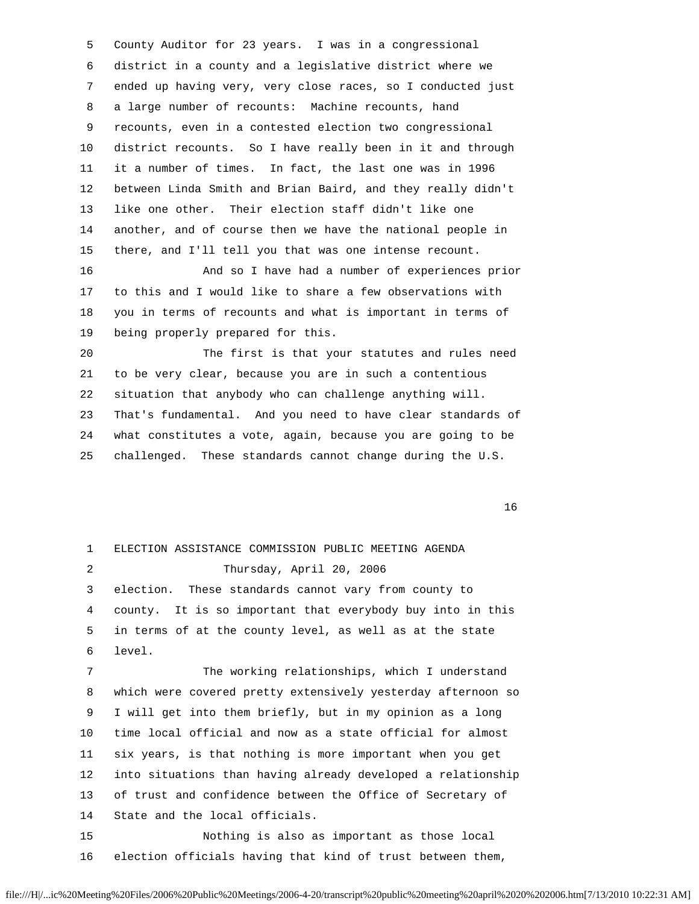County Auditor for 23 years. I was in a congressional district in a county and a legislative district where we ended up having very, very close races, so I conducted just a large number of recounts: Machine recounts, hand recounts, even in a contested election two congressional district recounts. So I have really been in it and through it a number of times. In fact, the last one was in 1996 between Linda Smith and Brian Baird, and they really didn't like one other. Their election staff didn't like one another, and of course then we have the national people in there, and I'll tell you that was one intense recount.

And so I have had a number of experiences prior to this and I would like to share a few observations with you in terms of recounts and what is important in terms of being properly prepared for this.

The first is that your statutes and rules need to be very clear, because you are in such a contentious situation that anybody who can challenge anything will. That's fundamental. And you need to have clear standards of what constitutes a vote, again, because you are going to be challenged. These standards cannot change during the U.S. election. These standards cannot vary from county to county. It is so important that everybody buy into in this in terms of at the county level, as well as at the state level.

The working relationships, which I understand which were covered pretty extensively yesterday afternoon so I will get into them briefly, but in my opinion as a long time local official and now as a state official for almost six years, is that nothing is more important when you get into situations than having already developed a relationship of trust and confidence between the Office of Secretary of State and the local officials.

Nothing is also as important as those local election officials having that kind of trust between them,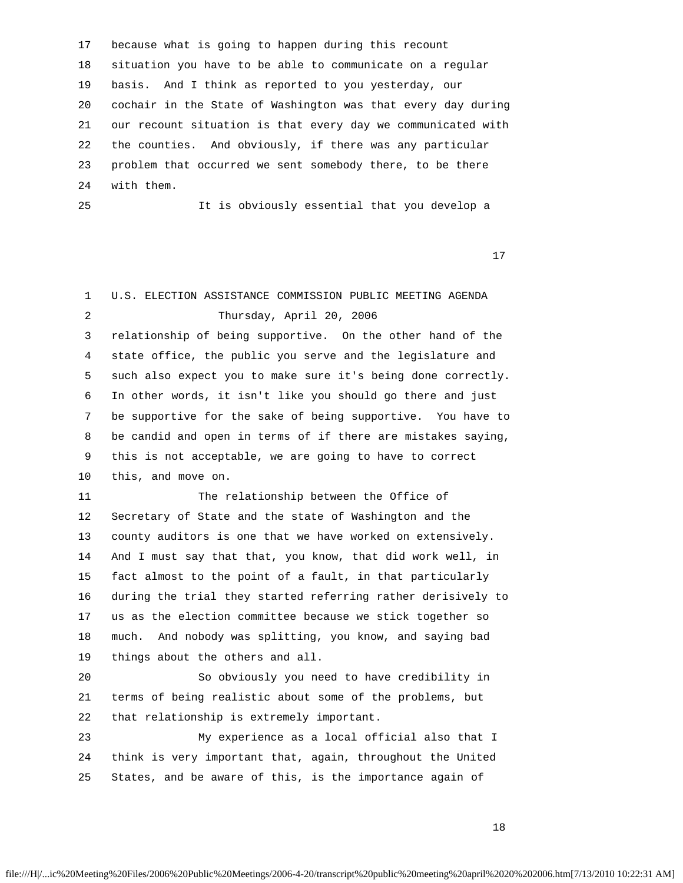17 because what is going to happen during this recount
18 situation you have to be able to communicate on a regular
19 basis. And I think as reported to you yesterday, our
20 cochair in the State of Washington was that every day during
21 our recount situation is that every day we communicated with
22 the counties. And obviously, if there was any particular
23 problem that occurred we sent somebody there, to be there
24 with them.
25 It is obviously essential that you develop a

1 U.S. ELECTION ASSISTANCE COMMISSION PUBLIC MEETING AGENDA
2 Thursday, April 20, 2006
3 relationship of being supportive. On the other hand of the
4 state office, the public you serve and the legislature and
5 such also expect you to make sure it's being done correctly.
6 In other words, it isn't like you should go there and just
7 be supportive for the sake of being supportive. You have to
8 be candid and open in terms of if there are mistakes saying,
9 this is not acceptable, we are going to have to correct
10 this, and move on.
11 The relationship between the Office of
12 Secretary of State and the state of Washington and the
13 county auditors is one that we have worked on extensively.
14 And I must say that that, you know, that did work well, in
15 fact almost to the point of a fault, in that particularly
16 during the trial they started referring rather derisively to
17 us as the election committee because we stick together so
18 much. And nobody was splitting, you know, and saying bad
19 things about the others and all.
20 So obviously you need to have credibility in
21 terms of being realistic about some of the problems, but
22 that relationship is extremely important.
23 My experience as a local official also that I
24 think is very important that, again, throughout the United
25 States, and be aware of this, is the importance again of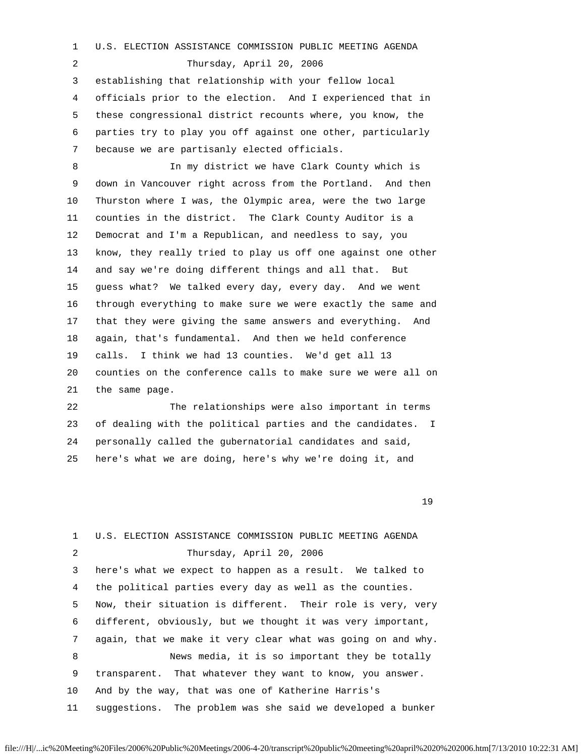establishing that relationship with your fellow local officials prior to the election. And I experienced that in these congressional district recounts where, you know, the parties try to play you off against one other, particularly because we are partisanly elected officials.

In my district we have Clark County which is down in Vancouver right across from the Portland. And then Thurston where I was, the Olympic area, were the two large counties in the district. The Clark County Auditor is a Democrat and I'm a Republican, and needless to say, you know, they really tried to play us off one against one other and say we're doing different things and all that. But guess what? We talked every day, every day. And we went through everything to make sure we were exactly the same and that they were giving the same answers and everything. And again, that's fundamental. And then we held conference calls. I think we had 13 counties. We'd get all 13 counties on the conference calls to make sure we were all on the same page.

The relationships were also important in terms of dealing with the political parties and the candidates. I personally called the gubernatorial candidates and said, here's what we are doing, here's why we're doing it, and here's what we expect to happen as a result. We talked to the political parties every day as well as the counties. Now, their situation is different. Their role is very, very different, obviously, but we thought it was very important, again, that we make it very clear what was going on and why.

News media, it is so important they be totally transparent. That whatever they want to know, you answer. And by the way, that was one of Katherine Harris's suggestions. The problem was she said we developed a bunker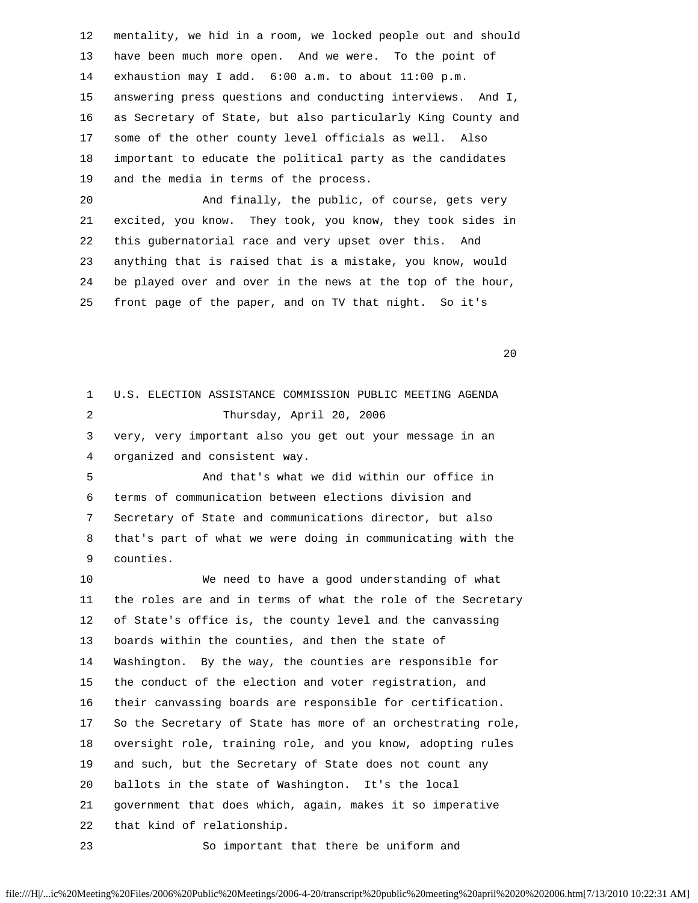12 mentality, we hid in a room, we locked people out and should
13 have been much more open. And we were. To the point of
14 exhaustion may I add. 6:00 a.m. to about 11:00 p.m.
15 answering press questions and conducting interviews. And I,
16 as Secretary of State, but also particularly King County and
17 some of the other county level officials as well. Also
18 important to educate the political party as the candidates
19 and the media in terms of the process.

20 And finally, the public, of course, gets very
21 excited, you know. They took, you know, they took sides in
22 this gubernatorial race and very upset over this. And
23 anything that is raised that is a mistake, you know, would
24 be played over and over in the news at the top of the hour,
25 front page of the paper, and on TV that night. So it's

1 U.S. ELECTION ASSISTANCE COMMISSION PUBLIC MEETING AGENDA
2 Thursday, April 20, 2006
3 very, very important also you get out your message in an
4 organized and consistent way.

5 And that's what we did within our office in
6 terms of communication between elections division and
7 Secretary of State and communications director, but also
8 that's part of what we were doing in communicating with the
9 counties.

10 We need to have a good understanding of what
11 the roles are and in terms of what the role of the Secretary
12 of State's office is, the county level and the canvassing
13 boards within the counties, and then the state of
14 Washington. By the way, the counties are responsible for
15 the conduct of the election and voter registration, and
16 their canvassing boards are responsible for certification.
17 So the Secretary of State has more of an orchestrating role,
18 oversight role, training role, and you know, adopting rules
19 and such, but the Secretary of State does not count any
20 ballots in the state of Washington. It's the local
21 government that does which, again, makes it so imperative
22 that kind of relationship.

23 So important that there be uniform and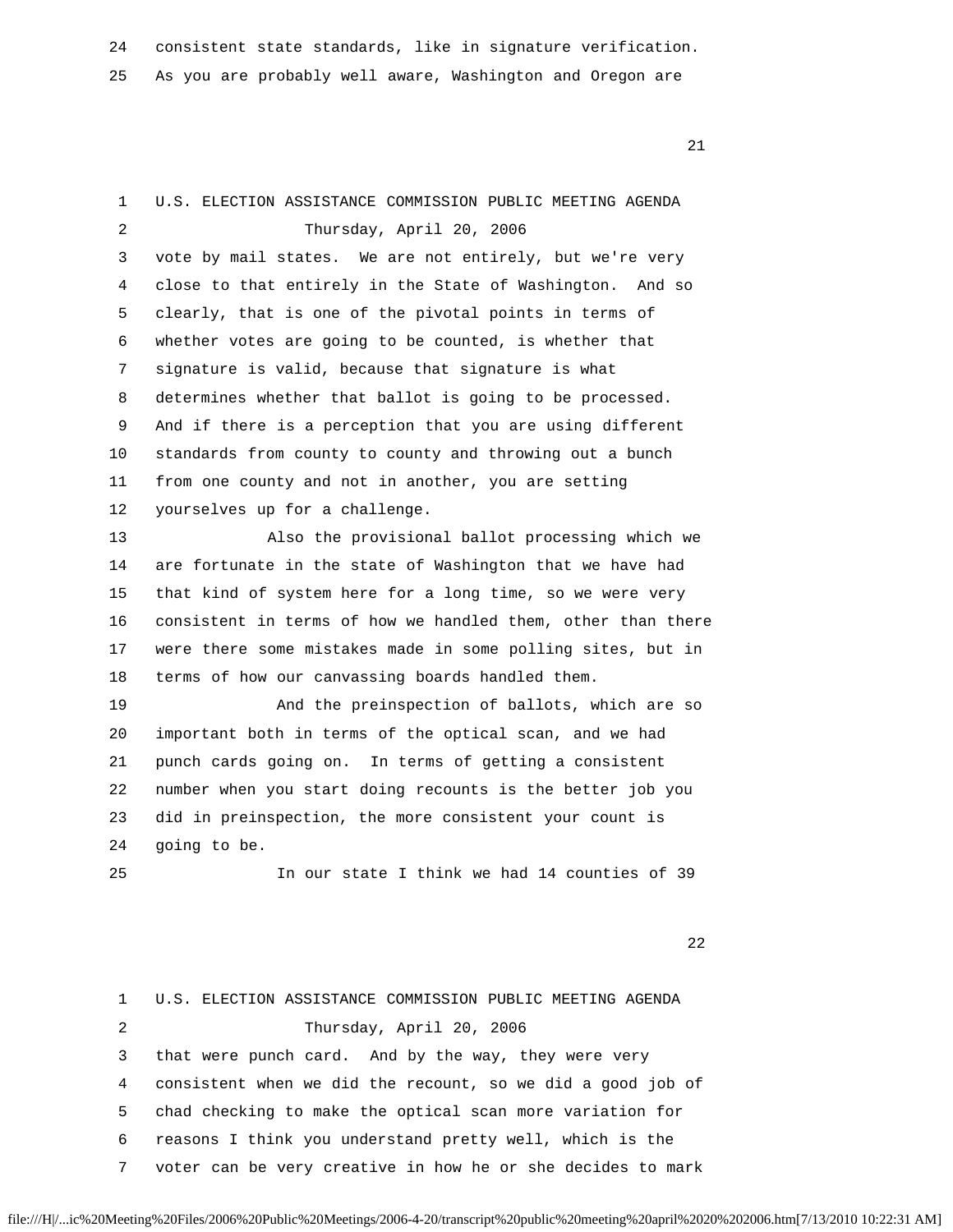consistent state standards, like in signature verification. As you are probably well aware, Washington and Oregon are vote by mail states. We are not entirely, but we're very close to that entirely in the State of Washington. And so clearly, that is one of the pivotal points in terms of whether votes are going to be counted, is whether that signature is valid, because that signature is what determines whether that ballot is going to be processed. And if there is a perception that you are using different standards from county to county and throwing out a bunch from one county and not in another, you are setting yourselves up for a challenge.

Also the provisional ballot processing which we are fortunate in the state of Washington that we have had that kind of system here for a long time, so we were very consistent in terms of how we handled them, other than there were there some mistakes made in some polling sites, but in terms of how our canvassing boards handled them.

And the preinspection of ballots, which are so important both in terms of the optical scan, and we had punch cards going on. In terms of getting a consistent number when you start doing recounts is the better job you did in preinspection, the more consistent your count is going to be.

In our state I think we had 14 counties of 39 that were punch card. And by the way, they were very consistent when we did the recount, so we did a good job of chad checking to make the optical scan more variation for reasons I think you understand pretty well, which is the voter can be very creative in how he or she decides to mark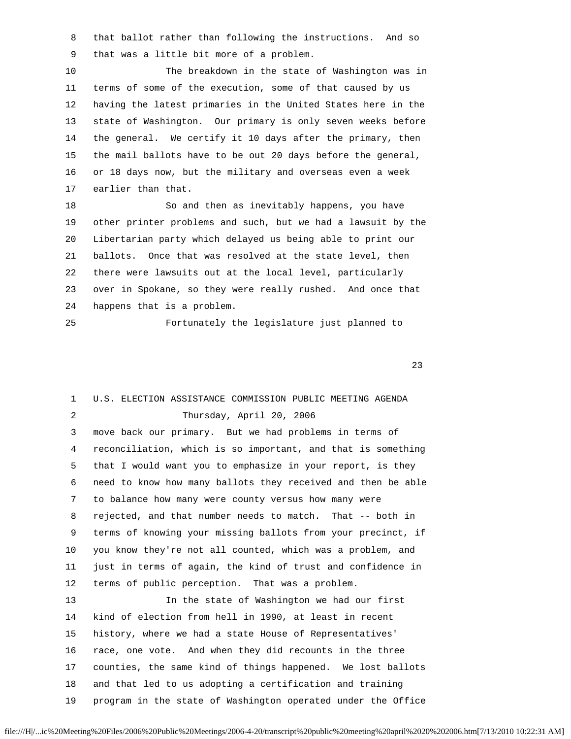8 that ballot rather than following the instructions. And so
9 that was a little bit more of a problem.

10 The breakdown in the state of Washington was in
11 terms of some of the execution, some of that caused by us
12 having the latest primaries in the United States here in the
13 state of Washington. Our primary is only seven weeks before
14 the general. We certify it 10 days after the primary, then
15 the mail ballots have to be out 20 days before the general,
16 or 18 days now, but the military and overseas even a week
17 earlier than that.

18 So and then as inevitably happens, you have
19 other printer problems and such, but we had a lawsuit by the
20 Libertarian party which delayed us being able to print our
21 ballots. Once that was resolved at the state level, then
22 there were lawsuits out at the local level, particularly
23 over in Spokane, so they were really rushed. And once that
24 happens that is a problem.

25 Fortunately the legislature just planned to

1 U.S. ELECTION ASSISTANCE COMMISSION PUBLIC MEETING AGENDA
2 Thursday, April 20, 2006

3 move back our primary. But we had problems in terms of
4 reconciliation, which is so important, and that is something
5 that I would want you to emphasize in your report, is they
6 need to know how many ballots they received and then be able
7 to balance how many were county versus how many were
8 rejected, and that number needs to match. That -- both in
9 terms of knowing your missing ballots from your precinct, if
10 you know they're not all counted, which was a problem, and
11 just in terms of again, the kind of trust and confidence in
12 terms of public perception. That was a problem.

13 In the state of Washington we had our first
14 kind of election from hell in 1990, at least in recent
15 history, where we had a state House of Representatives'
16 race, one vote. And when they did recounts in the three
17 counties, the same kind of things happened. We lost ballots
18 and that led to us adopting a certification and training
19 program in the state of Washington operated under the Office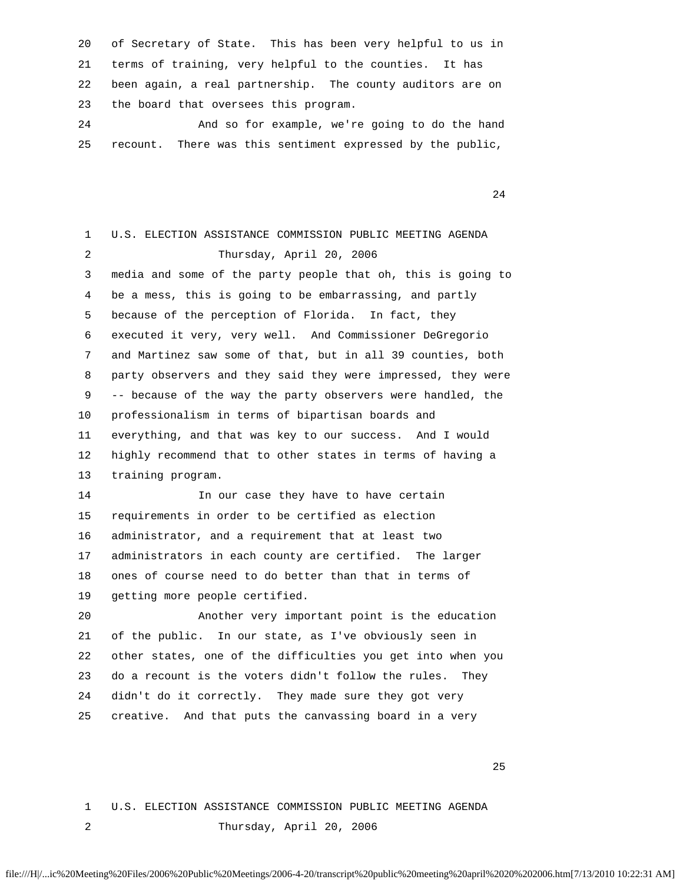of Secretary of State. This has been very helpful to us in terms of training, very helpful to the counties. It has been again, a real partnership. The county auditors are on the board that oversees this program.

And so for example, we're going to do the hand recount. There was this sentiment expressed by the public, media and some of the party people that oh, this is going to be a mess, this is going to be embarrassing, and partly because of the perception of Florida. In fact, they executed it very, very well. And Commissioner DeGregorio and Martinez saw some of that, but in all 39 counties, both party observers and they said they were impressed, they were -- because of the way the party observers were handled, the professionalism in terms of bipartisan boards and everything, and that was key to our success. And I would highly recommend that to other states in terms of having a training program.

In our case they have to have certain requirements in order to be certified as election administrator, and a requirement that at least two administrators in each county are certified. The larger ones of course need to do better than that in terms of getting more people certified.

Another very important point is the education of the public. In our state, as I've obviously seen in other states, one of the difficulties you get into when you do a recount is the voters didn't follow the rules. They didn't do it correctly. They made sure they got very creative. And that puts the canvassing board in a very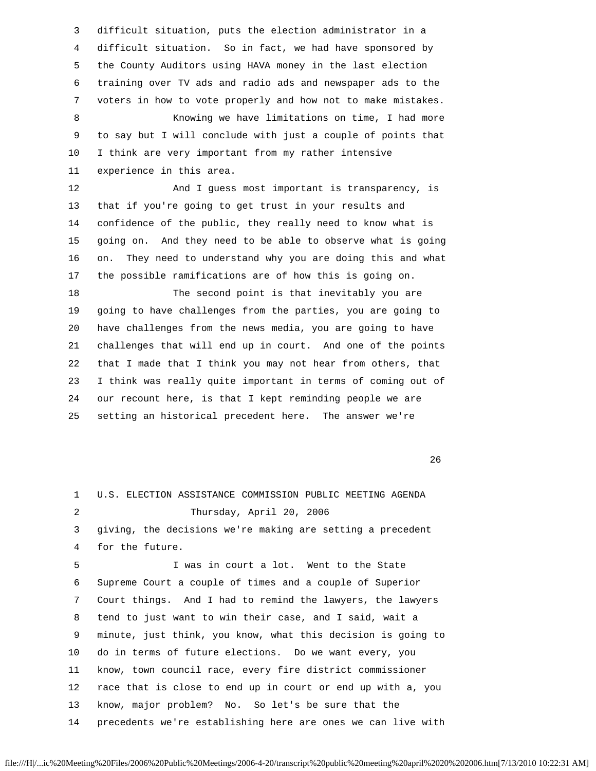difficult situation, puts the election administrator in a difficult situation. So in fact, we had have sponsored by the County Auditors using HAVA money in the last election training over TV ads and radio ads and newspaper ads to the voters in how to vote properly and how not to make mistakes.

Knowing we have limitations on time, I had more to say but I will conclude with just a couple of points that I think are very important from my rather intensive experience in this area.

And I guess most important is transparency, is that if you're going to get trust in your results and confidence of the public, they really need to know what is going on. And they need to be able to observe what is going on. They need to understand why you are doing this and what the possible ramifications are of how this is going on.

The second point is that inevitably you are going to have challenges from the parties, you are going to have challenges from the news media, you are going to have challenges that will end up in court. And one of the points that I made that I think you may not hear from others, that I think was really quite important in terms of coming out of our recount here, is that I kept reminding people we are setting an historical precedent here. The answer we're giving, the decisions we're making are setting a precedent for the future.

I was in court a lot. Went to the State Supreme Court a couple of times and a couple of Superior Court things. And I had to remind the lawyers, the lawyers tend to just want to win their case, and I said, wait a minute, just think, you know, what this decision is going to do in terms of future elections. Do we want every, you know, town council race, every fire district commissioner race that is close to end up in court or end up with a, you know, major problem? No. So let's be sure that the precedents we're establishing here are ones we can live with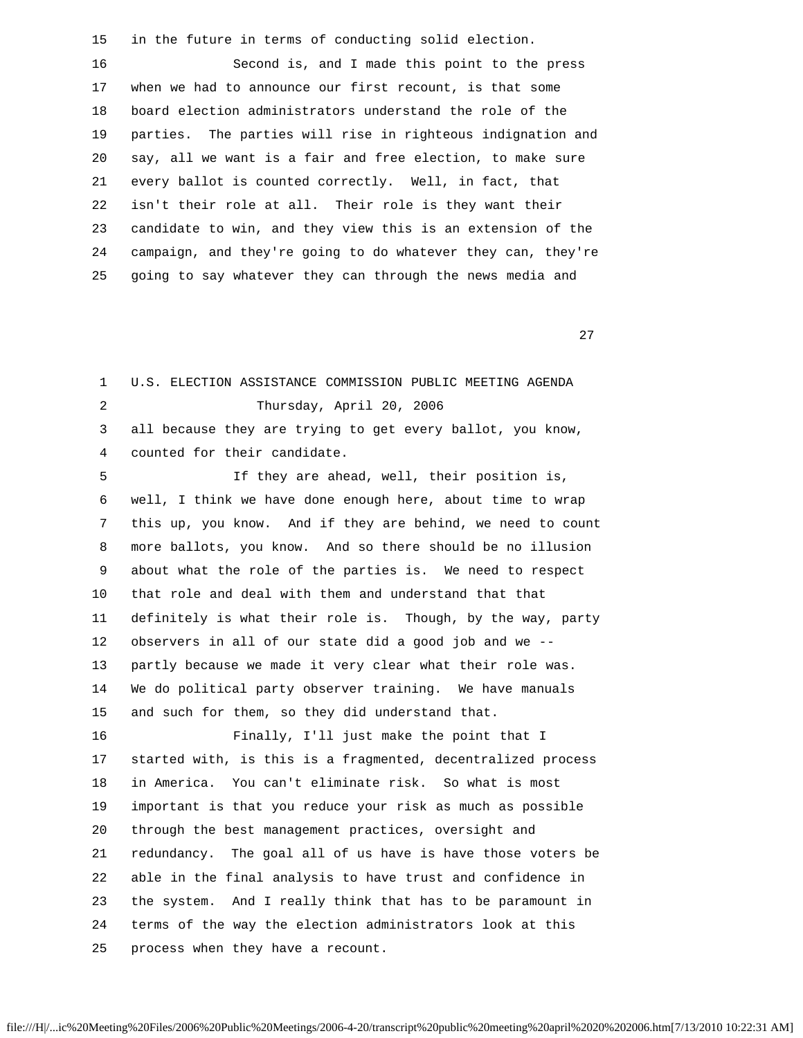in the future in terms of conducting solid election.

Second is, and I made this point to the press when we had to announce our first recount, is that some board election administrators understand the role of the parties. The parties will rise in righteous indignation and say, all we want is a fair and free election, to make sure every ballot is counted correctly. Well, in fact, that isn't their role at all. Their role is they want their candidate to win, and they view this is an extension of the campaign, and they're going to do whatever they can, they're going to say whatever they can through the news media and

U.S. ELECTION ASSISTANCE COMMISSION PUBLIC MEETING AGENDA
Thursday, April 20, 2006

all because they are trying to get every ballot, you know, counted for their candidate.

If they are ahead, well, their position is, well, I think we have done enough here, about time to wrap this up, you know. And if they are behind, we need to count more ballots, you know. And so there should be no illusion about what the role of the parties is. We need to respect that role and deal with them and understand that that definitely is what their role is. Though, by the way, party observers in all of our state did a good job and we -- partly because we made it very clear what their role was. We do political party observer training. We have manuals and such for them, so they did understand that.

Finally, I'll just make the point that I started with, is this is a fragmented, decentralized process in America. You can't eliminate risk. So what is most important is that you reduce your risk as much as possible through the best management practices, oversight and redundancy. The goal all of us have is have those voters be able in the final analysis to have trust and confidence in the system. And I really think that has to be paramount in terms of the way the election administrators look at this process when they have a recount.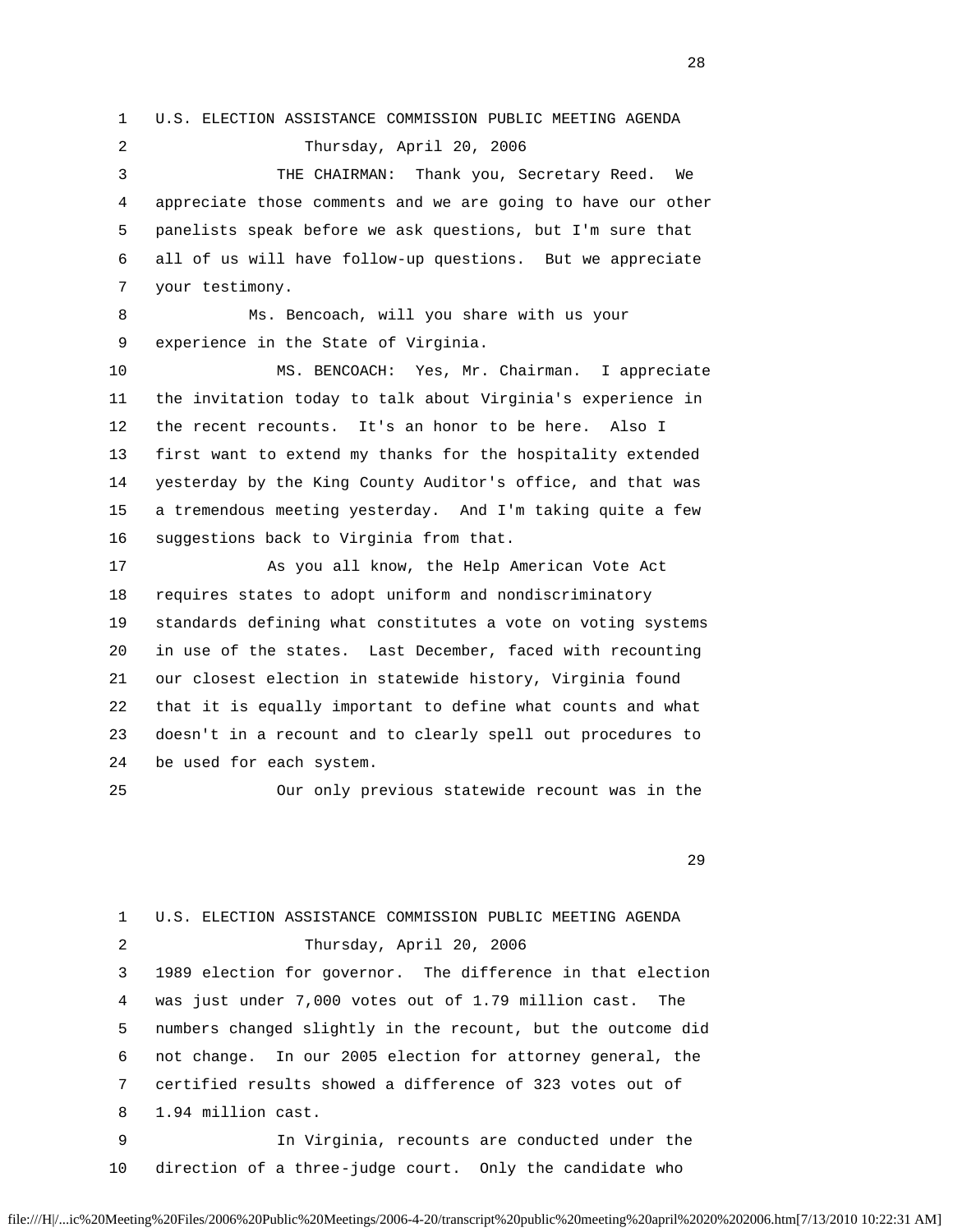THE CHAIRMAN: Thank you, Secretary Reed. We appreciate those comments and we are going to have our other panelists speak before we ask questions, but I'm sure that all of us will have follow-up questions. But we appreciate your testimony.

Ms. Bencoach, will you share with us your experience in the State of Virginia.

MS. BENCOACH: Yes, Mr. Chairman. I appreciate the invitation today to talk about Virginia's experience in the recent recounts. It's an honor to be here. Also I first want to extend my thanks for the hospitality extended yesterday by the King County Auditor's office, and that was a tremendous meeting yesterday. And I'm taking quite a few suggestions back to Virginia from that.

As you all know, the Help American Vote Act requires states to adopt uniform and nondiscriminatory standards defining what constitutes a vote on voting systems in use of the states. Last December, faced with recounting our closest election in statewide history, Virginia found that it is equally important to define what counts and what doesn't in a recount and to clearly spell out procedures to be used for each system.

Our only previous statewide recount was in the 1989 election for governor. The difference in that election was just under 7,000 votes out of 1.79 million cast. The numbers changed slightly in the recount, but the outcome did not change. In our 2005 election for attorney general, the certified results showed a difference of 323 votes out of 1.94 million cast.

In Virginia, recounts are conducted under the direction of a three-judge court. Only the candidate who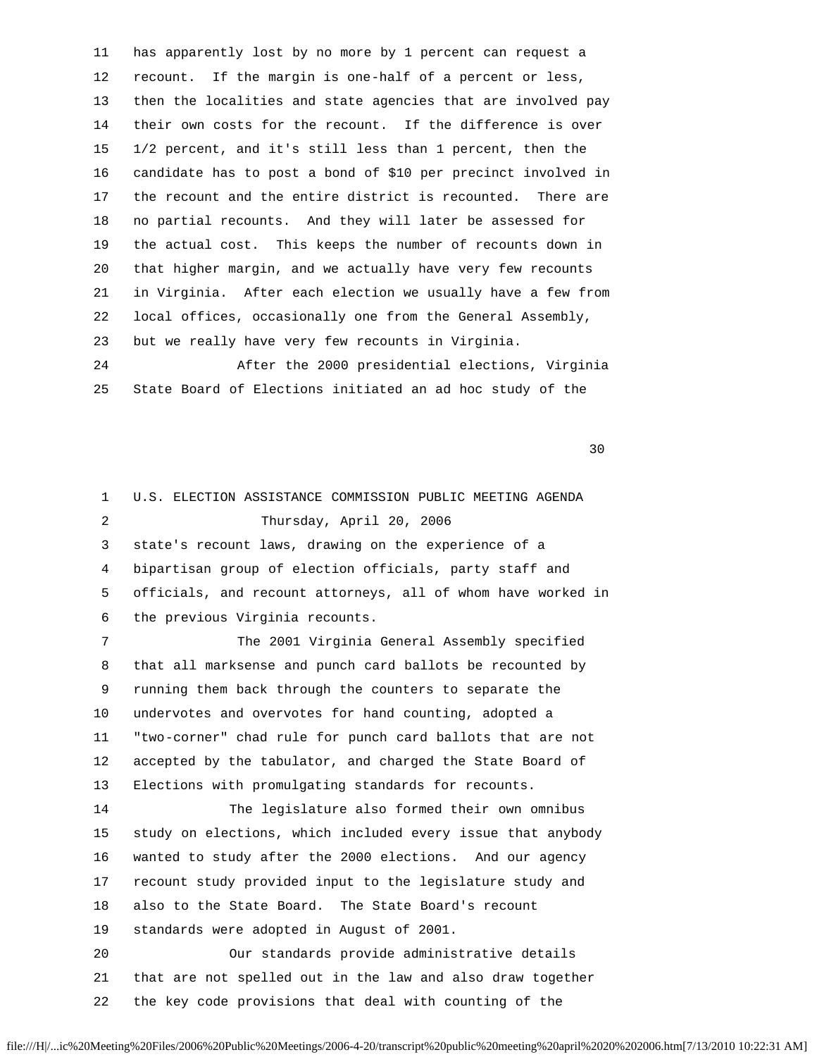has apparently lost by no more by 1 percent can request a recount. If the margin is one-half of a percent or less, then the localities and state agencies that are involved pay their own costs for the recount. If the difference is over 1/2 percent, and it's still less than 1 percent, then the candidate has to post a bond of $10 per precinct involved in the recount and the entire district is recounted. There are no partial recounts. And they will later be assessed for the actual cost. This keeps the number of recounts down in that higher margin, and we actually have very few recounts in Virginia. After each election we usually have a few from local offices, occasionally one from the General Assembly, but we really have very few recounts in Virginia.

After the 2000 presidential elections, Virginia State Board of Elections initiated an ad hoc study of the state's recount laws, drawing on the experience of a bipartisan group of election officials, party staff and officials, and recount attorneys, all of whom have worked in the previous Virginia recounts.

The 2001 Virginia General Assembly specified that all marksense and punch card ballots be recounted by running them back through the counters to separate the undervotes and overvotes for hand counting, adopted a "two-corner" chad rule for punch card ballots that are not accepted by the tabulator, and charged the State Board of Elections with promulgating standards for recounts.

The legislature also formed their own omnibus study on elections, which included every issue that anybody wanted to study after the 2000 elections. And our agency recount study provided input to the legislature study and also to the State Board. The State Board's recount standards were adopted in August of 2001.

Our standards provide administrative details that are not spelled out in the law and also draw together the key code provisions that deal with counting of the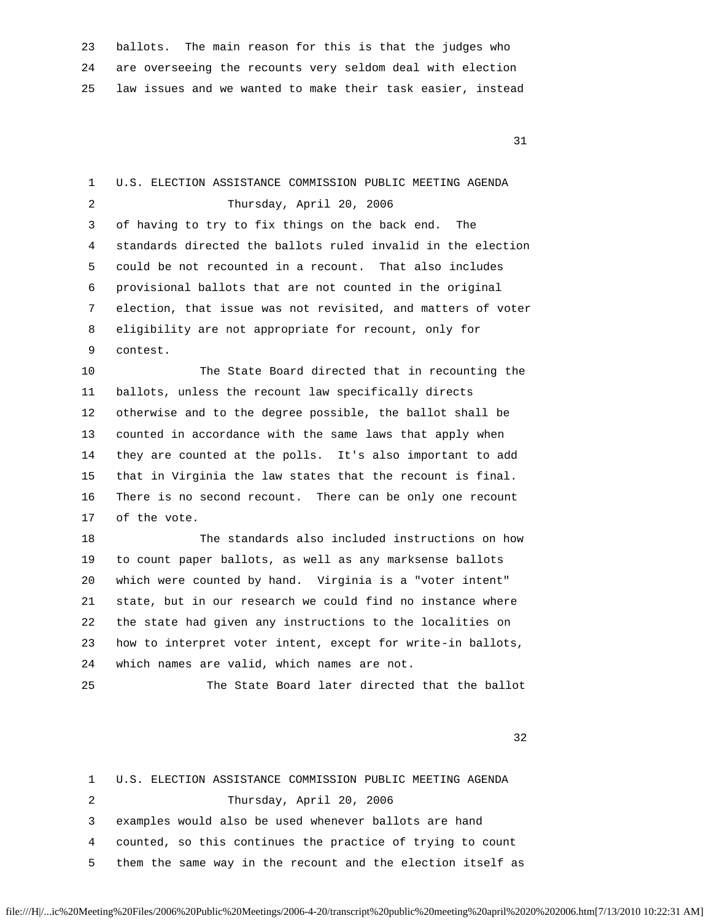ballots. The main reason for this is that the judges who are overseeing the recounts very seldom deal with election law issues and we wanted to make their task easier, instead of having to try to fix things on the back end. The standards directed the ballots ruled invalid in the election could be not recounted in a recount. That also includes provisional ballots that are not counted in the original election, that issue was not revisited, and matters of voter eligibility are not appropriate for recount, only for contest.

The State Board directed that in recounting the ballots, unless the recount law specifically directs otherwise and to the degree possible, the ballot shall be counted in accordance with the same laws that apply when they are counted at the polls. It's also important to add that in Virginia the law states that the recount is final. There is no second recount. There can be only one recount of the vote.

The standards also included instructions on how to count paper ballots, as well as any marksense ballots which were counted by hand. Virginia is a "voter intent" state, but in our research we could find no instance where the state had given any instructions to the localities on how to interpret voter intent, except for write-in ballots, which names are valid, which names are not.

The State Board later directed that the ballot examples would also be used whenever ballots are hand counted, so this continues the practice of trying to count them the same way in the recount and the election itself as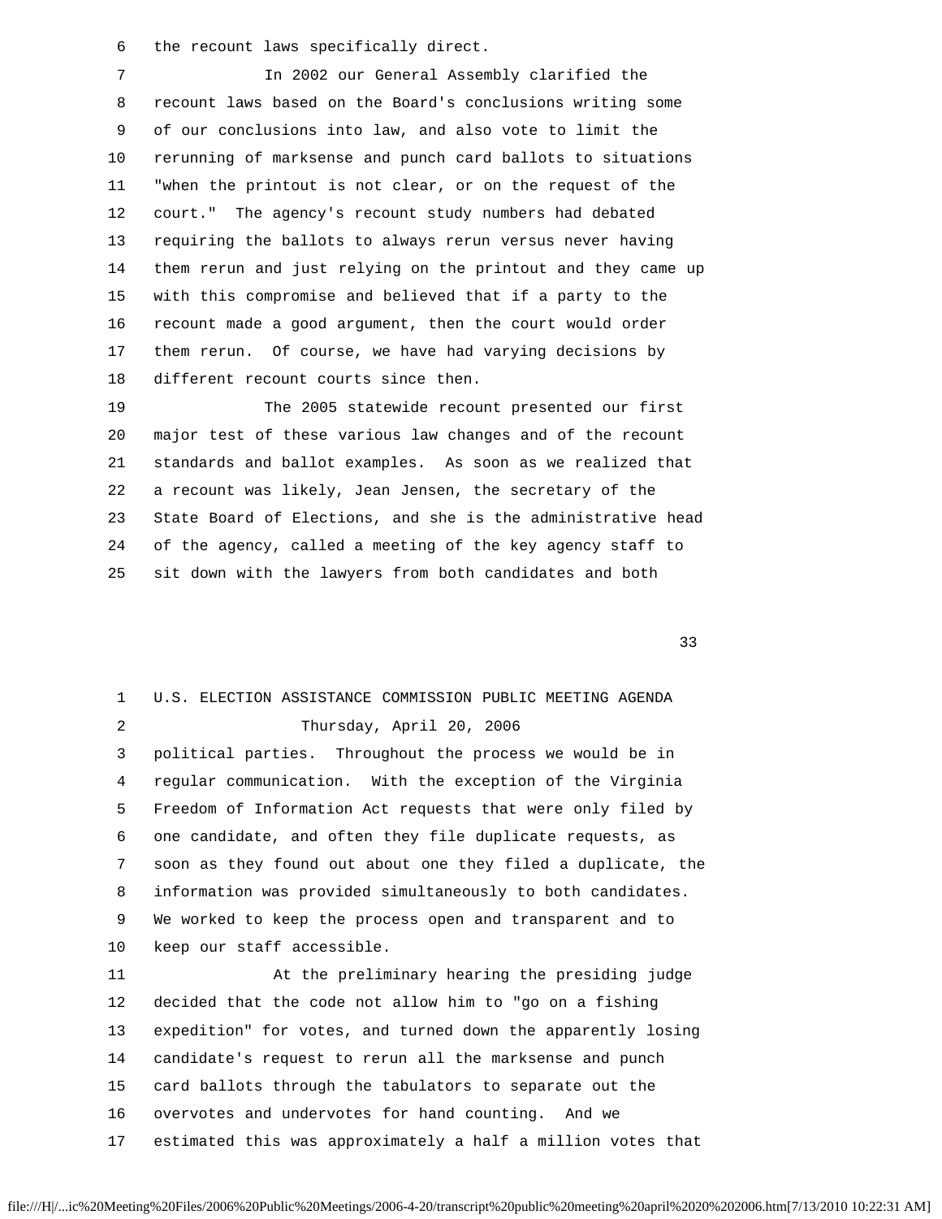the recount laws specifically direct.

In 2002 our General Assembly clarified the recount laws based on the Board's conclusions writing some of our conclusions into law, and also vote to limit the rerunning of marksense and punch card ballots to situations "when the printout is not clear, or on the request of the court." The agency's recount study numbers had debated requiring the ballots to always rerun versus never having them rerun and just relying on the printout and they came up with this compromise and believed that if a party to the recount made a good argument, then the court would order them rerun. Of course, we have had varying decisions by different recount courts since then.

The 2005 statewide recount presented our first major test of these various law changes and of the recount standards and ballot examples. As soon as we realized that a recount was likely, Jean Jensen, the secretary of the State Board of Elections, and she is the administrative head of the agency, called a meeting of the key agency staff to sit down with the lawyers from both candidates and both political parties. Throughout the process we would be in regular communication. With the exception of the Virginia Freedom of Information Act requests that were only filed by one candidate, and often they file duplicate requests, as soon as they found out about one they filed a duplicate, the information was provided simultaneously to both candidates. We worked to keep the process open and transparent and to keep our staff accessible.

At the preliminary hearing the presiding judge decided that the code not allow him to "go on a fishing expedition" for votes, and turned down the apparently losing candidate's request to rerun all the marksense and punch card ballots through the tabulators to separate out the overvotes and undervotes for hand counting. And we estimated this was approximately a half a million votes that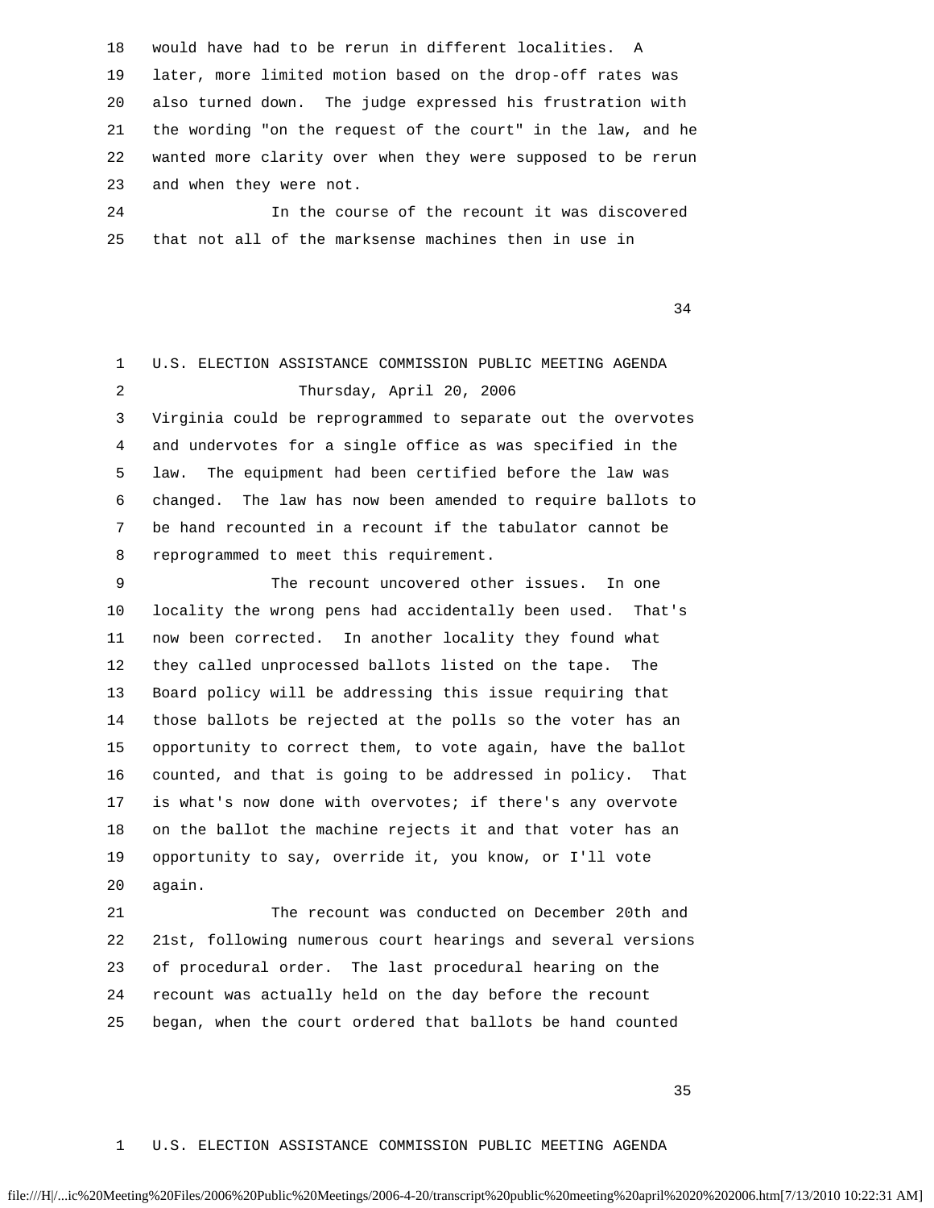would have had to be rerun in different localities. A later, more limited motion based on the drop-off rates was also turned down. The judge expressed his frustration with the wording "on the request of the court" in the law, and he wanted more clarity over when they were supposed to be rerun and when they were not.

In the course of the recount it was discovered that not all of the marksense machines then in use in Virginia could be reprogrammed to separate out the overvotes and undervotes for a single office as was specified in the law. The equipment had been certified before the law was changed. The law has now been amended to require ballots to be hand recounted in a recount if the tabulator cannot be reprogrammed to meet this requirement.

The recount uncovered other issues. In one locality the wrong pens had accidentally been used. That's now been corrected. In another locality they found what they called unprocessed ballots listed on the tape. The Board policy will be addressing this issue requiring that those ballots be rejected at the polls so the voter has an opportunity to correct them, to vote again, have the ballot counted, and that is going to be addressed in policy. That is what's now done with overvotes; if there's any overvote on the ballot the machine rejects it and that voter has an opportunity to say, override it, you know, or I'll vote again.

The recount was conducted on December 20th and 21st, following numerous court hearings and several versions of procedural order. The last procedural hearing on the recount was actually held on the day before the recount began, when the court ordered that ballots be hand counted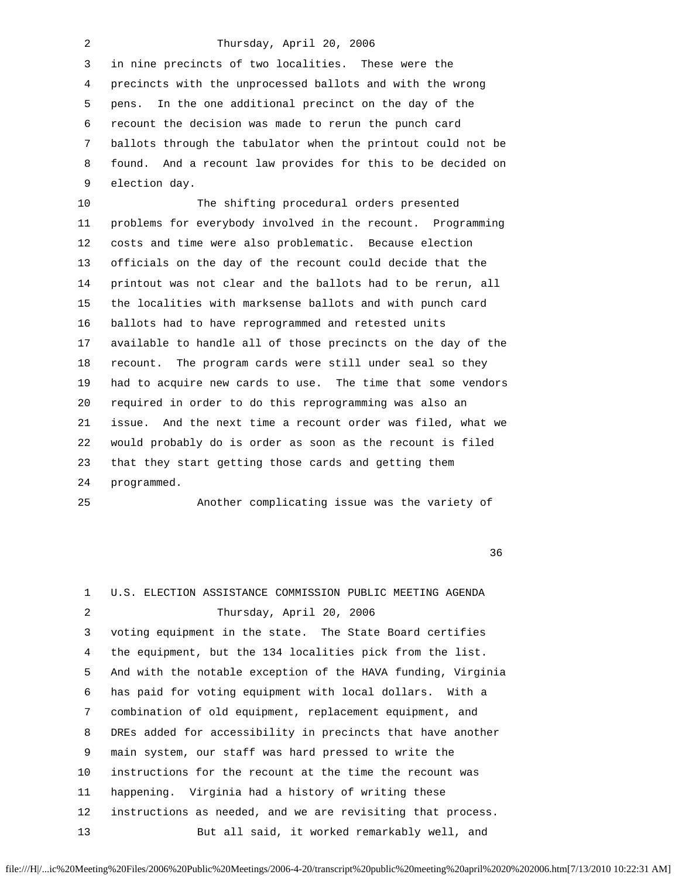in nine precincts of two localities. These were the precincts with the unprocessed ballots and with the wrong pens. In the one additional precinct on the day of the recount the decision was made to rerun the punch card ballots through the tabulator when the printout could not be found. And a recount law provides for this to be decided on election day.

The shifting procedural orders presented problems for everybody involved in the recount. Programming costs and time were also problematic. Because election officials on the day of the recount could decide that the printout was not clear and the ballots had to be rerun, all the localities with marksense ballots and with punch card ballots had to have reprogrammed and retested units available to handle all of those precincts on the day of the recount. The program cards were still under seal so they had to acquire new cards to use. The time that some vendors required in order to do this reprogramming was also an issue. And the next time a recount order was filed, what we would probably do is order as soon as the recount is filed that they start getting those cards and getting them programmed.

Another complicating issue was the variety of voting equipment in the state. The State Board certifies the equipment, but the 134 localities pick from the list. And with the notable exception of the HAVA funding, Virginia has paid for voting equipment with local dollars. With a combination of old equipment, replacement equipment, and DREs added for accessibility in precincts that have another main system, our staff was hard pressed to write the instructions for the recount at the time the recount was happening. Virginia had a history of writing these instructions as needed, and we are revisiting that process.

But all said, it worked remarkably well, and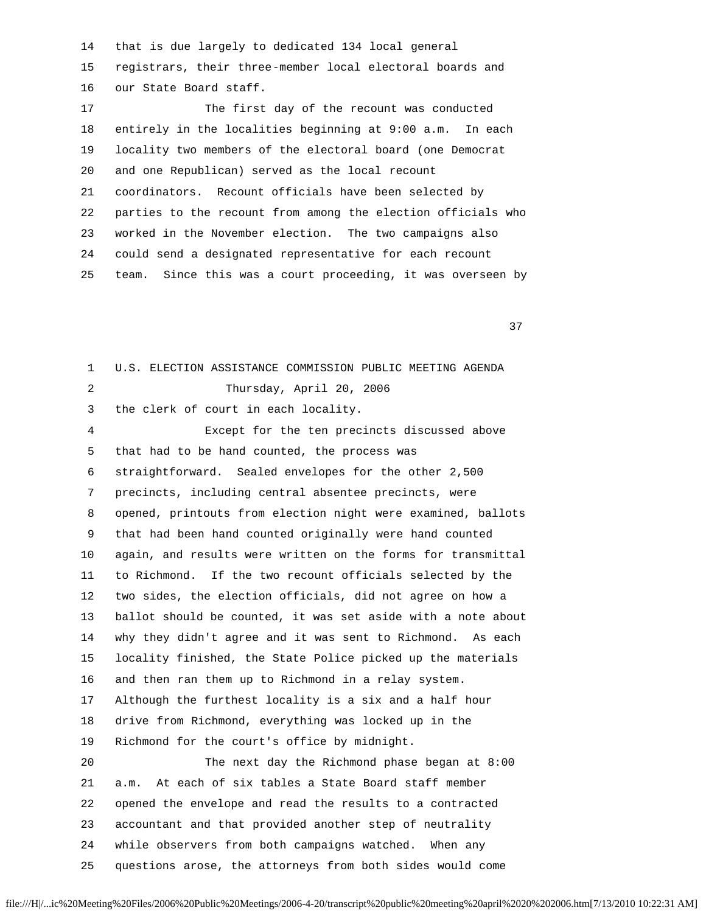that is due largely to dedicated 134 local general registrars, their three-member local electoral boards and our State Board staff.

The first day of the recount was conducted entirely in the localities beginning at 9:00 a.m. In each locality two members of the electoral board (one Democrat and one Republican) served as the local recount coordinators. Recount officials have been selected by parties to the recount from among the election officials who worked in the November election. The two campaigns also could send a designated representative for each recount team. Since this was a court proceeding, it was overseen by the clerk of court in each locality.

Except for the ten precincts discussed above that had to be hand counted, the process was straightforward. Sealed envelopes for the other 2,500 precincts, including central absentee precincts, were opened, printouts from election night were examined, ballots that had been hand counted originally were hand counted again, and results were written on the forms for transmittal to Richmond. If the two recount officials selected by the two sides, the election officials, did not agree on how a ballot should be counted, it was set aside with a note about why they didn't agree and it was sent to Richmond. As each locality finished, the State Police picked up the materials and then ran them up to Richmond in a relay system. Although the furthest locality is a six and a half hour drive from Richmond, everything was locked up in the Richmond for the court's office by midnight.

The next day the Richmond phase began at 8:00 a.m. At each of six tables a State Board staff member opened the envelope and read the results to a contracted accountant and that provided another step of neutrality while observers from both campaigns watched. When any questions arose, the attorneys from both sides would come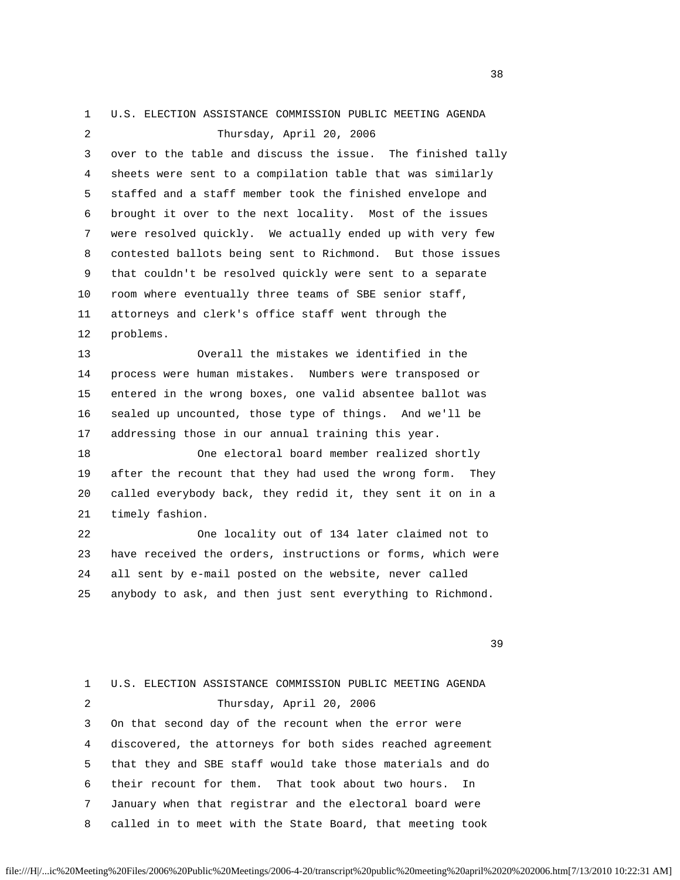over to the table and discuss the issue. The finished tally sheets were sent to a compilation table that was similarly staffed and a staff member took the finished envelope and brought it over to the next locality. Most of the issues were resolved quickly. We actually ended up with very few contested ballots being sent to Richmond. But those issues that couldn't be resolved quickly were sent to a separate room where eventually three teams of SBE senior staff, attorneys and clerk's office staff went through the problems.

Overall the mistakes we identified in the process were human mistakes. Numbers were transposed or entered in the wrong boxes, one valid absentee ballot was sealed up uncounted, those type of things. And we'll be addressing those in our annual training this year.

One electoral board member realized shortly after the recount that they had used the wrong form. They called everybody back, they redid it, they sent it on in a timely fashion.

One locality out of 134 later claimed not to have received the orders, instructions or forms, which were all sent by e-mail posted on the website, never called anybody to ask, and then just sent everything to Richmond.

On that second day of the recount when the error were discovered, the attorneys for both sides reached agreement that they and SBE staff would take those materials and do their recount for them. That took about two hours. In January when that registrar and the electoral board were called in to meet with the State Board, that meeting took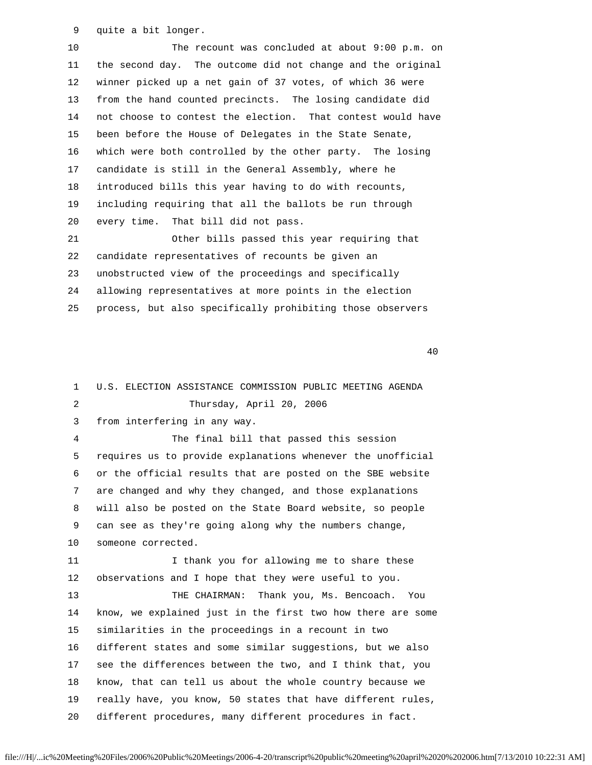quite a bit longer.

The recount was concluded at about 9:00 p.m. on the second day. The outcome did not change and the original winner picked up a net gain of 37 votes, of which 36 were from the hand counted precincts. The losing candidate did not choose to contest the election. That contest would have been before the House of Delegates in the State Senate, which were both controlled by the other party. The losing candidate is still in the General Assembly, where he introduced bills this year having to do with recounts, including requiring that all the ballots be run through every time. That bill did not pass.

Other bills passed this year requiring that candidate representatives of recounts be given an unobstructed view of the proceedings and specifically allowing representatives at more points in the election process, but also specifically prohibiting those observers from interfering in any way.

The final bill that passed this session requires us to provide explanations whenever the unofficial or the official results that are posted on the SBE website are changed and why they changed, and those explanations will also be posted on the State Board website, so people can see as they're going along why the numbers change, someone corrected.

I thank you for allowing me to share these observations and I hope that they were useful to you.

THE CHAIRMAN: Thank you, Ms. Bencoach. You know, we explained just in the first two how there are some similarities in the proceedings in a recount in two different states and some similar suggestions, but we also see the differences between the two, and I think that, you know, that can tell us about the whole country because we really have, you know, 50 states that have different rules, different procedures, many different procedures in fact.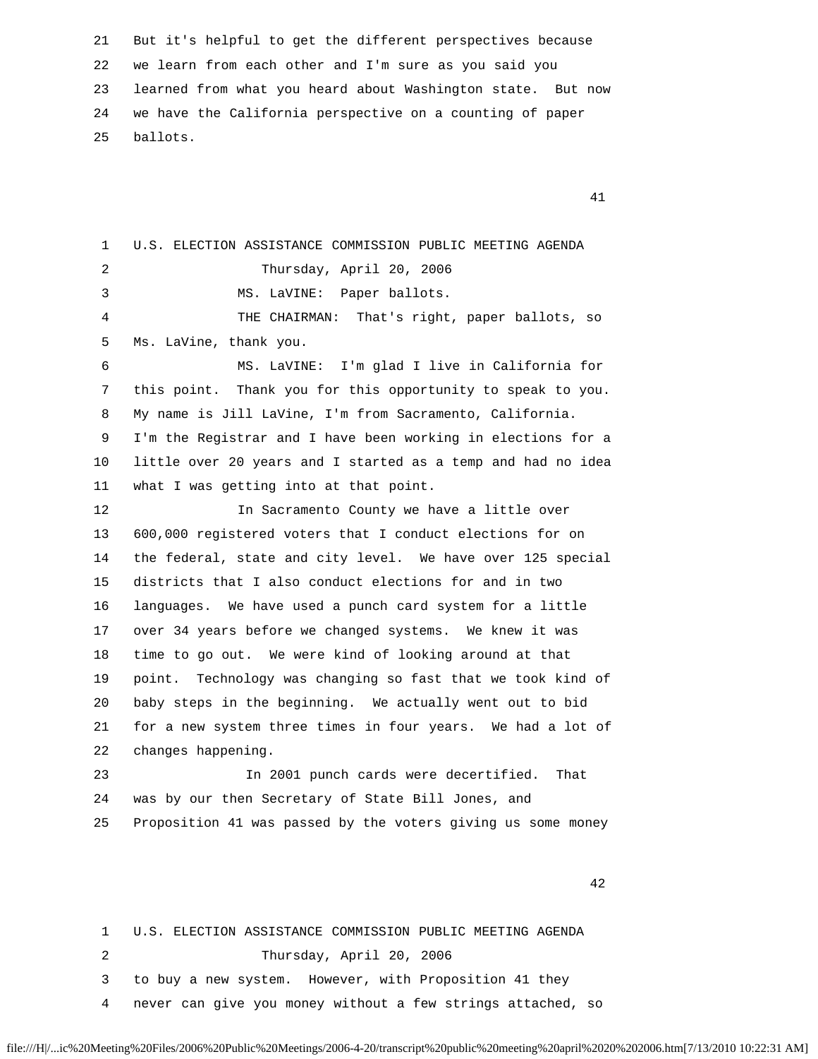But it's helpful to get the different perspectives because we learn from each other and I'm sure as you said you learned from what you heard about Washington state. But now we have the California perspective on a counting of paper ballots.

MS. LaVINE: Paper ballots.

THE CHAIRMAN: That's right, paper ballots, so Ms. LaVine, thank you.

MS. LaVINE: I'm glad I live in California for this point. Thank you for this opportunity to speak to you. My name is Jill LaVine, I'm from Sacramento, California. I'm the Registrar and I have been working in elections for a little over 20 years and I started as a temp and had no idea what I was getting into at that point.

In Sacramento County we have a little over 600,000 registered voters that I conduct elections for on the federal, state and city level. We have over 125 special districts that I also conduct elections for and in two languages. We have used a punch card system for a little over 34 years before we changed systems. We knew it was time to go out. We were kind of looking around at that point. Technology was changing so fast that we took kind of baby steps in the beginning. We actually went out to bid for a new system three times in four years. We had a lot of changes happening.

In 2001 punch cards were decertified. That was by our then Secretary of State Bill Jones, and Proposition 41 was passed by the voters giving us some money to buy a new system. However, with Proposition 41 they never can give you money without a few strings attached, so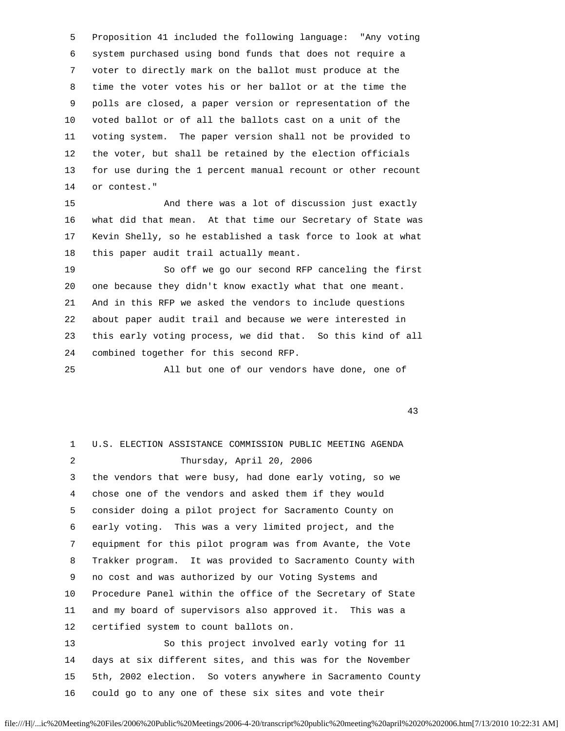Proposition 41 included the following language: "Any voting system purchased using bond funds that does not require a voter to directly mark on the ballot must produce at the time the voter votes his or her ballot or at the time the polls are closed, a paper version or representation of the voted ballot or of all the ballots cast on a unit of the voting system. The paper version shall not be provided to the voter, but shall be retained by the election officials for use during the 1 percent manual recount or other recount or contest."

And there was a lot of discussion just exactly what did that mean. At that time our Secretary of State was Kevin Shelly, so he established a task force to look at what this paper audit trail actually meant.

So off we go our second RFP canceling the first one because they didn't know exactly what that one meant. And in this RFP we asked the vendors to include questions about paper audit trail and because we were interested in this early voting process, we did that. So this kind of all combined together for this second RFP.

All but one of our vendors have done, one of the vendors that were busy, had done early voting, so we chose one of the vendors and asked them if they would consider doing a pilot project for Sacramento County on early voting. This was a very limited project, and the equipment for this pilot program was from Avante, the Vote Trakker program. It was provided to Sacramento County with no cost and was authorized by our Voting Systems and Procedure Panel within the office of the Secretary of State and my board of supervisors also approved it. This was a certified system to count ballots on.

So this project involved early voting for 11 days at six different sites, and this was for the November 5th, 2002 election. So voters anywhere in Sacramento County could go to any one of these six sites and vote their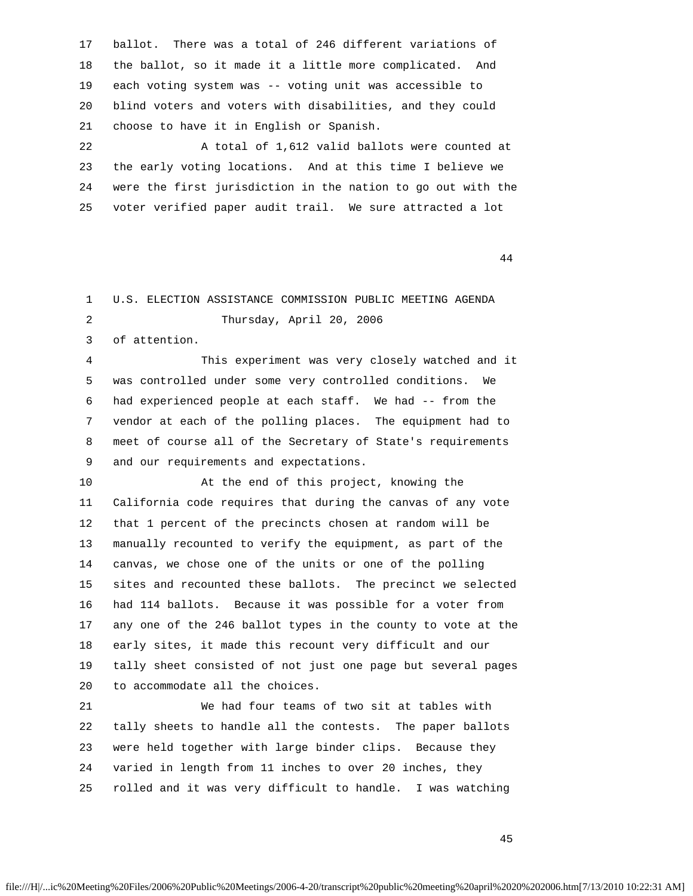ballot. There was a total of 246 different variations of the ballot, so it made it a little more complicated. And each voting system was -- voting unit was accessible to blind voters and voters with disabilities, and they could choose to have it in English or Spanish.

A total of 1,612 valid ballots were counted at the early voting locations. And at this time I believe we were the first jurisdiction in the nation to go out with the voter verified paper audit trail. We sure attracted a lot

of attention.

This experiment was very closely watched and it was controlled under some very controlled conditions. We had experienced people at each staff. We had -- from the vendor at each of the polling places. The equipment had to meet of course all of the Secretary of State's requirements and our requirements and expectations.

At the end of this project, knowing the California code requires that during the canvas of any vote that 1 percent of the precincts chosen at random will be manually recounted to verify the equipment, as part of the canvas, we chose one of the units or one of the polling sites and recounted these ballots. The precinct we selected had 114 ballots. Because it was possible for a voter from any one of the 246 ballot types in the county to vote at the early sites, it made this recount very difficult and our tally sheet consisted of not just one page but several pages to accommodate all the choices.

We had four teams of two sit at tables with tally sheets to handle all the contests. The paper ballots were held together with large binder clips. Because they varied in length from 11 inches to over 20 inches, they rolled and it was very difficult to handle. I was watching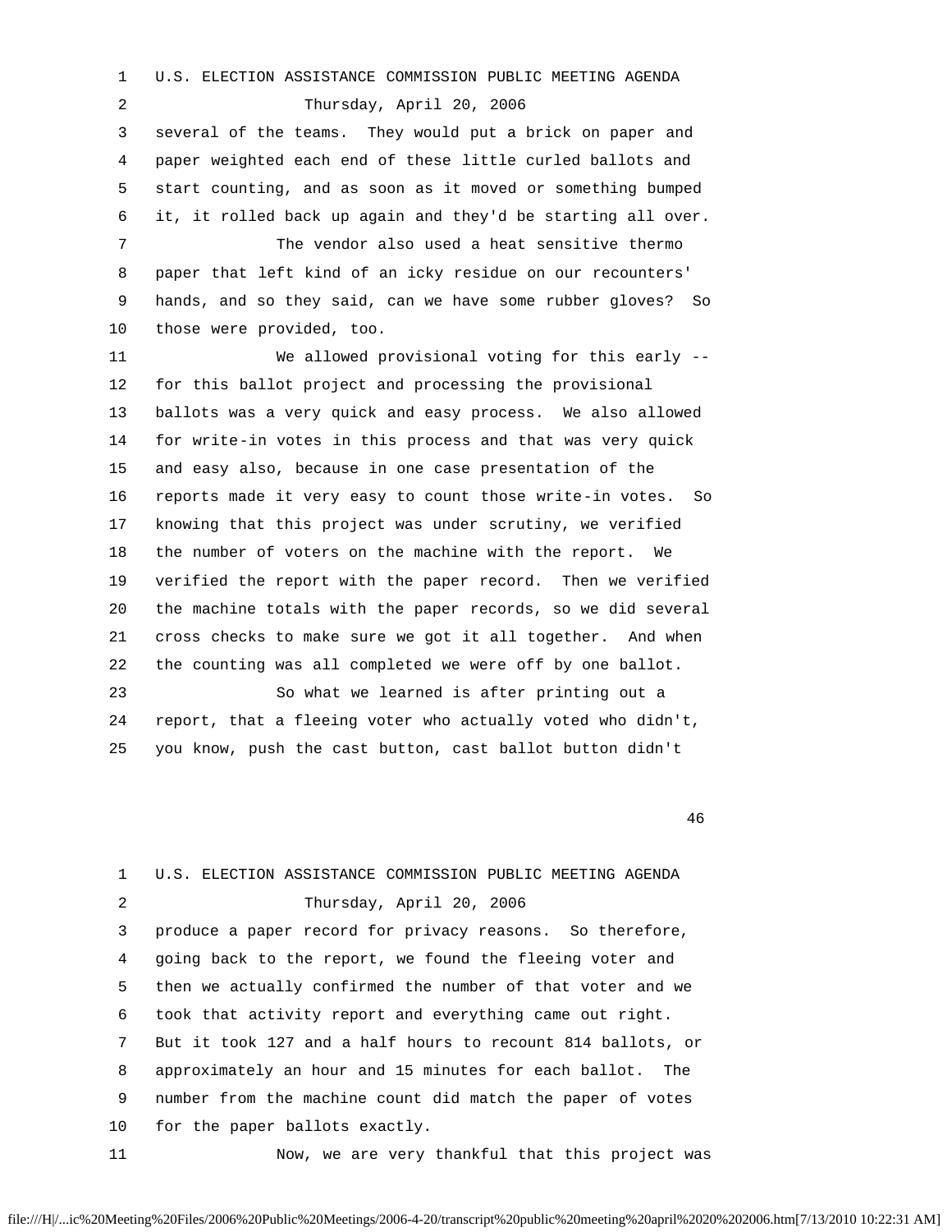several of the teams. They would put a brick on paper and paper weighted each end of these little curled ballots and start counting, and as soon as it moved or something bumped it, it rolled back up again and they'd be starting all over.

The vendor also used a heat sensitive thermo paper that left kind of an icky residue on our recounters' hands, and so they said, can we have some rubber gloves? So those were provided, too.

We allowed provisional voting for this early -- for this ballot project and processing the provisional ballots was a very quick and easy process. We also allowed for write-in votes in this process and that was very quick and easy also, because in one case presentation of the reports made it very easy to count those write-in votes. So knowing that this project was under scrutiny, we verified the number of voters on the machine with the report. We verified the report with the paper record. Then we verified the machine totals with the paper records, so we did several cross checks to make sure we got it all together. And when the counting was all completed we were off by one ballot.

So what we learned is after printing out a report, that a fleeing voter who actually voted who didn't, you know, push the cast button, cast ballot button didn't produce a paper record for privacy reasons. So therefore, going back to the report, we found the fleeing voter and then we actually confirmed the number of that voter and we took that activity report and everything came out right. But it took 127 and a half hours to recount 814 ballots, or approximately an hour and 15 minutes for each ballot. The number from the machine count did match the paper of votes for the paper ballots exactly.

Now, we are very thankful that this project was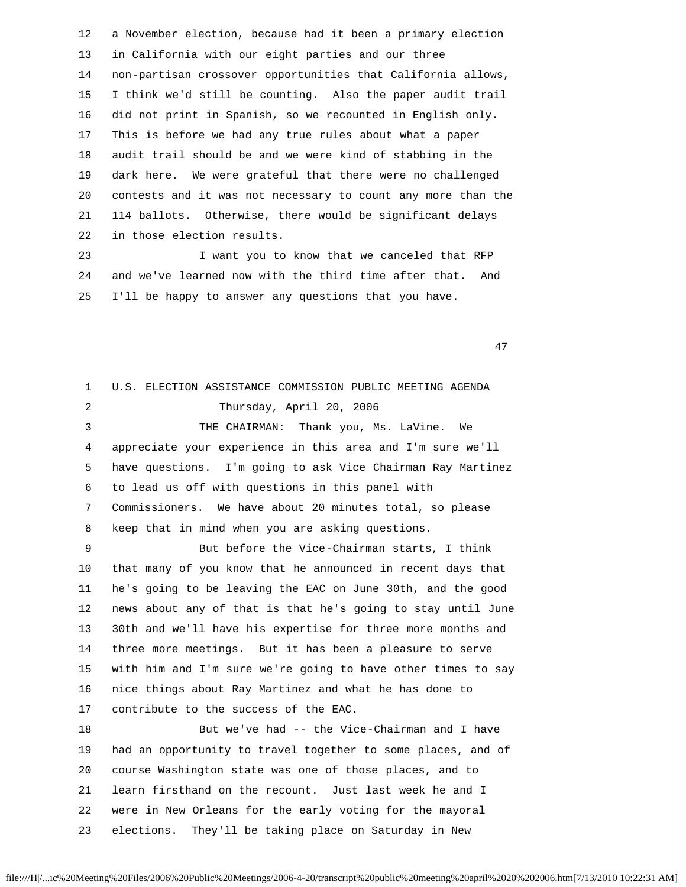a November election, because had it been a primary election in California with our eight parties and our three non-partisan crossover opportunities that California allows, I think we'd still be counting. Also the paper audit trail did not print in Spanish, so we recounted in English only. This is before we had any true rules about what a paper audit trail should be and we were kind of stabbing in the dark here. We were grateful that there were no challenged contests and it was not necessary to count any more than the 114 ballots. Otherwise, there would be significant delays in those election results.

I want you to know that we canceled that RFP and we've learned now with the third time after that. And I'll be happy to answer any questions that you have.

U.S. ELECTION ASSISTANCE COMMISSION PUBLIC MEETING AGENDA

Thursday, April 20, 2006

THE CHAIRMAN: Thank you, Ms. LaVine. We appreciate your experience in this area and I'm sure we'll have questions. I'm going to ask Vice Chairman Ray Martinez to lead us off with questions in this panel with Commissioners. We have about 20 minutes total, so please keep that in mind when you are asking questions.

But before the Vice-Chairman starts, I think that many of you know that he announced in recent days that he's going to be leaving the EAC on June 30th, and the good news about any of that is that he's going to stay until June 30th and we'll have his expertise for three more months and three more meetings. But it has been a pleasure to serve with him and I'm sure we're going to have other times to say nice things about Ray Martinez and what he has done to contribute to the success of the EAC.

But we've had -- the Vice-Chairman and I have had an opportunity to travel together to some places, and of course Washington state was one of those places, and to learn firsthand on the recount. Just last week he and I were in New Orleans for the early voting for the mayoral elections. They'll be taking place on Saturday in New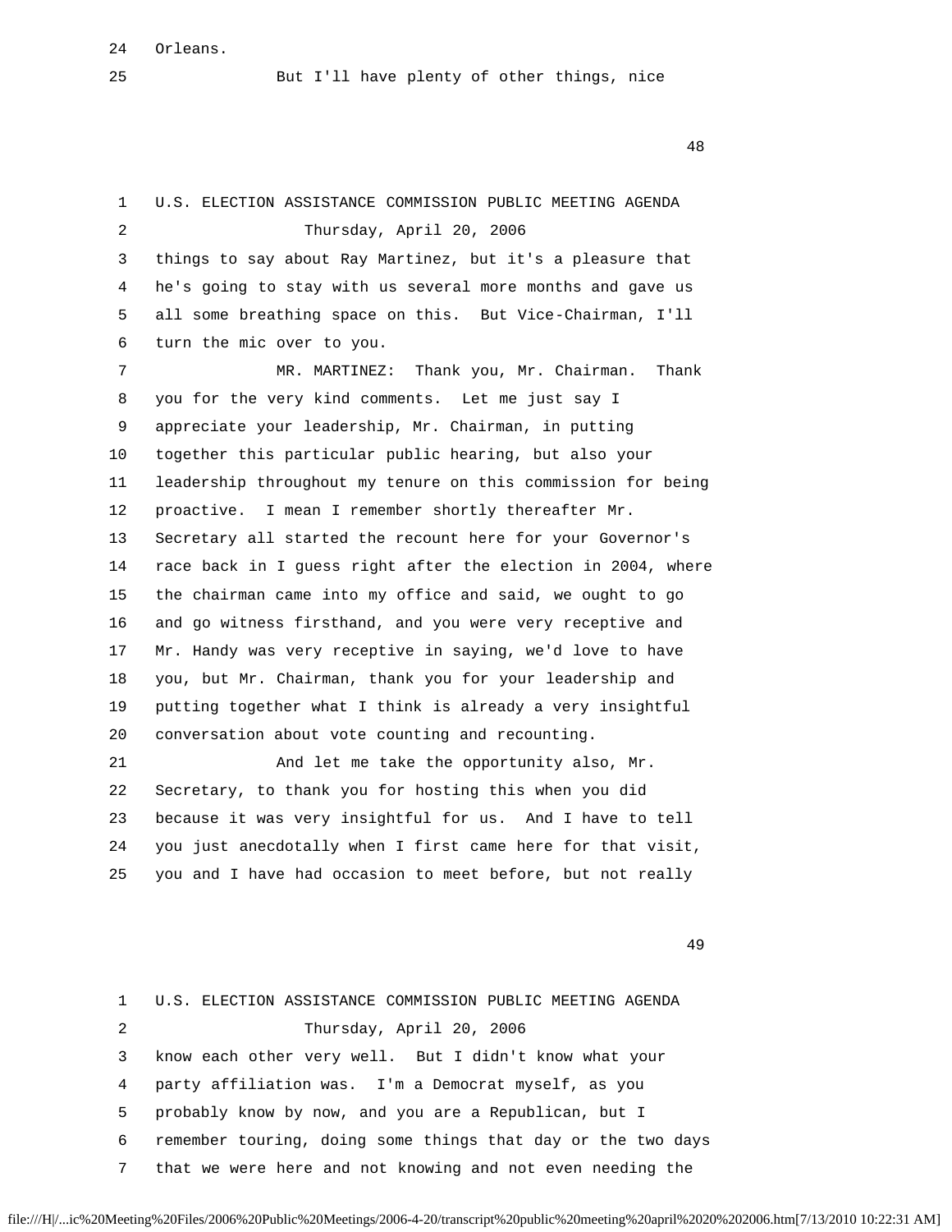24 Orleans.

25 But I'll have plenty of other things, nice

1 U.S. ELECTION ASSISTANCE COMMISSION PUBLIC MEETING AGENDA

2 Thursday, April 20, 2006

3 things to say about Ray Martinez, but it's a pleasure that
4 he's going to stay with us several more months and gave us
5 all some breathing space on this. But Vice-Chairman, I'll
6 turn the mic over to you.

7 MR. MARTINEZ: Thank you, Mr. Chairman. Thank
8 you for the very kind comments. Let me just say I
9 appreciate your leadership, Mr. Chairman, in putting
10 together this particular public hearing, but also your
11 leadership throughout my tenure on this commission for being
12 proactive. I mean I remember shortly thereafter Mr.
13 Secretary all started the recount here for your Governor's
14 race back in I guess right after the election in 2004, where
15 the chairman came into my office and said, we ought to go
16 and go witness firsthand, and you were very receptive and
17 Mr. Handy was very receptive in saying, we'd love to have
18 you, but Mr. Chairman, thank you for your leadership and
19 putting together what I think is already a very insightful
20 conversation about vote counting and recounting.

21 And let me take the opportunity also, Mr.
22 Secretary, to thank you for hosting this when you did
23 because it was very insightful for us. And I have to tell
24 you just anecdotally when I first came here for that visit,
25 you and I have had occasion to meet before, but not really

1 U.S. ELECTION ASSISTANCE COMMISSION PUBLIC MEETING AGENDA

2 Thursday, April 20, 2006

3 know each other very well. But I didn't know what your
4 party affiliation was. I'm a Democrat myself, as you
5 probably know by now, and you are a Republican, but I
6 remember touring, doing some things that day or the two days
7 that we were here and not knowing and not even needing the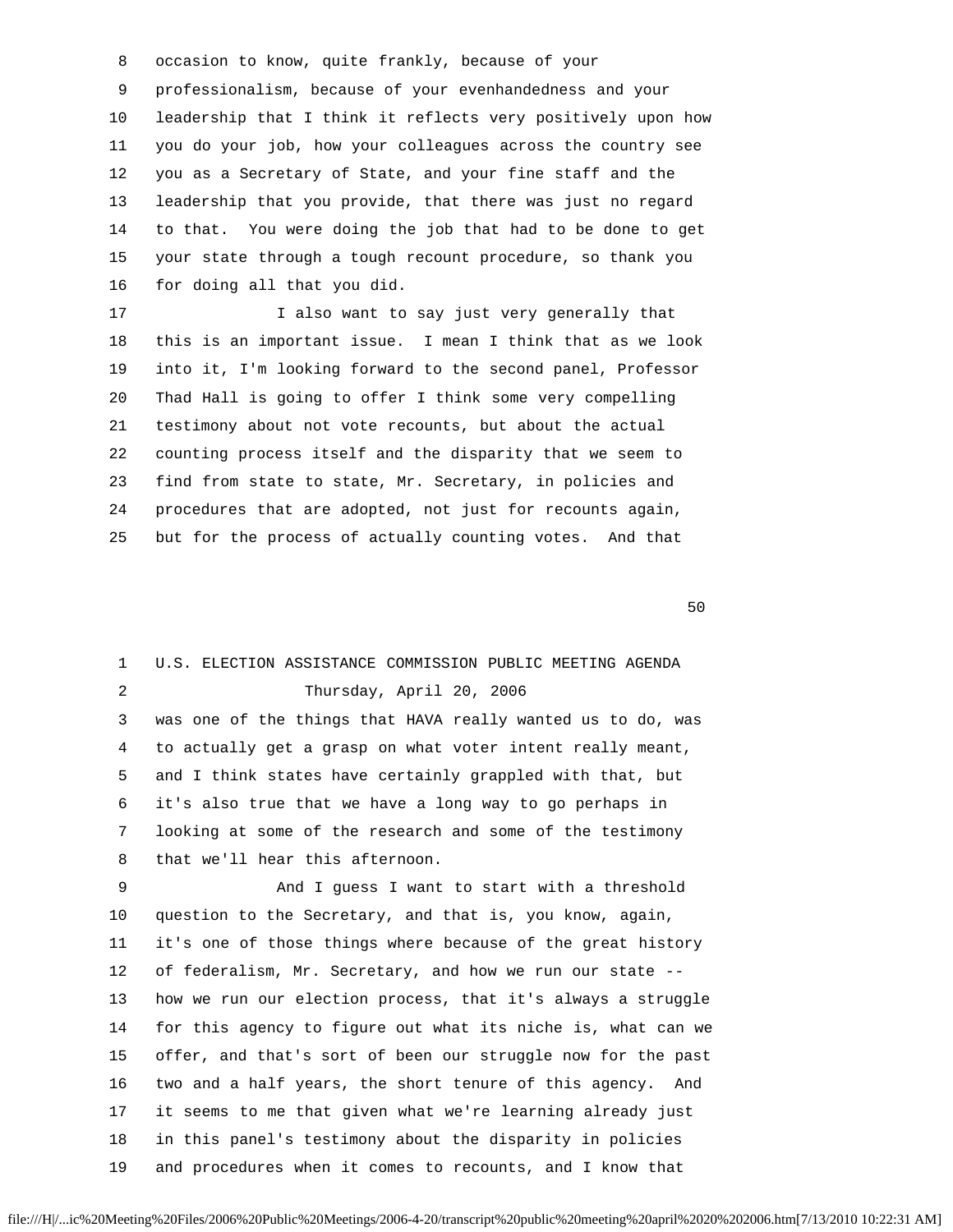occasion to know, quite frankly, because of your professionalism, because of your evenhandedness and your leadership that I think it reflects very positively upon how you do your job, how your colleagues across the country see you as a Secretary of State, and your fine staff and the leadership that you provide, that there was just no regard to that. You were doing the job that had to be done to get your state through a tough recount procedure, so thank you for doing all that you did.

I also want to say just very generally that this is an important issue. I mean I think that as we look into it, I'm looking forward to the second panel, Professor Thad Hall is going to offer I think some very compelling testimony about not vote recounts, but about the actual counting process itself and the disparity that we seem to find from state to state, Mr. Secretary, in policies and procedures that are adopted, not just for recounts again, but for the process of actually counting votes. And that was one of the things that HAVA really wanted us to do, was to actually get a grasp on what voter intent really meant, and I think states have certainly grappled with that, but it's also true that we have a long way to go perhaps in looking at some of the research and some of the testimony that we'll hear this afternoon.

And I guess I want to start with a threshold question to the Secretary, and that is, you know, again, it's one of those things where because of the great history of federalism, Mr. Secretary, and how we run our state -- how we run our election process, that it's always a struggle for this agency to figure out what its niche is, what can we offer, and that's sort of been our struggle now for the past two and a half years, the short tenure of this agency. And it seems to me that given what we're learning already just in this panel's testimony about the disparity in policies and procedures when it comes to recounts, and I know that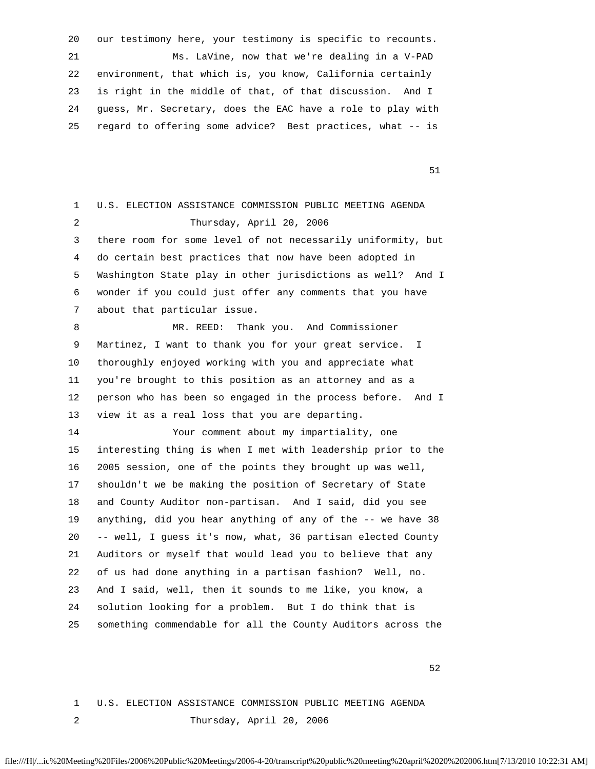our testimony here, your testimony is specific to recounts.

Ms. LaVine, now that we're dealing in a V-PAD environment, that which is, you know, California certainly is right in the middle of that, of that discussion. And I guess, Mr. Secretary, does the EAC have a role to play with regard to offering some advice? Best practices, what -- is there room for some level of not necessarily uniformity, but do certain best practices that now have been adopted in Washington State play in other jurisdictions as well? And I wonder if you could just offer any comments that you have about that particular issue.

MR. REED: Thank you. And Commissioner Martinez, I want to thank you for your great service. I thoroughly enjoyed working with you and appreciate what you're brought to this position as an attorney and as a person who has been so engaged in the process before. And I view it as a real loss that you are departing.

Your comment about my impartiality, one interesting thing is when I met with leadership prior to the 2005 session, one of the points they brought up was well, shouldn't we be making the position of Secretary of State and County Auditor non-partisan. And I said, did you see anything, did you hear anything of any of the -- we have 38 -- well, I guess it's now, what, 36 partisan elected County Auditors or myself that would lead you to believe that any of us had done anything in a partisan fashion? Well, no. And I said, well, then it sounds to me like, you know, a solution looking for a problem. But I do think that is something commendable for all the County Auditors across the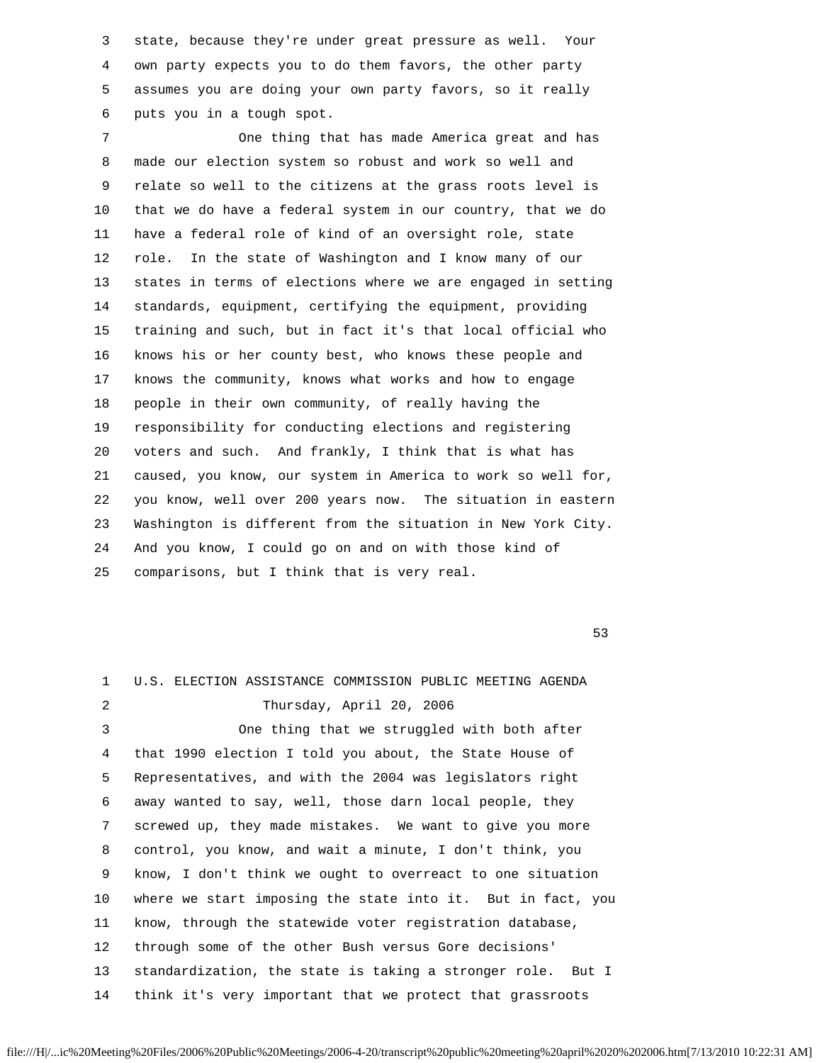state, because they're under great pressure as well. Your own party expects you to do them favors, the other party assumes you are doing your own party favors, so it really puts you in a tough spot.

One thing that has made America great and has made our election system so robust and work so well and relate so well to the citizens at the grass roots level is that we do have a federal system in our country, that we do have a federal role of kind of an oversight role, state role. In the state of Washington and I know many of our states in terms of elections where we are engaged in setting standards, equipment, certifying the equipment, providing training and such, but in fact it's that local official who knows his or her county best, who knows these people and knows the community, knows what works and how to engage people in their own community, of really having the responsibility for conducting elections and registering voters and such. And frankly, I think that is what has caused, you know, our system in America to work so well for, you know, well over 200 years now. The situation in eastern Washington is different from the situation in New York City. And you know, I could go on and on with those kind of comparisons, but I think that is very real.

One thing that we struggled with both after that 1990 election I told you about, the State House of Representatives, and with the 2004 was legislators right away wanted to say, well, those darn local people, they screwed up, they made mistakes. We want to give you more control, you know, and wait a minute, I don't think, you know, I don't think we ought to overreact to one situation where we start imposing the state into it. But in fact, you know, through the statewide voter registration database, through some of the other Bush versus Gore decisions' standardization, the state is taking a stronger role. But I think it's very important that we protect that grassroots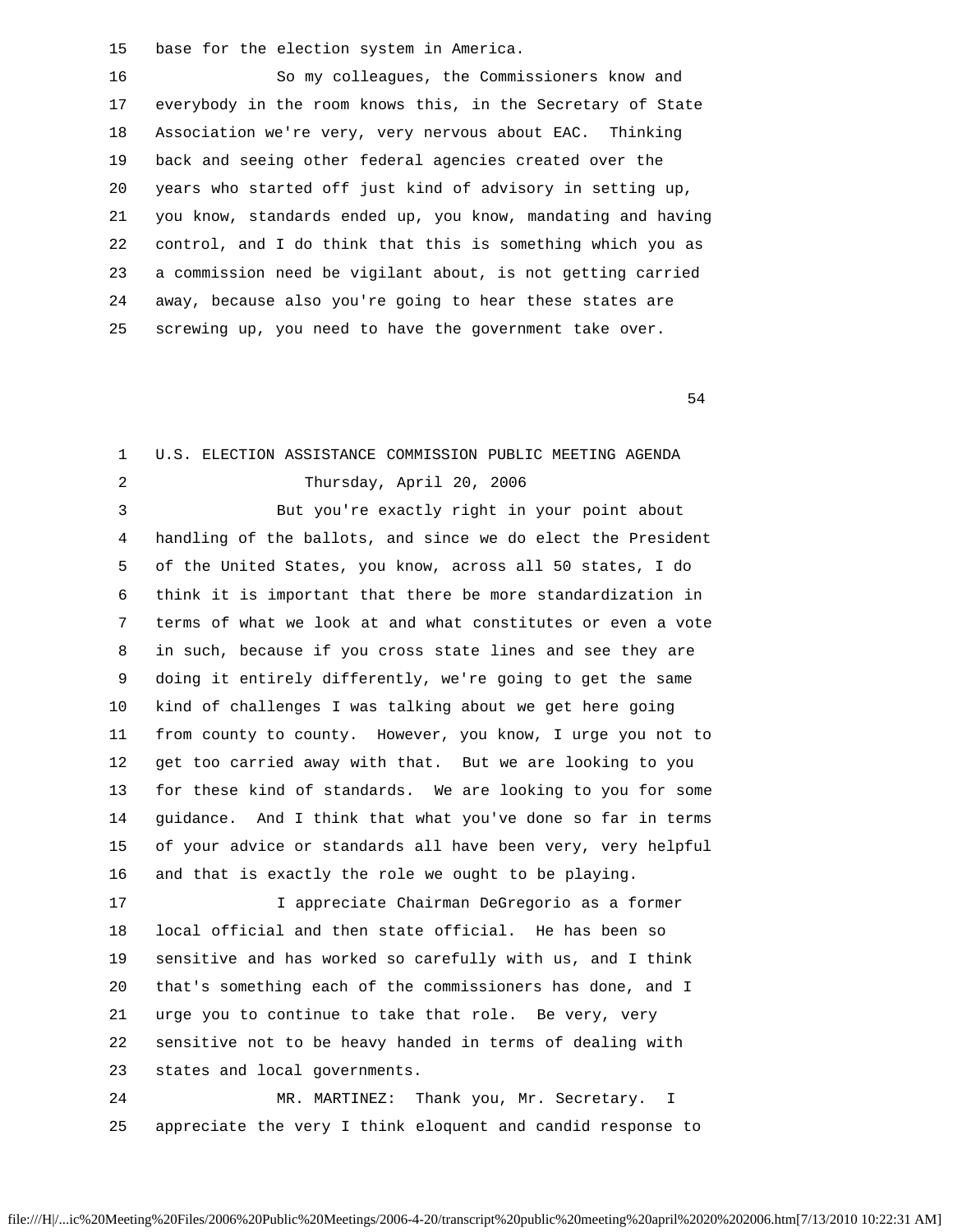base for the election system in America.

So my colleagues, the Commissioners know and everybody in the room knows this, in the Secretary of State Association we're very, very nervous about EAC. Thinking back and seeing other federal agencies created over the years who started off just kind of advisory in setting up, you know, standards ended up, you know, mandating and having control, and I do think that this is something which you as a commission need be vigilant about, is not getting carried away, because also you're going to hear these states are screwing up, you need to have the government take over.

U.S. ELECTION ASSISTANCE COMMISSION PUBLIC MEETING AGENDA

Thursday, April 20, 2006

But you're exactly right in your point about handling of the ballots, and since we do elect the President of the United States, you know, across all 50 states, I do think it is important that there be more standardization in terms of what we look at and what constitutes or even a vote in such, because if you cross state lines and see they are doing it entirely differently, we're going to get the same kind of challenges I was talking about we get here going from county to county. However, you know, I urge you not to get too carried away with that. But we are looking to you for these kind of standards. We are looking to you for some guidance. And I think that what you've done so far in terms of your advice or standards all have been very, very helpful and that is exactly the role we ought to be playing.

I appreciate Chairman DeGregorio as a former local official and then state official. He has been so sensitive and has worked so carefully with us, and I think that's something each of the commissioners has done, and I urge you to continue to take that role. Be very, very sensitive not to be heavy handed in terms of dealing with states and local governments.

MR. MARTINEZ: Thank you, Mr. Secretary. I appreciate the very I think eloquent and candid response to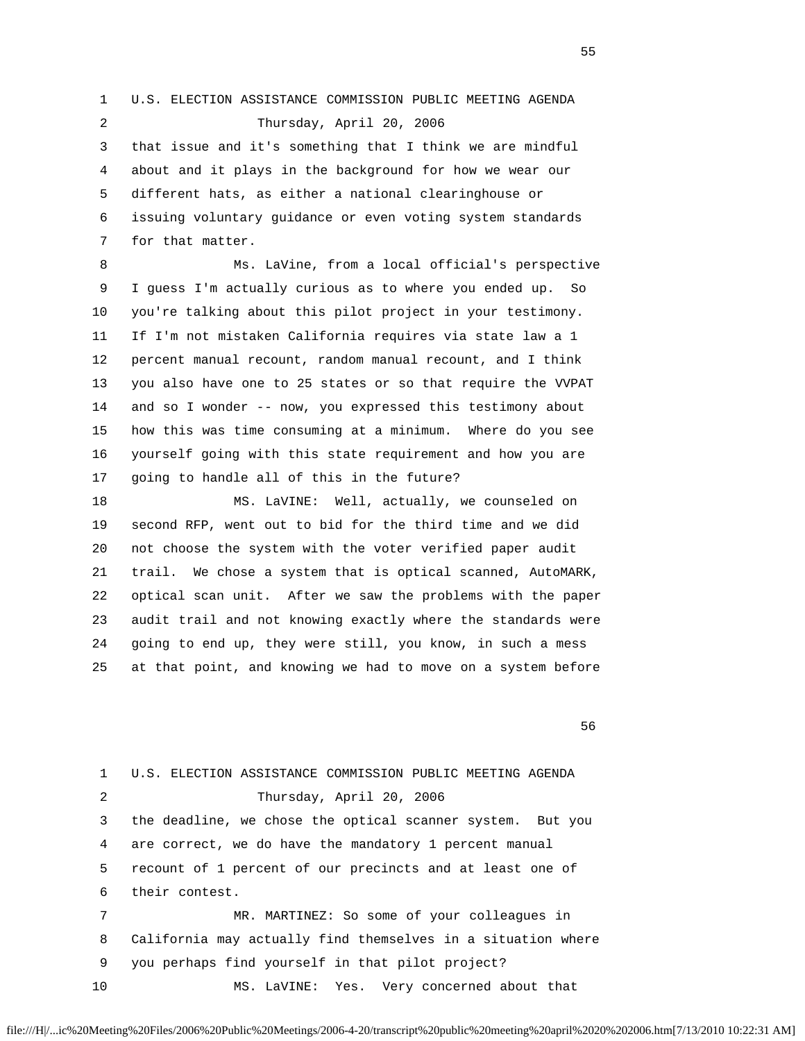that issue and it's something that I think we are mindful about and it plays in the background for how we wear our different hats, as either a national clearinghouse or issuing voluntary guidance or even voting system standards for that matter.

Ms. LaVine, from a local official's perspective I guess I'm actually curious as to where you ended up. So you're talking about this pilot project in your testimony. If I'm not mistaken California requires via state law a 1 percent manual recount, random manual recount, and I think you also have one to 25 states or so that require the VVPAT and so I wonder -- now, you expressed this testimony about how this was time consuming at a minimum. Where do you see yourself going with this state requirement and how you are going to handle all of this in the future?

MS. LaVINE: Well, actually, we counseled on second RFP, went out to bid for the third time and we did not choose the system with the voter verified paper audit trail. We chose a system that is optical scanned, AutoMARK, optical scan unit. After we saw the problems with the paper audit trail and not knowing exactly where the standards were going to end up, they were still, you know, in such a mess at that point, and knowing we had to move on a system before the deadline, we chose the optical scanner system. But you are correct, we do have the mandatory 1 percent manual recount of 1 percent of our precincts and at least one of their contest.

MR. MARTINEZ: So some of your colleagues in California may actually find themselves in a situation where you perhaps find yourself in that pilot project?

MS. LaVINE: Yes. Very concerned about that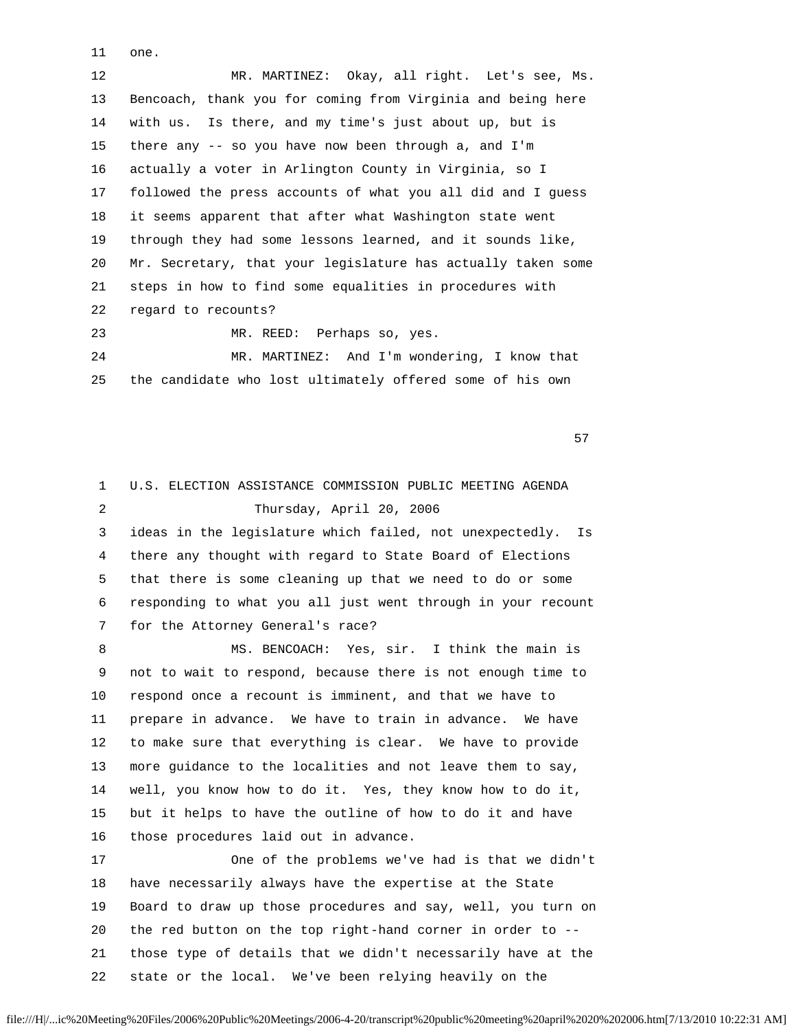one.

MR. MARTINEZ: Okay, all right. Let's see, Ms. Bencoach, thank you for coming from Virginia and being here with us. Is there, and my time's just about up, but is there any -- so you have now been through a, and I'm actually a voter in Arlington County in Virginia, so I followed the press accounts of what you all did and I guess it seems apparent that after what Washington state went through they had some lessons learned, and it sounds like, Mr. Secretary, that your legislature has actually taken some steps in how to find some equalities in procedures with regard to recounts?

MR. REED: Perhaps so, yes.

MR. MARTINEZ: And I'm wondering, I know that the candidate who lost ultimately offered some of his own

U.S. ELECTION ASSISTANCE COMMISSION PUBLIC MEETING AGENDA
Thursday, April 20, 2006

ideas in the legislature which failed, not unexpectedly. Is there any thought with regard to State Board of Elections that there is some cleaning up that we need to do or some responding to what you all just went through in your recount for the Attorney General's race?

MS. BENCOACH: Yes, sir. I think the main is not to wait to respond, because there is not enough time to respond once a recount is imminent, and that we have to prepare in advance. We have to train in advance. We have to make sure that everything is clear. We have to provide more guidance to the localities and not leave them to say, well, you know how to do it. Yes, they know how to do it, but it helps to have the outline of how to do it and have those procedures laid out in advance.

One of the problems we've had is that we didn't have necessarily always have the expertise at the State Board to draw up those procedures and say, well, you turn on the red button on the top right-hand corner in order to -- those type of details that we didn't necessarily have at the state or the local. We've been relying heavily on the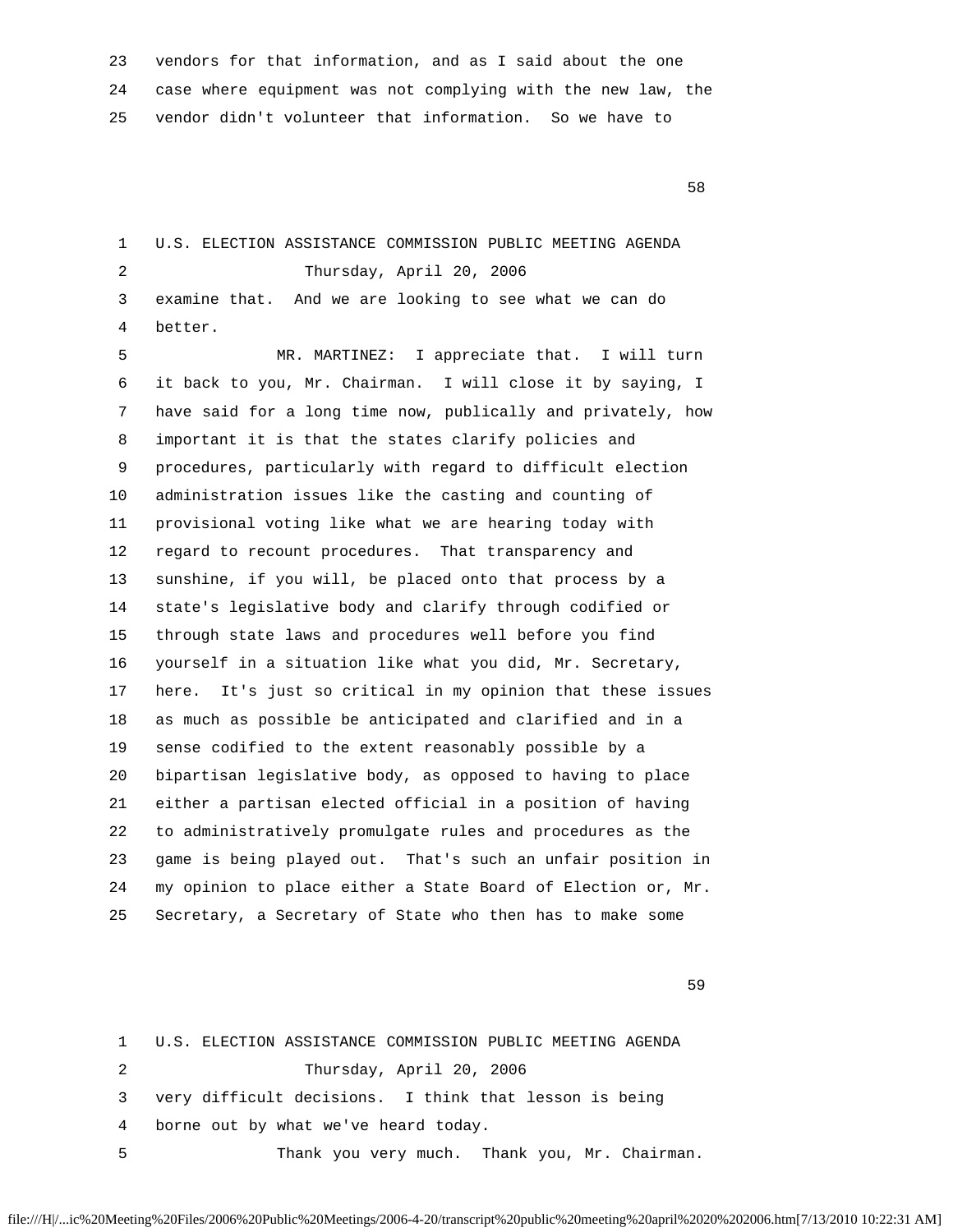vendors for that information, and as I said about the one case where equipment was not complying with the new law, the vendor didn't volunteer that information. So we have to examine that. And we are looking to see what we can do better.

MR. MARTINEZ: I appreciate that. I will turn it back to you, Mr. Chairman. I will close it by saying, I have said for a long time now, publically and privately, how important it is that the states clarify policies and procedures, particularly with regard to difficult election administration issues like the casting and counting of provisional voting like what we are hearing today with regard to recount procedures. That transparency and sunshine, if you will, be placed onto that process by a state's legislative body and clarify through codified or through state laws and procedures well before you find yourself in a situation like what you did, Mr. Secretary, here. It's just so critical in my opinion that these issues as much as possible be anticipated and clarified and in a sense codified to the extent reasonably possible by a bipartisan legislative body, as opposed to having to place either a partisan elected official in a position of having to administratively promulgate rules and procedures as the game is being played out. That's such an unfair position in my opinion to place either a State Board of Election or, Mr. Secretary, a Secretary of State who then has to make some very difficult decisions. I think that lesson is being borne out by what we've heard today.

Thank you very much. Thank you, Mr. Chairman.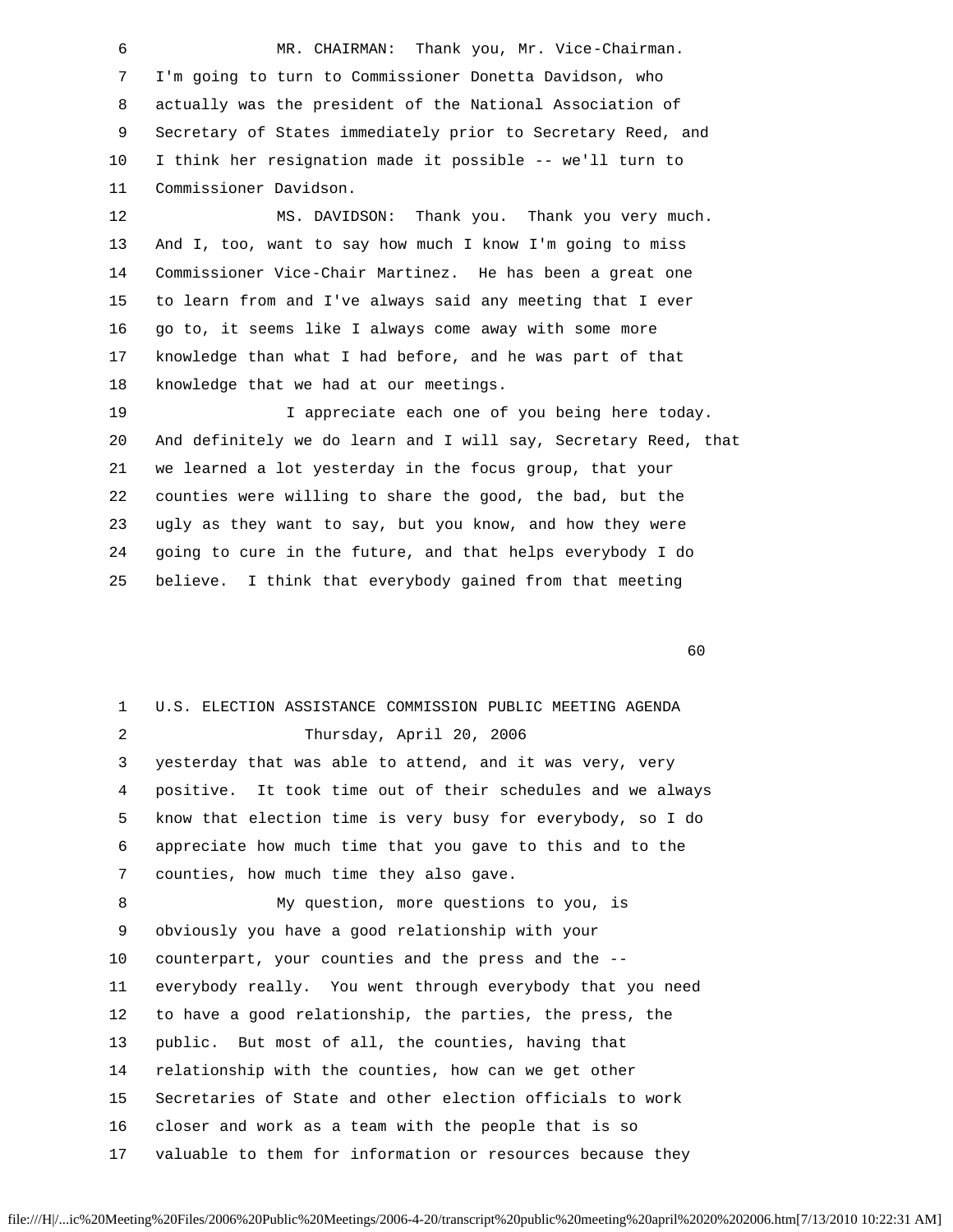MR. CHAIRMAN: Thank you, Mr. Vice-Chairman. I'm going to turn to Commissioner Donetta Davidson, who actually was the president of the National Association of Secretary of States immediately prior to Secretary Reed, and I think her resignation made it possible -- we'll turn to Commissioner Davidson.

MS. DAVIDSON: Thank you. Thank you very much. And I, too, want to say how much I know I'm going to miss Commissioner Vice-Chair Martinez. He has been a great one to learn from and I've always said any meeting that I ever go to, it seems like I always come away with some more knowledge than what I had before, and he was part of that knowledge that we had at our meetings.

I appreciate each one of you being here today. And definitely we do learn and I will say, Secretary Reed, that we learned a lot yesterday in the focus group, that your counties were willing to share the good, the bad, but the ugly as they want to say, but you know, and how they were going to cure in the future, and that helps everybody I do believe. I think that everybody gained from that meeting yesterday that was able to attend, and it was very, very positive. It took time out of their schedules and we always know that election time is very busy for everybody, so I do appreciate how much time that you gave to this and to the counties, how much time they also gave.

My question, more questions to you, is obviously you have a good relationship with your counterpart, your counties and the press and the -- everybody really. You went through everybody that you need to have a good relationship, the parties, the press, the public. But most of all, the counties, having that relationship with the counties, how can we get other Secretaries of State and other election officials to work closer and work as a team with the people that is so valuable to them for information or resources because they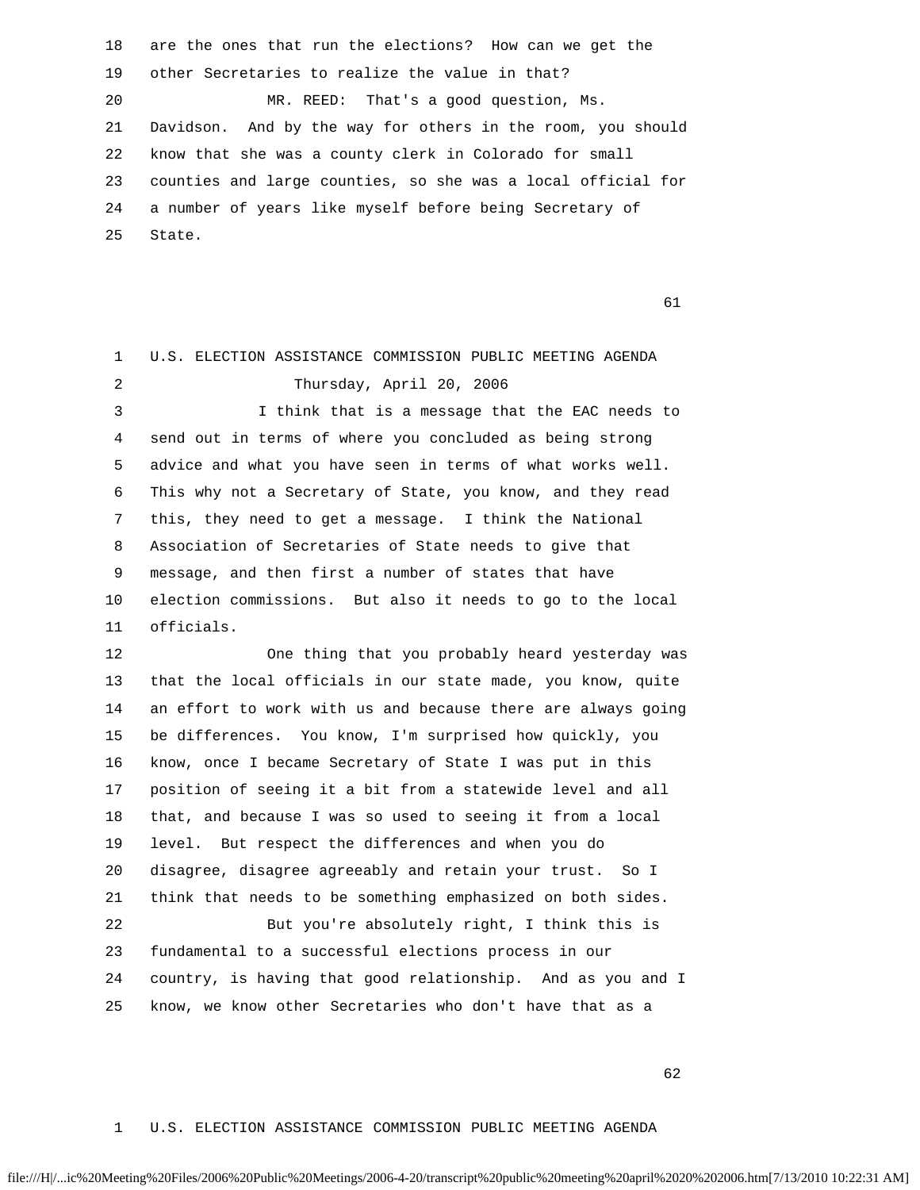are the ones that run the elections? How can we get the other Secretaries to realize the value in that?

MR. REED: That's a good question, Ms. Davidson. And by the way for others in the room, you should know that she was a county clerk in Colorado for small counties and large counties, so she was a local official for a number of years like myself before being Secretary of State.

U.S. ELECTION ASSISTANCE COMMISSION PUBLIC MEETING AGENDA
Thursday, April 20, 2006

I think that is a message that the EAC needs to send out in terms of where you concluded as being strong advice and what you have seen in terms of what works well. This why not a Secretary of State, you know, and they read this, they need to get a message. I think the National Association of Secretaries of State needs to give that message, and then first a number of states that have election commissions. But also it needs to go to the local officials.

One thing that you probably heard yesterday was that the local officials in our state made, you know, quite an effort to work with us and because there are always going be differences. You know, I'm surprised how quickly, you know, once I became Secretary of State I was put in this position of seeing it a bit from a statewide level and all that, and because I was so used to seeing it from a local level. But respect the differences and when you do disagree, disagree agreeably and retain your trust. So I think that needs to be something emphasized on both sides.

But you're absolutely right, I think this is fundamental to a successful elections process in our country, is having that good relationship. And as you and I know, we know other Secretaries who don't have that as a

U.S. ELECTION ASSISTANCE COMMISSION PUBLIC MEETING AGENDA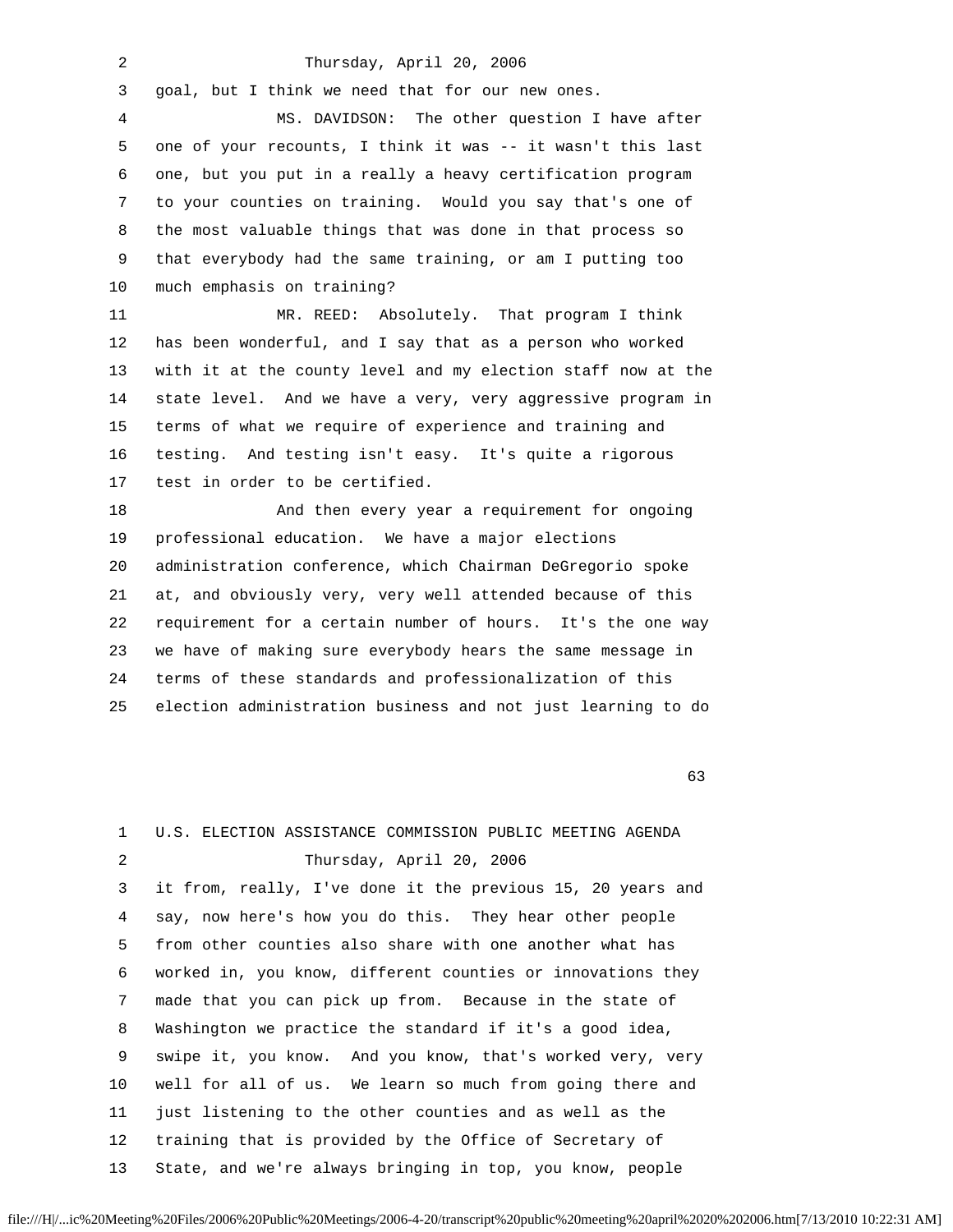goal, but I think we need that for our new ones.

MS. DAVIDSON: The other question I have after one of your recounts, I think it was -- it wasn't this last one, but you put in a really a heavy certification program to your counties on training. Would you say that's one of the most valuable things that was done in that process so that everybody had the same training, or am I putting too much emphasis on training?

MR. REED: Absolutely. That program I think has been wonderful, and I say that as a person who worked with it at the county level and my election staff now at the state level. And we have a very, very aggressive program in terms of what we require of experience and training and testing. And testing isn't easy. It's quite a rigorous test in order to be certified.

And then every year a requirement for ongoing professional education. We have a major elections administration conference, which Chairman DeGregorio spoke at, and obviously very, very well attended because of this requirement for a certain number of hours. It's the one way we have of making sure everybody hears the same message in terms of these standards and professionalization of this election administration business and not just learning to do it from, really, I've done it the previous 15, 20 years and say, now here's how you do this. They hear other people from other counties also share with one another what has worked in, you know, different counties or innovations they made that you can pick up from. Because in the state of Washington we practice the standard if it's a good idea, swipe it, you know. And you know, that's worked very, very well for all of us. We learn so much from going there and just listening to the other counties and as well as the training that is provided by the Office of Secretary of State, and we're always bringing in top, you know, people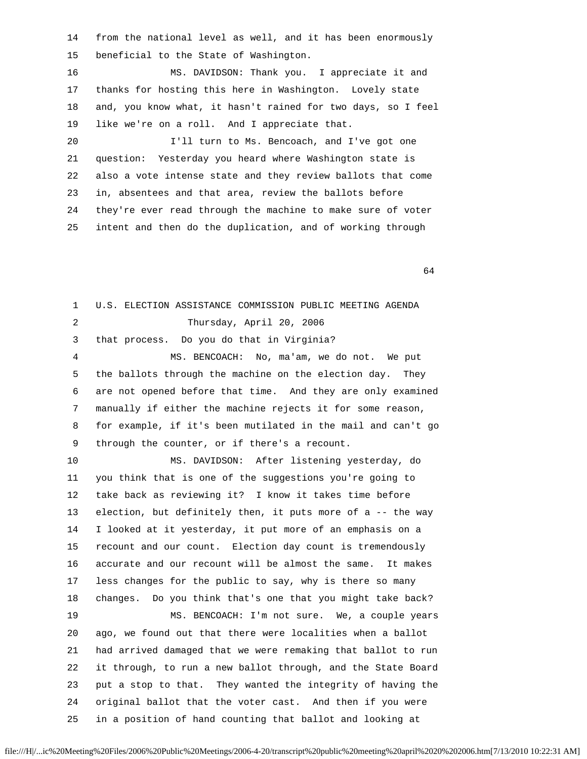from the national level as well, and it has been enormously beneficial to the State of Washington.

MS. DAVIDSON: Thank you. I appreciate it and thanks for hosting this here in Washington. Lovely state and, you know what, it hasn't rained for two days, so I feel like we're on a roll. And I appreciate that.

I'll turn to Ms. Bencoach, and I've got one question: Yesterday you heard where Washington state is also a vote intense state and they review ballots that come in, absentees and that area, review the ballots before they're ever read through the machine to make sure of voter intent and then do the duplication, and of working through

U.S. ELECTION ASSISTANCE COMMISSION PUBLIC MEETING AGENDA

Thursday, April 20, 2006

that process. Do you do that in Virginia?

MS. BENCOACH: No, ma'am, we do not. We put the ballots through the machine on the election day. They are not opened before that time. And they are only examined manually if either the machine rejects it for some reason, for example, if it's been mutilated in the mail and can't go through the counter, or if there's a recount.

MS. DAVIDSON: After listening yesterday, do you think that is one of the suggestions you're going to take back as reviewing it? I know it takes time before election, but definitely then, it puts more of a -- the way I looked at it yesterday, it put more of an emphasis on a recount and our count. Election day count is tremendously accurate and our recount will be almost the same. It makes less changes for the public to say, why is there so many changes. Do you think that's one that you might take back?

MS. BENCOACH: I'm not sure. We, a couple years ago, we found out that there were localities when a ballot had arrived damaged that we were remaking that ballot to run it through, to run a new ballot through, and the State Board put a stop to that. They wanted the integrity of having the original ballot that the voter cast. And then if you were in a position of hand counting that ballot and looking at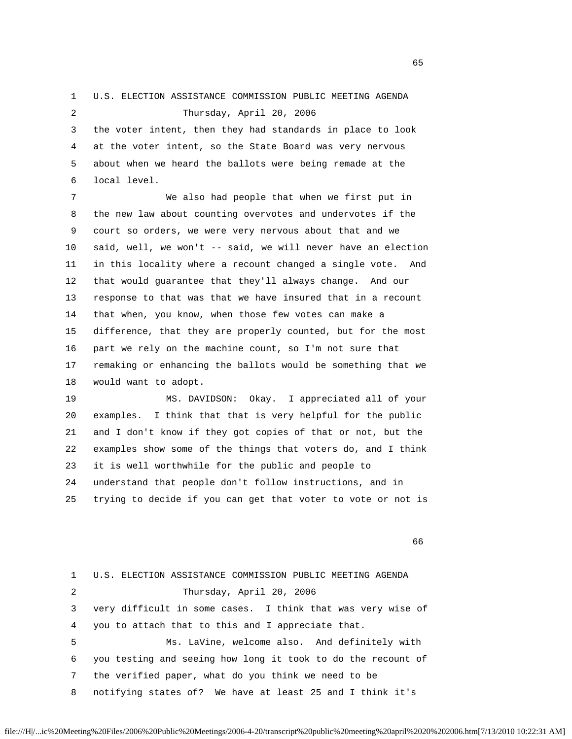the voter intent, then they had standards in place to look at the voter intent, so the State Board was very nervous about when we heard the ballots were being remade at the local level.

We also had people that when we first put in the new law about counting overvotes and undervotes if the court so orders, we were very nervous about that and we said, well, we won't -- said, we will never have an election in this locality where a recount changed a single vote. And that would guarantee that they'll always change. And our response to that was that we have insured that in a recount that when, you know, when those few votes can make a difference, that they are properly counted, but for the most part we rely on the machine count, so I'm not sure that remaking or enhancing the ballots would be something that we would want to adopt.

MS. DAVIDSON: Okay. I appreciated all of your examples. I think that that is very helpful for the public and I don't know if they got copies of that or not, but the examples show some of the things that voters do, and I think it is well worthwhile for the public and people to understand that people don't follow instructions, and in trying to decide if you can get that voter to vote or not is very difficult in some cases. I think that was very wise of you to attach that to this and I appreciate that.

Ms. LaVine, welcome also. And definitely with you testing and seeing how long it took to do the recount of the verified paper, what do you think we need to be notifying states of? We have at least 25 and I think it's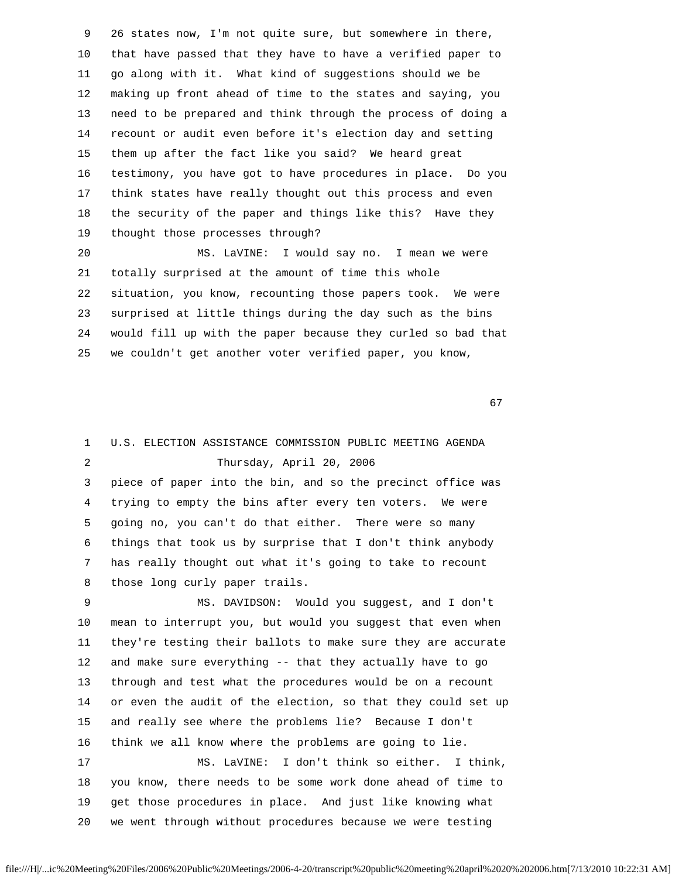26 states now, I'm not quite sure, but somewhere in there, that have passed that they have to have a verified paper to go along with it. What kind of suggestions should we be making up front ahead of time to the states and saying, you need to be prepared and think through the process of doing a recount or audit even before it's election day and setting them up after the fact like you said? We heard great testimony, you have got to have procedures in place. Do you think states have really thought out this process and even the security of the paper and things like this? Have they thought those processes through?

MS. LaVINE: I would say no. I mean we were totally surprised at the amount of time this whole situation, you know, recounting those papers took. We were surprised at little things during the day such as the bins would fill up with the paper because they curled so bad that we couldn't get another voter verified paper, you know, piece of paper into the bin, and so the precinct office was trying to empty the bins after every ten voters. We were going no, you can't do that either. There were so many things that took us by surprise that I don't think anybody has really thought out what it's going to take to recount those long curly paper trails.

MS. DAVIDSON: Would you suggest, and I don't mean to interrupt you, but would you suggest that even when they're testing their ballots to make sure they are accurate and make sure everything -- that they actually have to go through and test what the procedures would be on a recount or even the audit of the election, so that they could set up and really see where the problems lie? Because I don't think we all know where the problems are going to lie.

MS. LaVINE: I don't think so either. I think, you know, there needs to be some work done ahead of time to get those procedures in place. And just like knowing what we went through without procedures because we were testing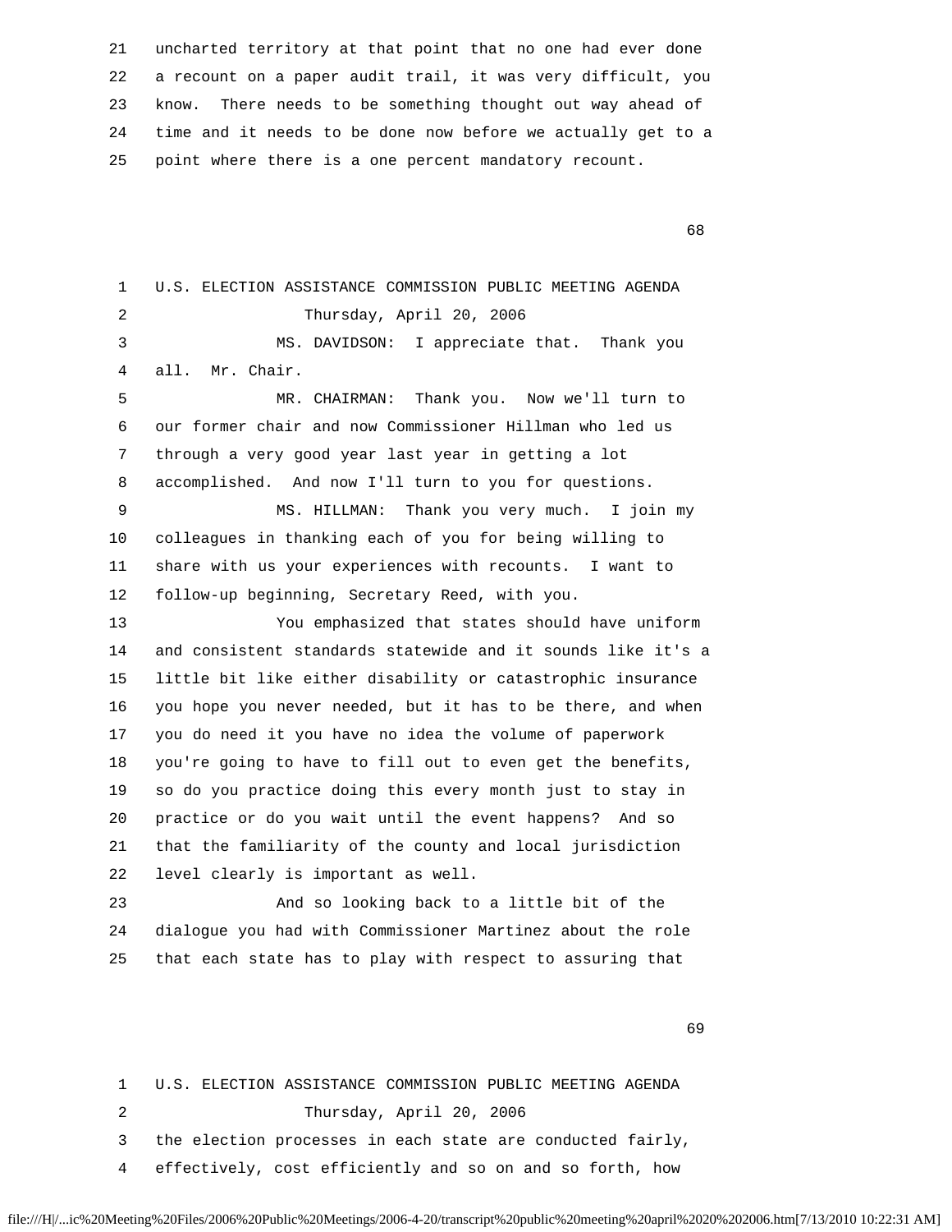uncharted territory at that point that no one had ever done a recount on a paper audit trail, it was very difficult, you know. There needs to be something thought out way ahead of time and it needs to be done now before we actually get to a point where there is a one percent mandatory recount.

MS. DAVIDSON: I appreciate that. Thank you all. Mr. Chair.

MR. CHAIRMAN: Thank you. Now we'll turn to our former chair and now Commissioner Hillman who led us through a very good year last year in getting a lot accomplished. And now I'll turn to you for questions.

MS. HILLMAN: Thank you very much. I join my colleagues in thanking each of you for being willing to share with us your experiences with recounts. I want to follow-up beginning, Secretary Reed, with you.

You emphasized that states should have uniform and consistent standards statewide and it sounds like it's a little bit like either disability or catastrophic insurance you hope you never needed, but it has to be there, and when you do need it you have no idea the volume of paperwork you're going to have to fill out to even get the benefits, so do you practice doing this every month just to stay in practice or do you wait until the event happens? And so that the familiarity of the county and local jurisdiction level clearly is important as well.

And so looking back to a little bit of the dialogue you had with Commissioner Martinez about the role that each state has to play with respect to assuring that the election processes in each state are conducted fairly, effectively, cost efficiently and so on and so forth, how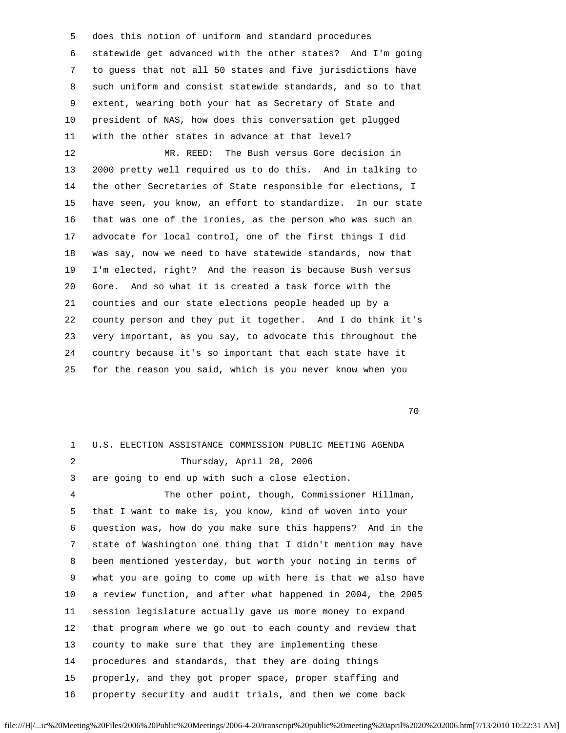does this notion of uniform and standard procedures statewide get advanced with the other states? And I'm going to guess that not all 50 states and five jurisdictions have such uniform and consist statewide standards, and so to that extent, wearing both your hat as Secretary of State and president of NAS, how does this conversation get plugged with the other states in advance at that level?

MR. REED: The Bush versus Gore decision in 2000 pretty well required us to do this. And in talking to the other Secretaries of State responsible for elections, I have seen, you know, an effort to standardize. In our state that was one of the ironies, as the person who was such an advocate for local control, one of the first things I did was say, now we need to have statewide standards, now that I'm elected, right? And the reason is because Bush versus Gore. And so what it is created a task force with the counties and our state elections people headed up by a county person and they put it together. And I do think it's very important, as you say, to advocate this throughout the country because it's so important that each state have it for the reason you said, which is you never know when you are going to end up with such a close election.

The other point, though, Commissioner Hillman, that I want to make is, you know, kind of woven into your question was, how do you make sure this happens? And in the state of Washington one thing that I didn't mention may have been mentioned yesterday, but worth your noting in terms of what you are going to come up with here is that we also have a review function, and after what happened in 2004, the 2005 session legislature actually gave us more money to expand that program where we go out to each county and review that county to make sure that they are implementing these procedures and standards, that they are doing things properly, and they got proper space, proper staffing and property security and audit trials, and then we come back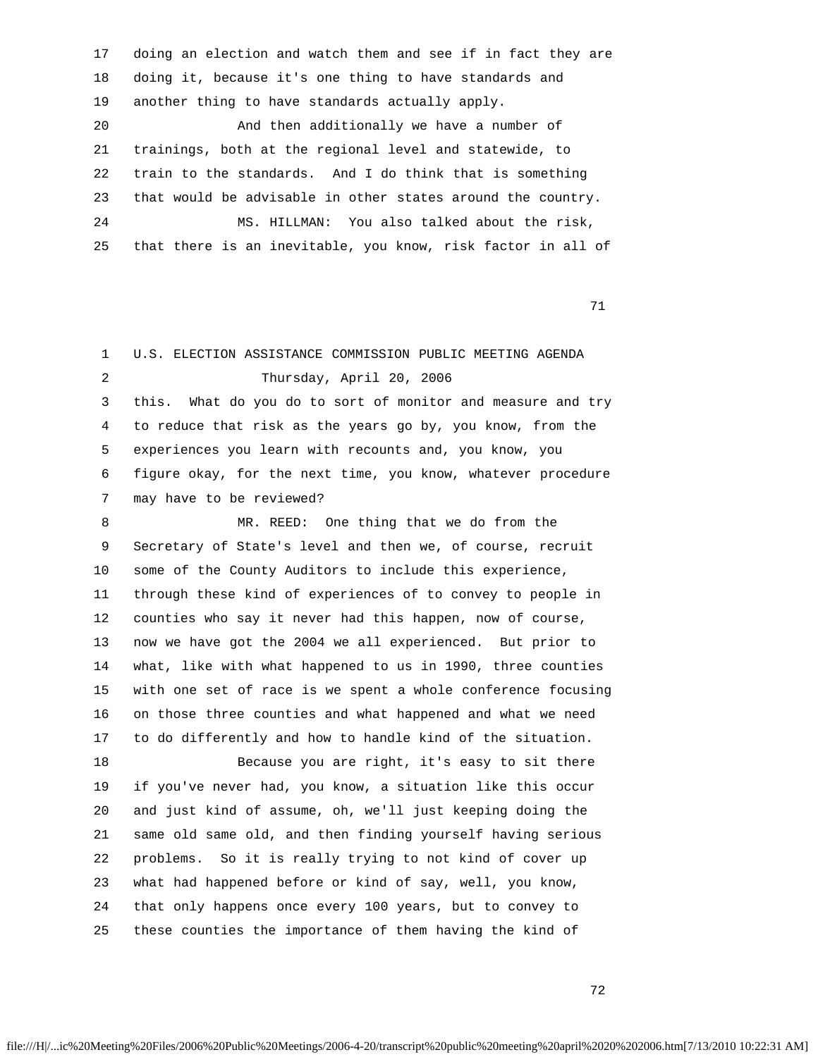doing an election and watch them and see if in fact they are doing it, because it's one thing to have standards and another thing to have standards actually apply.

And then additionally we have a number of trainings, both at the regional level and statewide, to train to the standards. And I do think that is something that would be advisable in other states around the country.

MS. HILLMAN: You also talked about the risk, that there is an inevitable, you know, risk factor in all of this. What do you do to sort of monitor and measure and try to reduce that risk as the years go by, you know, from the experiences you learn with recounts and, you know, you figure okay, for the next time, you know, whatever procedure may have to be reviewed?

MR. REED: One thing that we do from the Secretary of State's level and then we, of course, recruit some of the County Auditors to include this experience, through these kind of experiences of to convey to people in counties who say it never had this happen, now of course, now we have got the 2004 we all experienced. But prior to what, like with what happened to us in 1990, three counties with one set of race is we spent a whole conference focusing on those three counties and what happened and what we need to do differently and how to handle kind of the situation.

Because you are right, it's easy to sit there if you've never had, you know, a situation like this occur and just kind of assume, oh, we'll just keeping doing the same old same old, and then finding yourself having serious problems. So it is really trying to not kind of cover up what had happened before or kind of say, well, you know, that only happens once every 100 years, but to convey to these counties the importance of them having the kind of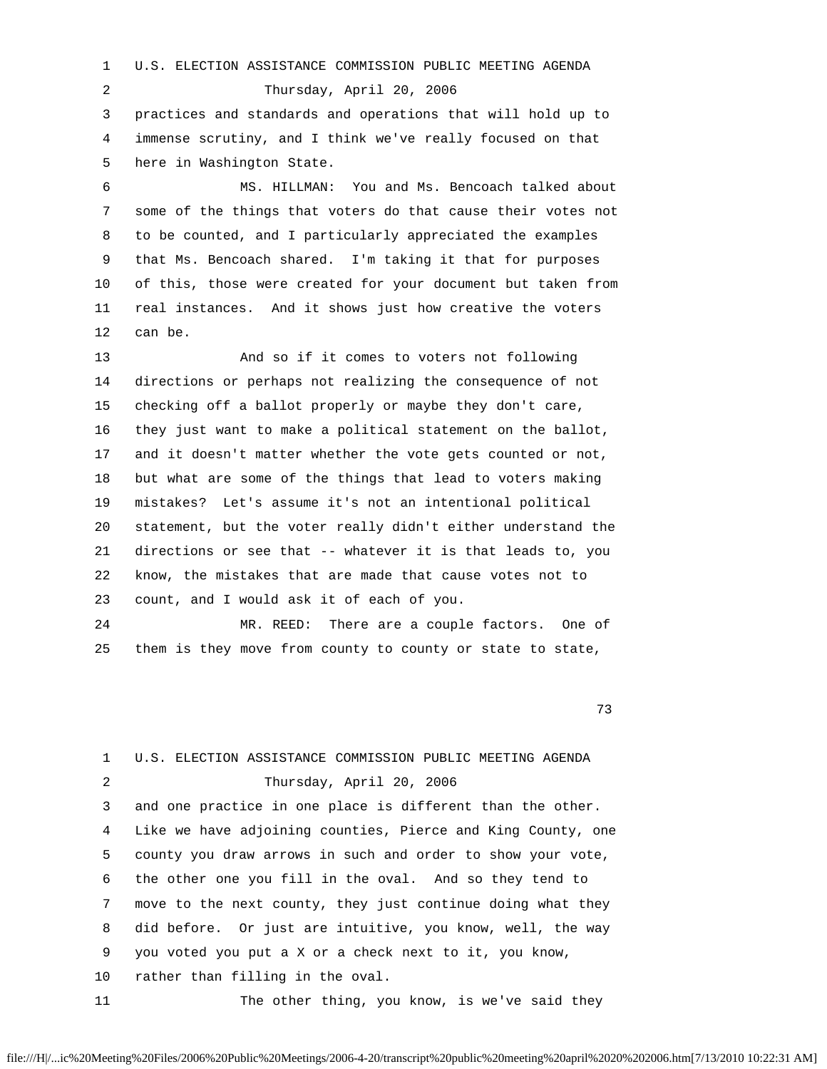practices and standards and operations that will hold up to immense scrutiny, and I think we've really focused on that here in Washington State.

MS. HILLMAN: You and Ms. Bencoach talked about some of the things that voters do that cause their votes not to be counted, and I particularly appreciated the examples that Ms. Bencoach shared. I'm taking it that for purposes of this, those were created for your document but taken from real instances. And it shows just how creative the voters can be.

And so if it comes to voters not following directions or perhaps not realizing the consequence of not checking off a ballot properly or maybe they don't care, they just want to make a political statement on the ballot, and it doesn't matter whether the vote gets counted or not, but what are some of the things that lead to voters making mistakes? Let's assume it's not an intentional political statement, but the voter really didn't either understand the directions or see that -- whatever it is that leads to, you know, the mistakes that are made that cause votes not to count, and I would ask it of each of you.

MR. REED: There are a couple factors. One of them is they move from county to county or state to state, and one practice in one place is different than the other. Like we have adjoining counties, Pierce and King County, one county you draw arrows in such and order to show your vote, the other one you fill in the oval. And so they tend to move to the next county, they just continue doing what they did before. Or just are intuitive, you know, well, the way you voted you put a X or a check next to it, you know, rather than filling in the oval.

The other thing, you know, is we've said they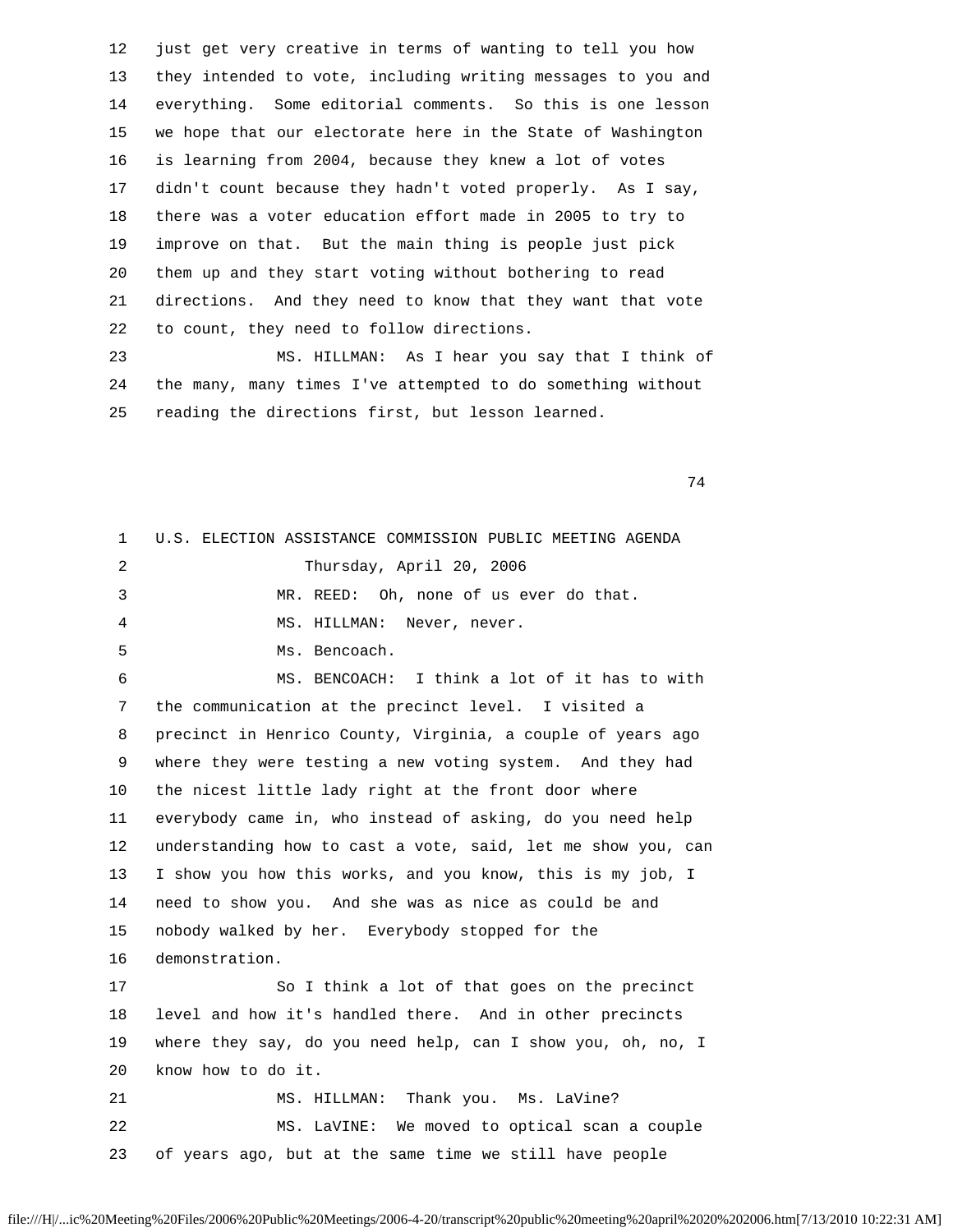just get very creative in terms of wanting to tell you how they intended to vote, including writing messages to you and everything. Some editorial comments. So this is one lesson we hope that our electorate here in the State of Washington is learning from 2004, because they knew a lot of votes didn't count because they hadn't voted properly. As I say, there was a voter education effort made in 2005 to try to improve on that. But the main thing is people just pick them up and they start voting without bothering to read directions. And they need to know that they want that vote to count, they need to follow directions.

MS. HILLMAN: As I hear you say that I think of the many, many times I've attempted to do something without reading the directions first, but lesson learned.

U.S. ELECTION ASSISTANCE COMMISSION PUBLIC MEETING AGENDA
Thursday, April 20, 2006

MR. REED: Oh, none of us ever do that.

MS. HILLMAN: Never, never.

Ms. Bencoach.

MS. BENCOACH: I think a lot of it has to with the communication at the precinct level. I visited a precinct in Henrico County, Virginia, a couple of years ago where they were testing a new voting system. And they had the nicest little lady right at the front door where everybody came in, who instead of asking, do you need help understanding how to cast a vote, said, let me show you, can I show you how this works, and you know, this is my job, I need to show you. And she was as nice as could be and nobody walked by her. Everybody stopped for the demonstration.

So I think a lot of that goes on the precinct level and how it's handled there. And in other precincts where they say, do you need help, can I show you, oh, no, I know how to do it.

MS. HILLMAN: Thank you. Ms. LaVine?

MS. LaVINE: We moved to optical scan a couple of years ago, but at the same time we still have people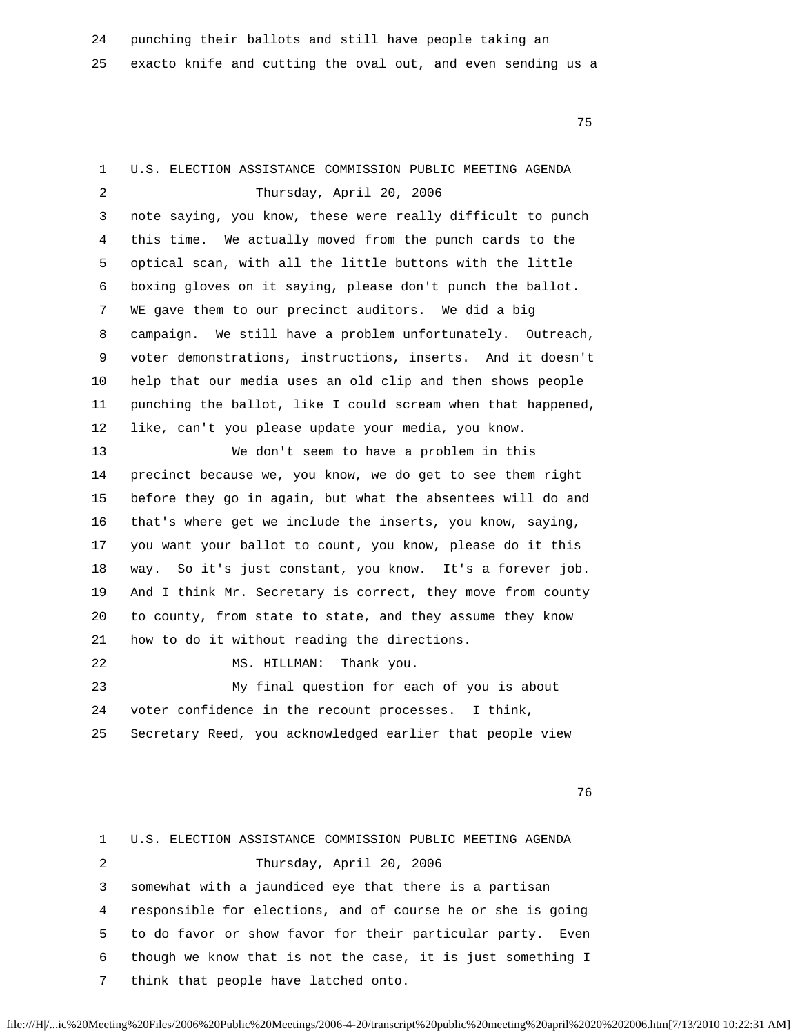24 punching their ballots and still have people taking an
25 exacto knife and cutting the oval out, and even sending us a

1 U.S. ELECTION ASSISTANCE COMMISSION PUBLIC MEETING AGENDA
2 Thursday, April 20, 2006
3 note saying, you know, these were really difficult to punch
4 this time. We actually moved from the punch cards to the
5 optical scan, with all the little buttons with the little
6 boxing gloves on it saying, please don't punch the ballot.
7 WE gave them to our precinct auditors. We did a big
8 campaign. We still have a problem unfortunately. Outreach,
9 voter demonstrations, instructions, inserts. And it doesn't
10 help that our media uses an old clip and then shows people
11 punching the ballot, like I could scream when that happened,
12 like, can't you please update your media, you know.
13 We don't seem to have a problem in this
14 precinct because we, you know, we do get to see them right
15 before they go in again, but what the absentees will do and
16 that's where get we include the inserts, you know, saying,
17 you want your ballot to count, you know, please do it this
18 way. So it's just constant, you know. It's a forever job.
19 And I think Mr. Secretary is correct, they move from county
20 to county, from state to state, and they assume they know
21 how to do it without reading the directions.
22 MS. HILLMAN: Thank you.
23 My final question for each of you is about
24 voter confidence in the recount processes. I think,
25 Secretary Reed, you acknowledged earlier that people view

1 U.S. ELECTION ASSISTANCE COMMISSION PUBLIC MEETING AGENDA
2 Thursday, April 20, 2006
3 somewhat with a jaundiced eye that there is a partisan
4 responsible for elections, and of course he or she is going
5 to do favor or show favor for their particular party. Even
6 though we know that is not the case, it is just something I
7 think that people have latched onto.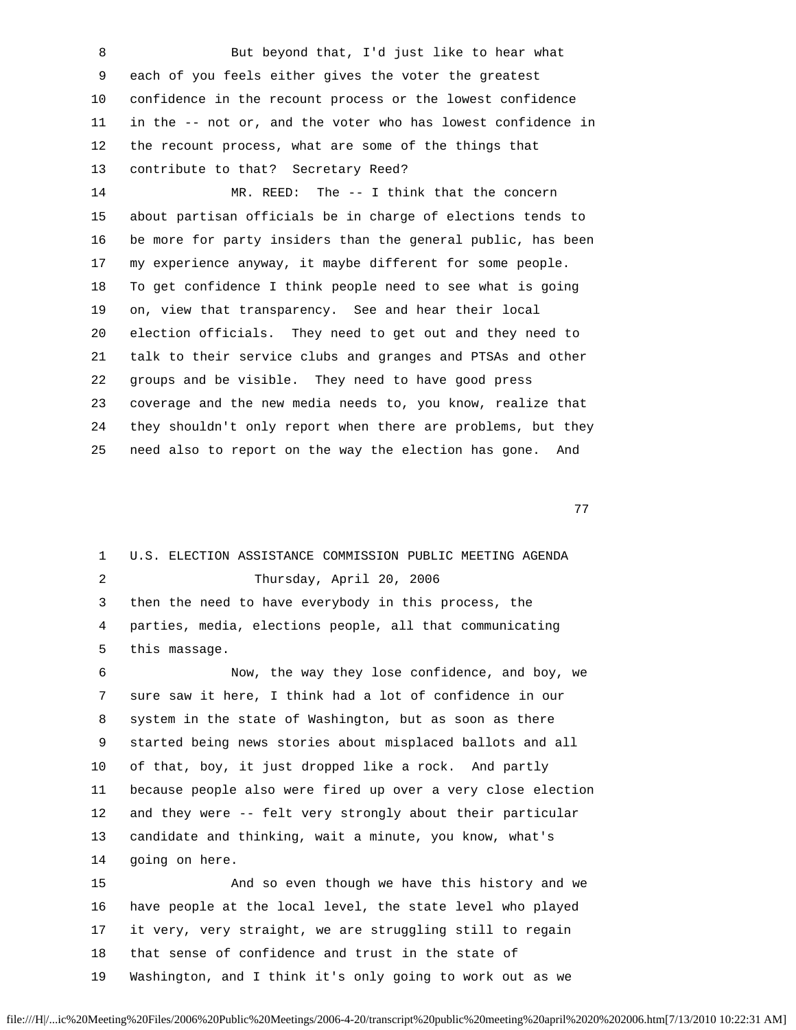But beyond that, I'd just like to hear what each of you feels either gives the voter the greatest confidence in the recount process or the lowest confidence in the -- not or, and the voter who has lowest confidence in the recount process, what are some of the things that contribute to that? Secretary Reed?

MR. REED: The -- I think that the concern about partisan officials be in charge of elections tends to be more for party insiders than the general public, has been my experience anyway, it maybe different for some people. To get confidence I think people need to see what is going on, view that transparency. See and hear their local election officials. They need to get out and they need to talk to their service clubs and granges and PTSAs and other groups and be visible. They need to have good press coverage and the new media needs to, you know, realize that they shouldn't only report when there are problems, but they need also to report on the way the election has gone. And then the need to have everybody in this process, the parties, media, elections people, all that communicating this massage.

Now, the way they lose confidence, and boy, we sure saw it here, I think had a lot of confidence in our system in the state of Washington, but as soon as there started being news stories about misplaced ballots and all of that, boy, it just dropped like a rock. And partly because people also were fired up over a very close election and they were -- felt very strongly about their particular candidate and thinking, wait a minute, you know, what's going on here.

And so even though we have this history and we have people at the local level, the state level who played it very, very straight, we are struggling still to regain that sense of confidence and trust in the state of Washington, and I think it's only going to work out as we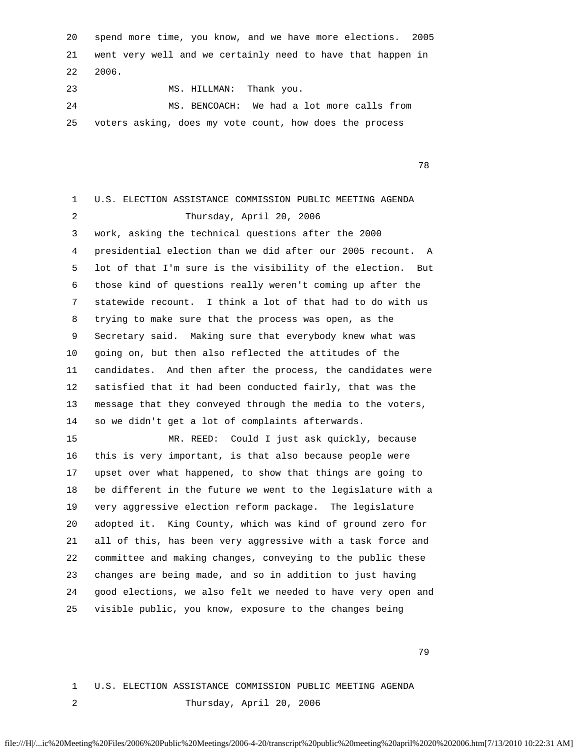spend more time, you know, and we have more elections. 2005 went very well and we certainly need to have that happen in 2006.

MS. HILLMAN: Thank you.

MS. BENCOACH: We had a lot more calls from voters asking, does my vote count, how does the process work, asking the technical questions after the 2000 presidential election than we did after our 2005 recount. A lot of that I'm sure is the visibility of the election. But those kind of questions really weren't coming up after the statewide recount. I think a lot of that had to do with us trying to make sure that the process was open, as the Secretary said. Making sure that everybody knew what was going on, but then also reflected the attitudes of the candidates. And then after the process, the candidates were satisfied that it had been conducted fairly, that was the message that they conveyed through the media to the voters, so we didn't get a lot of complaints afterwards.

MR. REED: Could I just ask quickly, because this is very important, is that also because people were upset over what happened, to show that things are going to be different in the future we went to the legislature with a very aggressive election reform package. The legislature adopted it. King County, which was kind of ground zero for all of this, has been very aggressive with a task force and committee and making changes, conveying to the public these changes are being made, and so in addition to just having good elections, we also felt we needed to have very open and visible public, you know, exposure to the changes being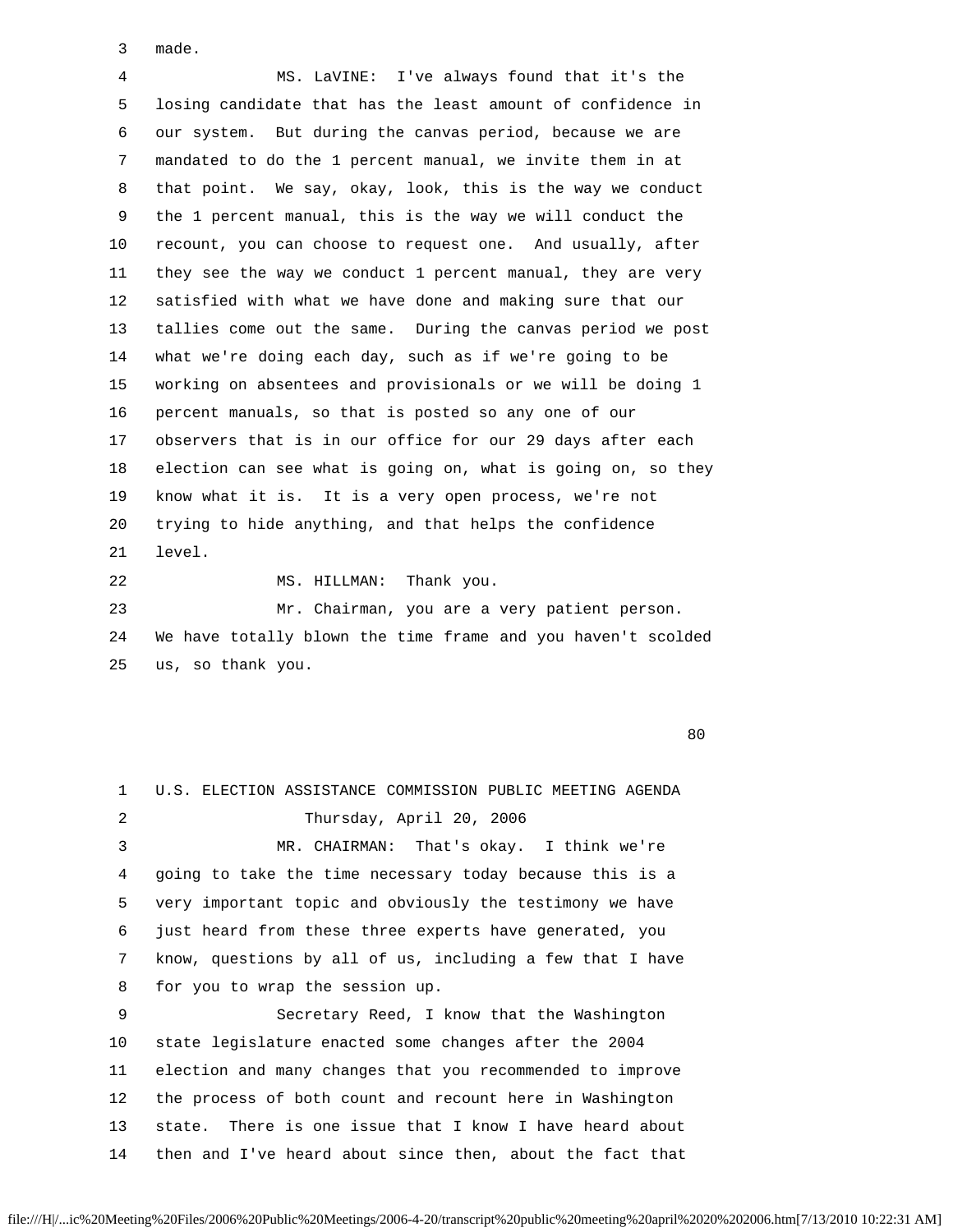made.

MS. LaVINE: I've always found that it's the losing candidate that has the least amount of confidence in our system. But during the canvas period, because we are mandated to do the 1 percent manual, we invite them in at that point. We say, okay, look, this is the way we conduct the 1 percent manual, this is the way we will conduct the recount, you can choose to request one. And usually, after they see the way we conduct 1 percent manual, they are very satisfied with what we have done and making sure that our tallies come out the same. During the canvas period we post what we're doing each day, such as if we're going to be working on absentees and provisionals or we will be doing 1 percent manuals, so that is posted so any one of our observers that is in our office for our 29 days after each election can see what is going on, what is going on, so they know what it is. It is a very open process, we're not trying to hide anything, and that helps the confidence level.

MS. HILLMAN: Thank you.

Mr. Chairman, you are a very patient person. We have totally blown the time frame and you haven't scolded us, so thank you.

MR. CHAIRMAN: That's okay. I think we're going to take the time necessary today because this is a very important topic and obviously the testimony we have just heard from these three experts have generated, you know, questions by all of us, including a few that I have for you to wrap the session up.

Secretary Reed, I know that the Washington state legislature enacted some changes after the 2004 election and many changes that you recommended to improve the process of both count and recount here in Washington state. There is one issue that I know I have heard about then and I've heard about since then, about the fact that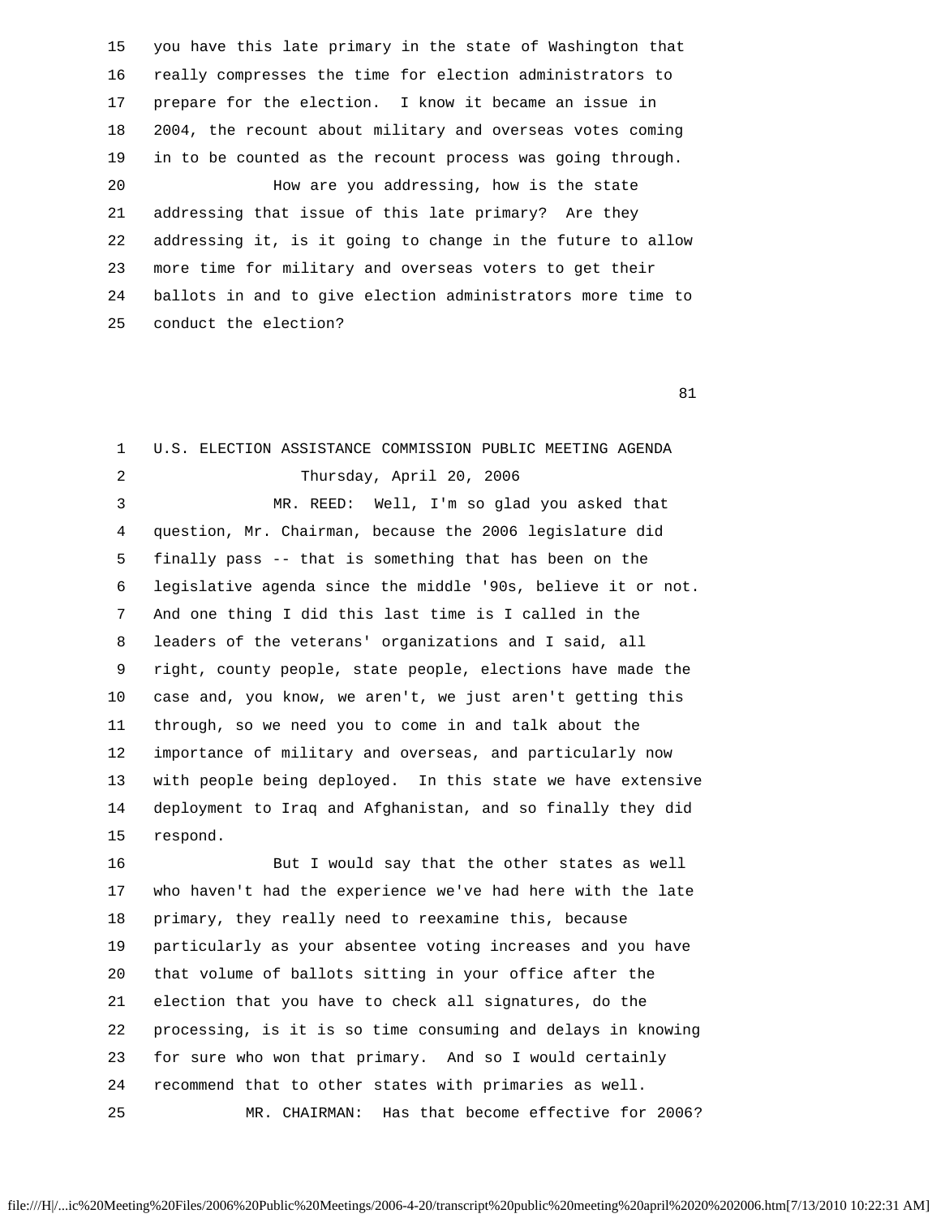you have this late primary in the state of Washington that really compresses the time for election administrators to prepare for the election. I know it became an issue in 2004, the recount about military and overseas votes coming in to be counted as the recount process was going through.

How are you addressing, how is the state addressing that issue of this late primary? Are they addressing it, is it going to change in the future to allow more time for military and overseas voters to get their ballots in and to give election administrators more time to conduct the election?

MR. REED: Well, I'm so glad you asked that question, Mr. Chairman, because the 2006 legislature did finally pass -- that is something that has been on the legislative agenda since the middle '90s, believe it or not. And one thing I did this last time is I called in the leaders of the veterans' organizations and I said, all right, county people, state people, elections have made the case and, you know, we aren't, we just aren't getting this through, so we need you to come in and talk about the importance of military and overseas, and particularly now with people being deployed. In this state we have extensive deployment to Iraq and Afghanistan, and so finally they did respond.

But I would say that the other states as well who haven't had the experience we've had here with the late primary, they really need to reexamine this, because particularly as your absentee voting increases and you have that volume of ballots sitting in your office after the election that you have to check all signatures, do the processing, is it is so time consuming and delays in knowing for sure who won that primary. And so I would certainly recommend that to other states with primaries as well.

MR. CHAIRMAN: Has that become effective for 2006?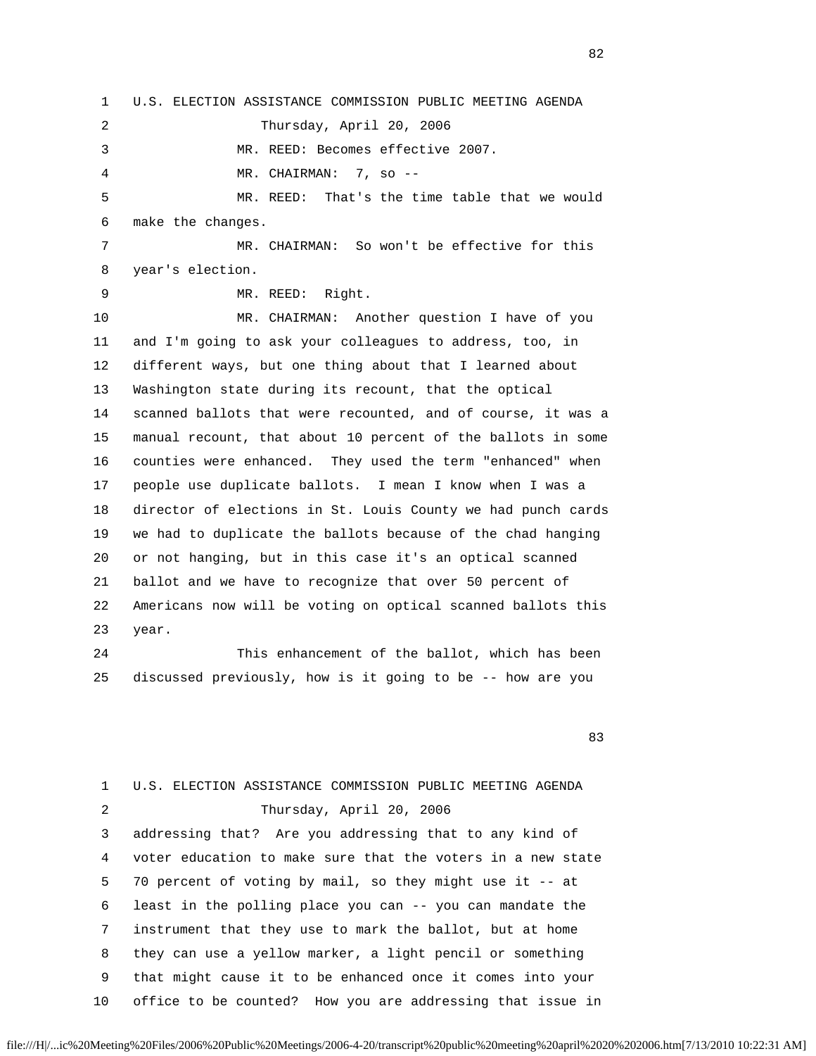MR. REED: Becomes effective 2007.

MR. CHAIRMAN: 7, so --

MR. REED: That's the time table that we would make the changes.

MR. CHAIRMAN: So won't be effective for this year's election.

MR. REED: Right.

MR. CHAIRMAN: Another question I have of you and I'm going to ask your colleagues to address, too, in different ways, but one thing about that I learned about Washington state during its recount, that the optical scanned ballots that were recounted, and of course, it was a manual recount, that about 10 percent of the ballots in some counties were enhanced. They used the term "enhanced" when people use duplicate ballots. I mean I know when I was a director of elections in St. Louis County we had punch cards we had to duplicate the ballots because of the chad hanging or not hanging, but in this case it's an optical scanned ballot and we have to recognize that over 50 percent of Americans now will be voting on optical scanned ballots this year.

This enhancement of the ballot, which has been discussed previously, how is it going to be -- how are you addressing that? Are you addressing that to any kind of voter education to make sure that the voters in a new state 70 percent of voting by mail, so they might use it -- at least in the polling place you can -- you can mandate the instrument that they use to mark the ballot, but at home they can use a yellow marker, a light pencil or something that might cause it to be enhanced once it comes into your office to be counted? How you are addressing that issue in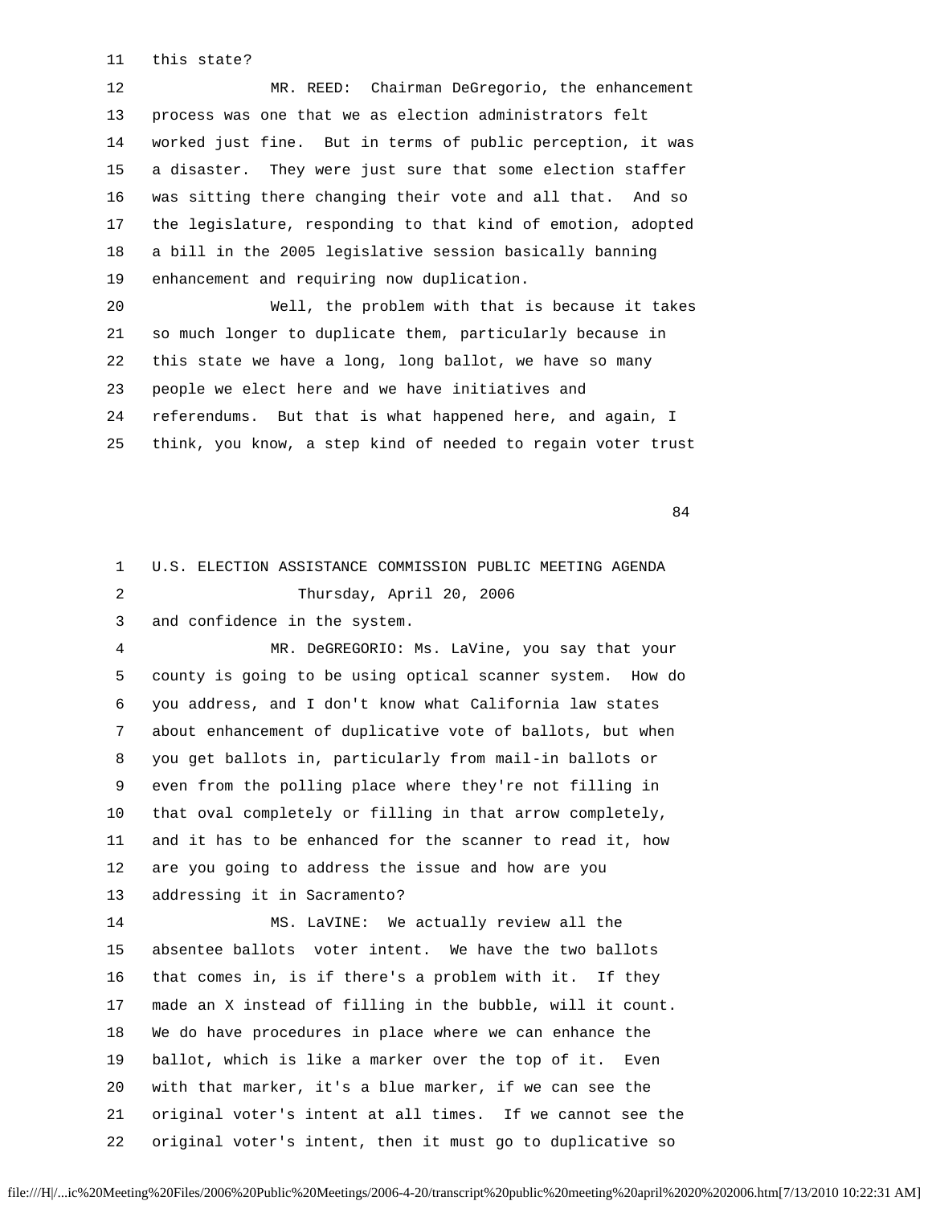this state?

MR. REED: Chairman DeGregorio, the enhancement process was one that we as election administrators felt worked just fine. But in terms of public perception, it was a disaster. They were just sure that some election staffer was sitting there changing their vote and all that. And so the legislature, responding to that kind of emotion, adopted a bill in the 2005 legislative session basically banning enhancement and requiring now duplication.

Well, the problem with that is because it takes so much longer to duplicate them, particularly because in this state we have a long, long ballot, we have so many people we elect here and we have initiatives and referendums. But that is what happened here, and again, I think, you know, a step kind of needed to regain voter trust and confidence in the system.

MR. DeGREGORIO: Ms. LaVine, you say that your county is going to be using optical scanner system. How do you address, and I don't know what California law states about enhancement of duplicative vote of ballots, but when you get ballots in, particularly from mail-in ballots or even from the polling place where they're not filling in that oval completely or filling in that arrow completely, and it has to be enhanced for the scanner to read it, how are you going to address the issue and how are you addressing it in Sacramento?

MS. LaVINE: We actually review all the absentee ballots voter intent. We have the two ballots that comes in, is if there's a problem with it. If they made an X instead of filling in the bubble, will it count. We do have procedures in place where we can enhance the ballot, which is like a marker over the top of it. Even with that marker, it's a blue marker, if we can see the original voter's intent at all times. If we cannot see the original voter's intent, then it must go to duplicative so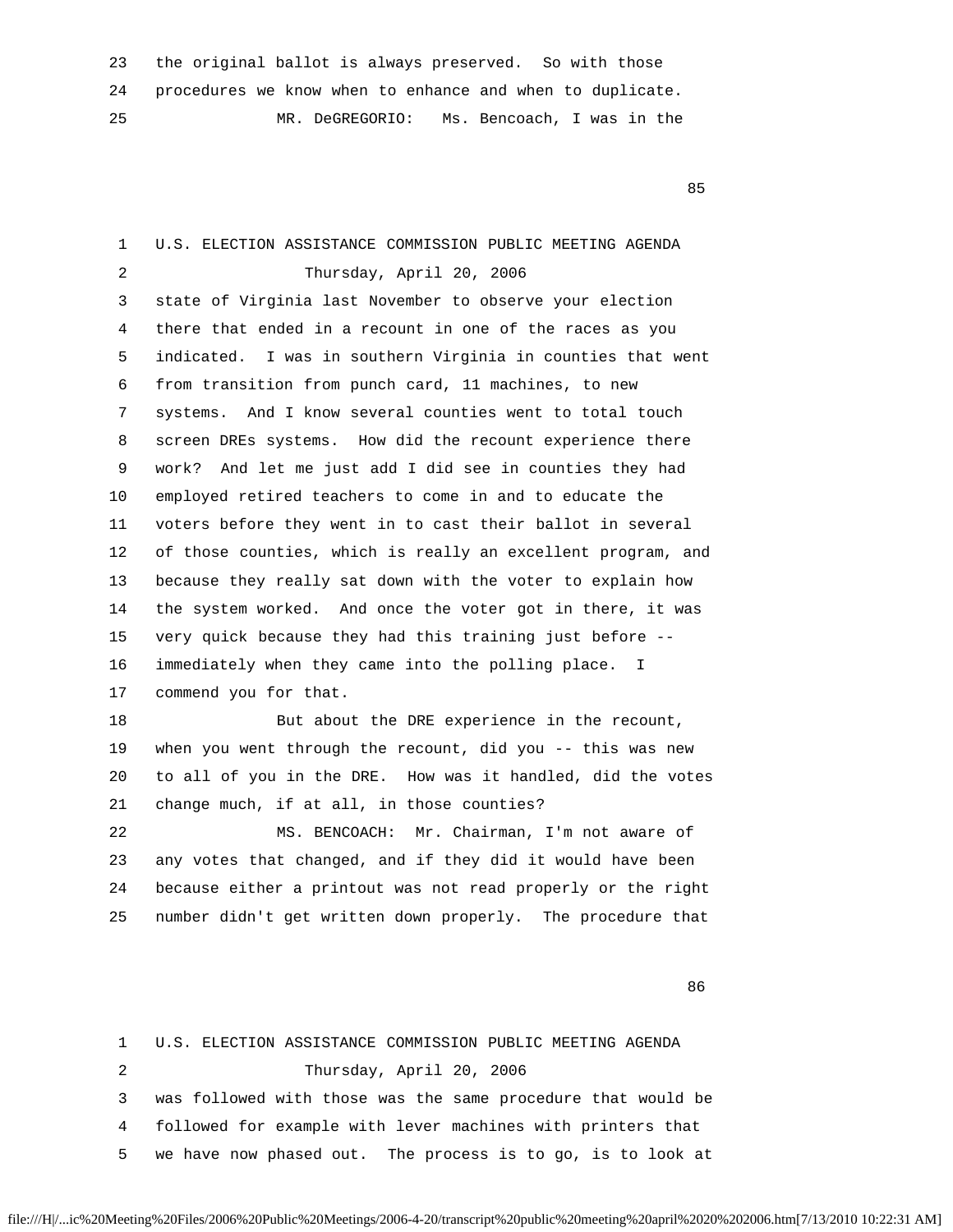23 the original ballot is always preserved. So with those
24 procedures we know when to enhance and when to duplicate.
25 MR. DeGREGORIO: Ms. Bencoach, I was in the

1 U.S. ELECTION ASSISTANCE COMMISSION PUBLIC MEETING AGENDA
2 Thursday, April 20, 2006
3 state of Virginia last November to observe your election
4 there that ended in a recount in one of the races as you
5 indicated. I was in southern Virginia in counties that went
6 from transition from punch card, 11 machines, to new
7 systems. And I know several counties went to total touch
8 screen DREs systems. How did the recount experience there
9 work? And let me just add I did see in counties they had
10 employed retired teachers to come in and to educate the
11 voters before they went in to cast their ballot in several
12 of those counties, which is really an excellent program, and
13 because they really sat down with the voter to explain how
14 the system worked. And once the voter got in there, it was
15 very quick because they had this training just before --
16 immediately when they came into the polling place. I
17 commend you for that.
18 But about the DRE experience in the recount,
19 when you went through the recount, did you -- this was new
20 to all of you in the DRE. How was it handled, did the votes
21 change much, if at all, in those counties?
22 MS. BENCOACH: Mr. Chairman, I'm not aware of
23 any votes that changed, and if they did it would have been
24 because either a printout was not read properly or the right
25 number didn't get written down properly. The procedure that

1 U.S. ELECTION ASSISTANCE COMMISSION PUBLIC MEETING AGENDA
2 Thursday, April 20, 2006
3 was followed with those was the same procedure that would be
4 followed for example with lever machines with printers that
5 we have now phased out. The process is to go, is to look at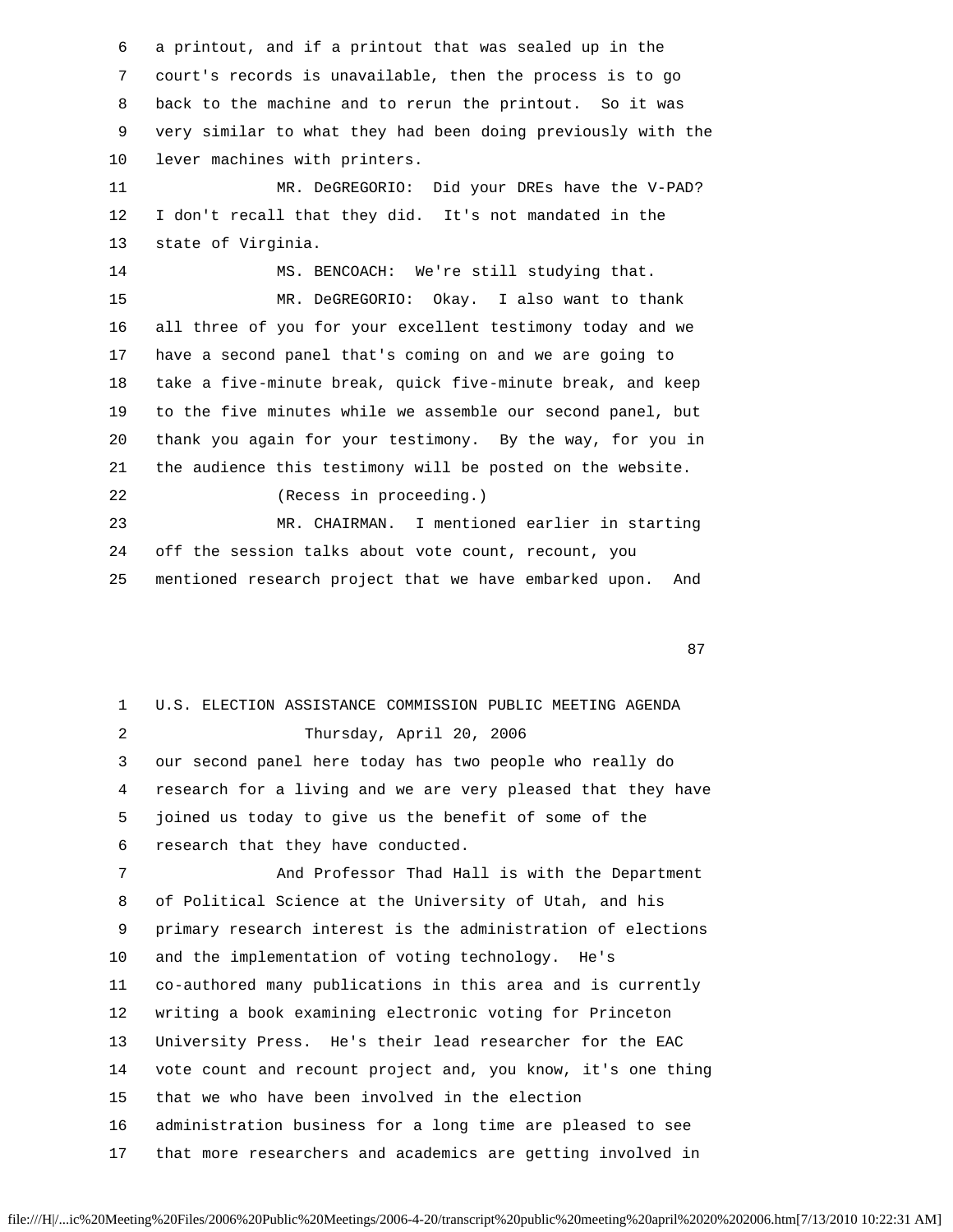a printout, and if a printout that was sealed up in the court's records is unavailable, then the process is to go back to the machine and to rerun the printout. So it was very similar to what they had been doing previously with the lever machines with printers.

MR. DeGREGORIO: Did your DREs have the V-PAD? I don't recall that they did. It's not mandated in the state of Virginia.

MS. BENCOACH: We're still studying that.

MR. DeGREGORIO: Okay. I also want to thank all three of you for your excellent testimony today and we have a second panel that's coming on and we are going to take a five-minute break, quick five-minute break, and keep to the five minutes while we assemble our second panel, but thank you again for your testimony. By the way, for you in the audience this testimony will be posted on the website.

(Recess in proceeding.)

MR. CHAIRMAN. I mentioned earlier in starting off the session talks about vote count, recount, you mentioned research project that we have embarked upon. And our second panel here today has two people who really do research for a living and we are very pleased that they have joined us today to give us the benefit of some of the research that they have conducted.

And Professor Thad Hall is with the Department of Political Science at the University of Utah, and his primary research interest is the administration of elections and the implementation of voting technology. He's co-authored many publications in this area and is currently writing a book examining electronic voting for Princeton University Press. He's their lead researcher for the EAC vote count and recount project and, you know, it's one thing that we who have been involved in the election administration business for a long time are pleased to see that more researchers and academics are getting involved in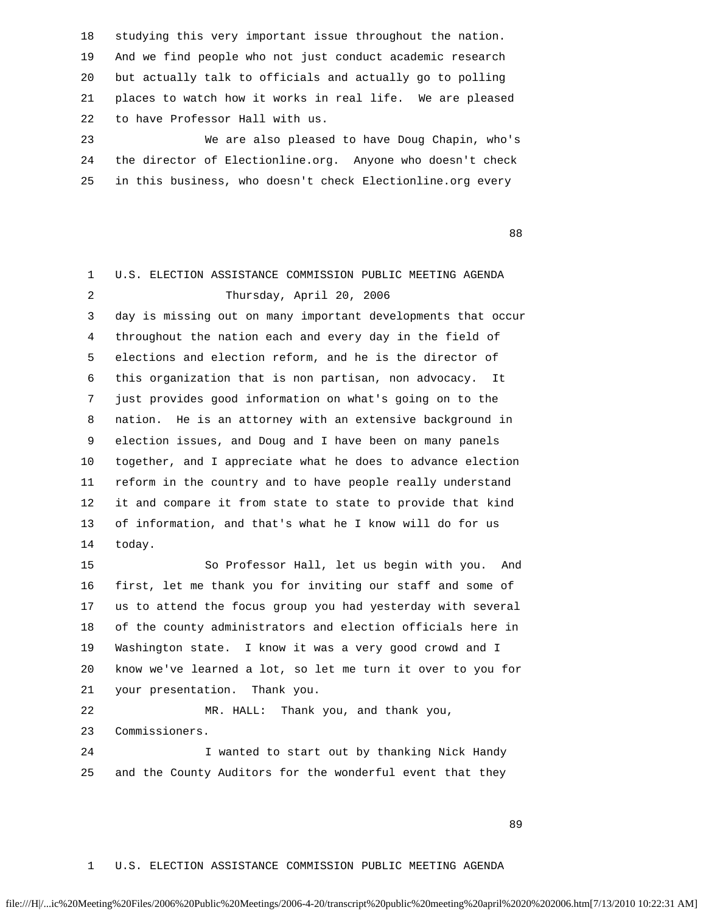18 studying this very important issue throughout the nation.
19 And we find people who not just conduct academic research
20 but actually talk to officials and actually go to polling
21 places to watch how it works in real life. We are pleased
22 to have Professor Hall with us.
23 We are also pleased to have Doug Chapin, who's
24 the director of Electionline.org. Anyone who doesn't check
25 in this business, who doesn't check Electionline.org every

1 U.S. ELECTION ASSISTANCE COMMISSION PUBLIC MEETING AGENDA
2 Thursday, April 20, 2006
3 day is missing out on many important developments that occur
4 throughout the nation each and every day in the field of
5 elections and election reform, and he is the director of
6 this organization that is non partisan, non advocacy. It
7 just provides good information on what's going on to the
8 nation. He is an attorney with an extensive background in
9 election issues, and Doug and I have been on many panels
10 together, and I appreciate what he does to advance election
11 reform in the country and to have people really understand
12 it and compare it from state to state to provide that kind
13 of information, and that's what he I know will do for us
14 today.
15 So Professor Hall, let us begin with you. And
16 first, let me thank you for inviting our staff and some of
17 us to attend the focus group you had yesterday with several
18 of the county administrators and election officials here in
19 Washington state. I know it was a very good crowd and I
20 know we've learned a lot, so let me turn it over to you for
21 your presentation. Thank you.
22 MR. HALL: Thank you, and thank you,
23 Commissioners.
24 I wanted to start out by thanking Nick Handy
25 and the County Auditors for the wonderful event that they

1 U.S. ELECTION ASSISTANCE COMMISSION PUBLIC MEETING AGENDA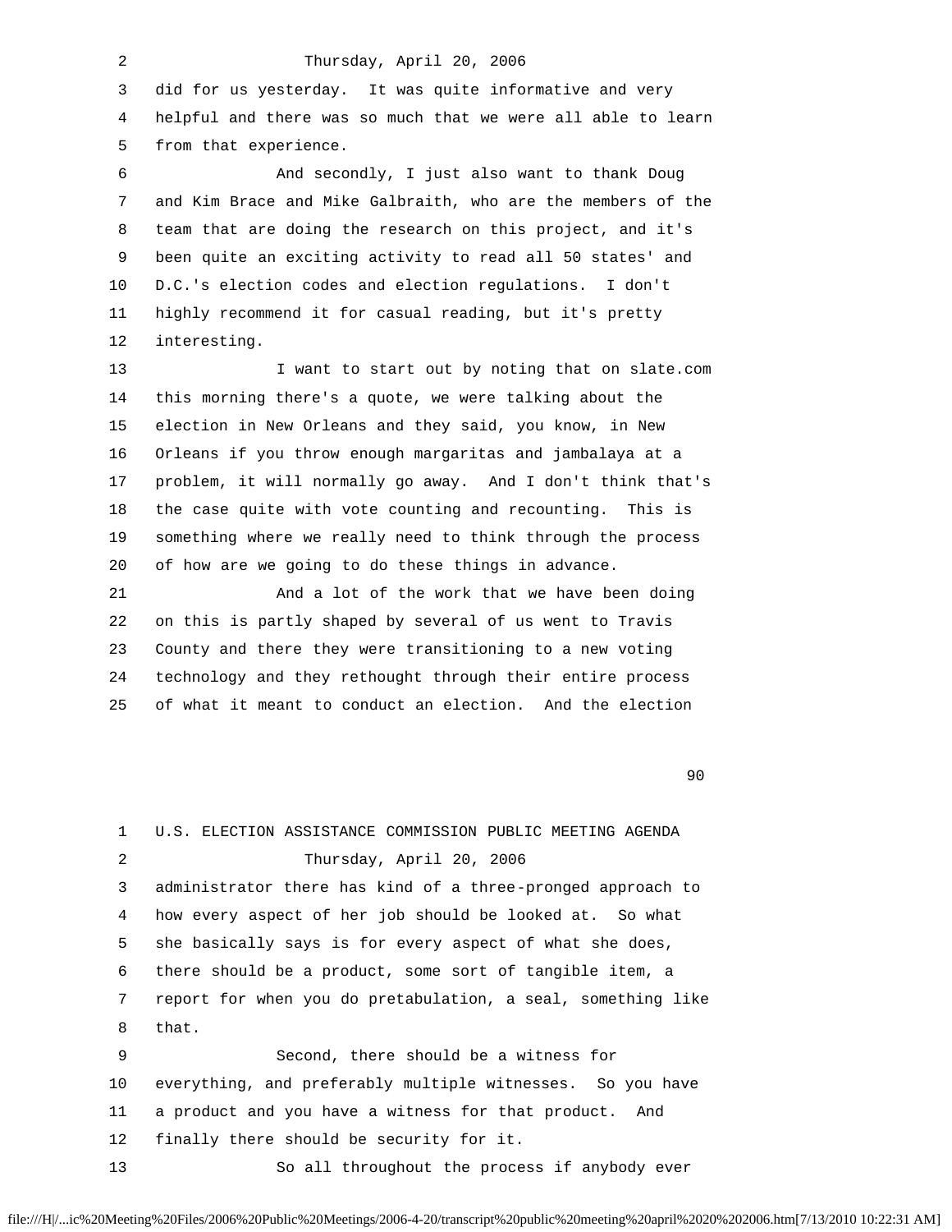did for us yesterday. It was quite informative and very helpful and there was so much that we were all able to learn from that experience.

And secondly, I just also want to thank Doug and Kim Brace and Mike Galbraith, who are the members of the team that are doing the research on this project, and it's been quite an exciting activity to read all 50 states' and D.C.'s election codes and election regulations. I don't highly recommend it for casual reading, but it's pretty interesting.

I want to start out by noting that on slate.com this morning there's a quote, we were talking about the election in New Orleans and they said, you know, in New Orleans if you throw enough margaritas and jambalaya at a problem, it will normally go away. And I don't think that's the case quite with vote counting and recounting. This is something where we really need to think through the process of how are we going to do these things in advance.

And a lot of the work that we have been doing on this is partly shaped by several of us went to Travis County and there they were transitioning to a new voting technology and they rethought through their entire process of what it meant to conduct an election. And the election administrator there has kind of a three-pronged approach to how every aspect of her job should be looked at. So what she basically says is for every aspect of what she does, there should be a product, some sort of tangible item, a report for when you do pretabulation, a seal, something like that.

Second, there should be a witness for everything, and preferably multiple witnesses. So you have a product and you have a witness for that product. And finally there should be security for it.

So all throughout the process if anybody ever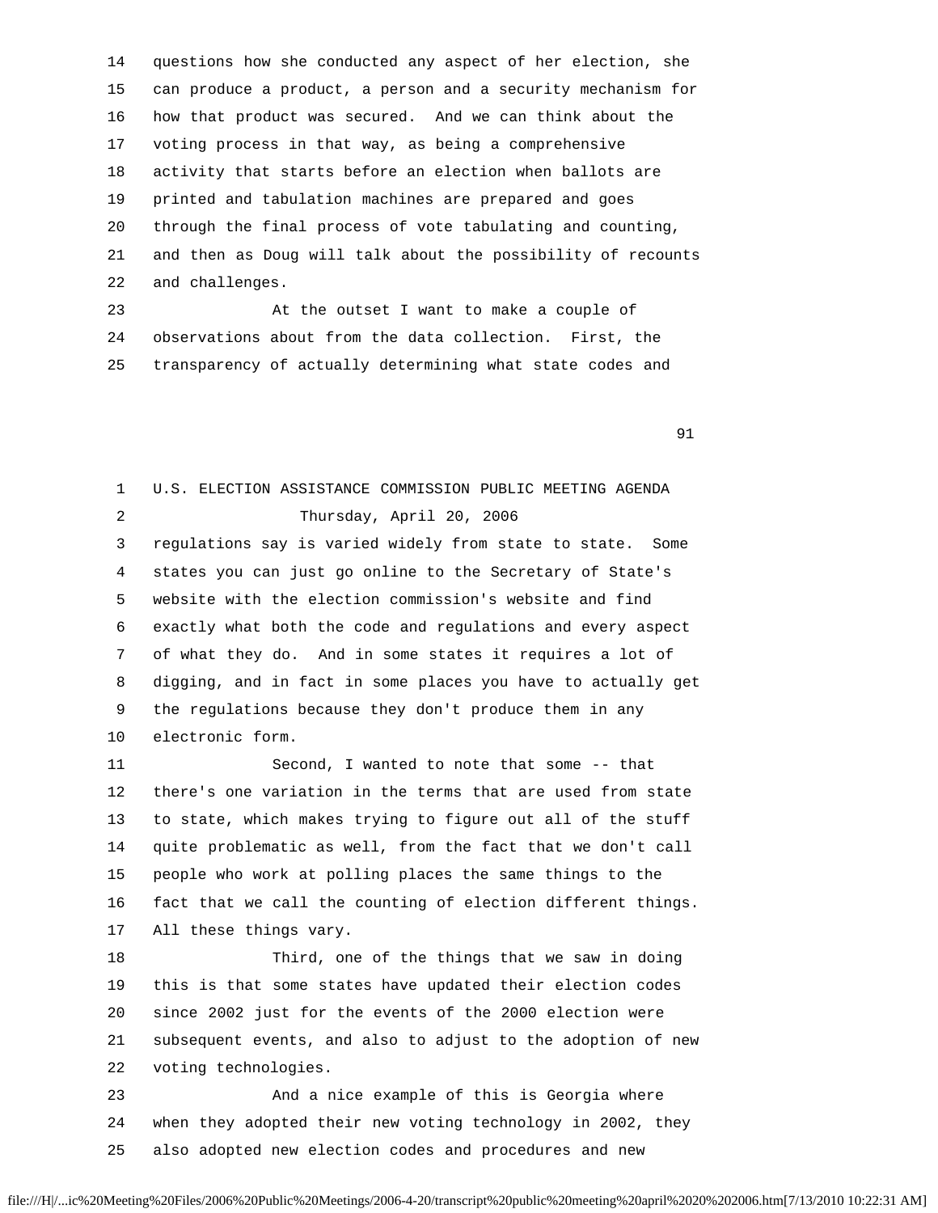questions how she conducted any aspect of her election, she can produce a product, a person and a security mechanism for how that product was secured. And we can think about the voting process in that way, as being a comprehensive activity that starts before an election when ballots are printed and tabulation machines are prepared and goes through the final process of vote tabulating and counting, and then as Doug will talk about the possibility of recounts and challenges.

At the outset I want to make a couple of observations about from the data collection. First, the transparency of actually determining what state codes and regulations say is varied widely from state to state. Some states you can just go online to the Secretary of State's website with the election commission's website and find exactly what both the code and regulations and every aspect of what they do. And in some states it requires a lot of digging, and in fact in some places you have to actually get the regulations because they don't produce them in any electronic form.

Second, I wanted to note that some -- that there's one variation in the terms that are used from state to state, which makes trying to figure out all of the stuff quite problematic as well, from the fact that we don't call people who work at polling places the same things to the fact that we call the counting of election different things. All these things vary.

Third, one of the things that we saw in doing this is that some states have updated their election codes since 2002 just for the events of the 2000 election were subsequent events, and also to adjust to the adoption of new voting technologies.

And a nice example of this is Georgia where when they adopted their new voting technology in 2002, they also adopted new election codes and procedures and new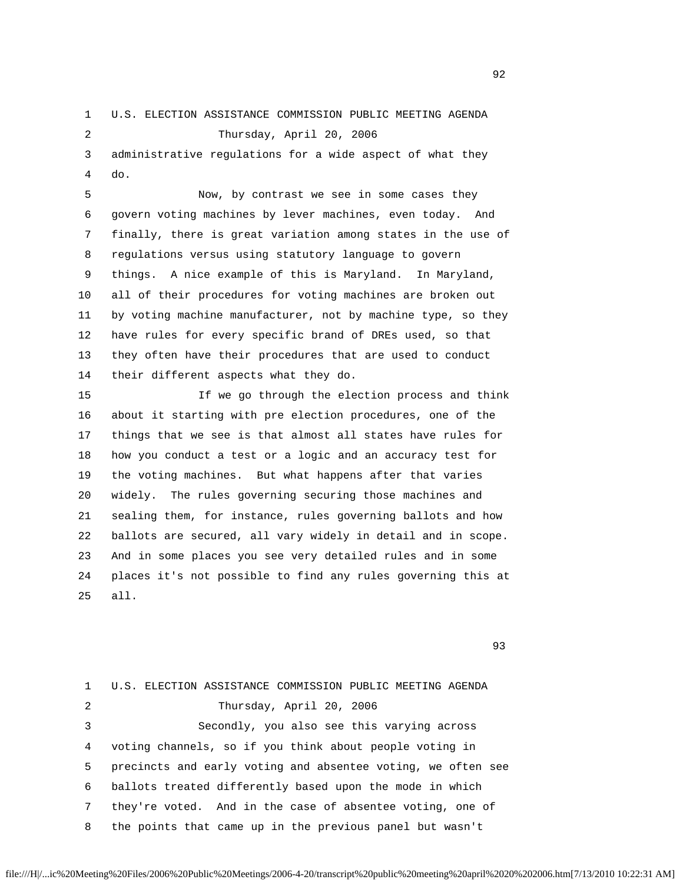administrative regulations for a wide aspect of what they do.

Now, by contrast we see in some cases they govern voting machines by lever machines, even today. And finally, there is great variation among states in the use of regulations versus using statutory language to govern things. A nice example of this is Maryland. In Maryland, all of their procedures for voting machines are broken out by voting machine manufacturer, not by machine type, so they have rules for every specific brand of DREs used, so that they often have their procedures that are used to conduct their different aspects what they do.

If we go through the election process and think about it starting with pre election procedures, one of the things that we see is that almost all states have rules for how you conduct a test or a logic and an accuracy test for the voting machines. But what happens after that varies widely. The rules governing securing those machines and sealing them, for instance, rules governing ballots and how ballots are secured, all vary widely in detail and in scope. And in some places you see very detailed rules and in some places it's not possible to find any rules governing this at all.

Secondly, you also see this varying across voting channels, so if you think about people voting in precincts and early voting and absentee voting, we often see ballots treated differently based upon the mode in which they're voted. And in the case of absentee voting, one of the points that came up in the previous panel but wasn't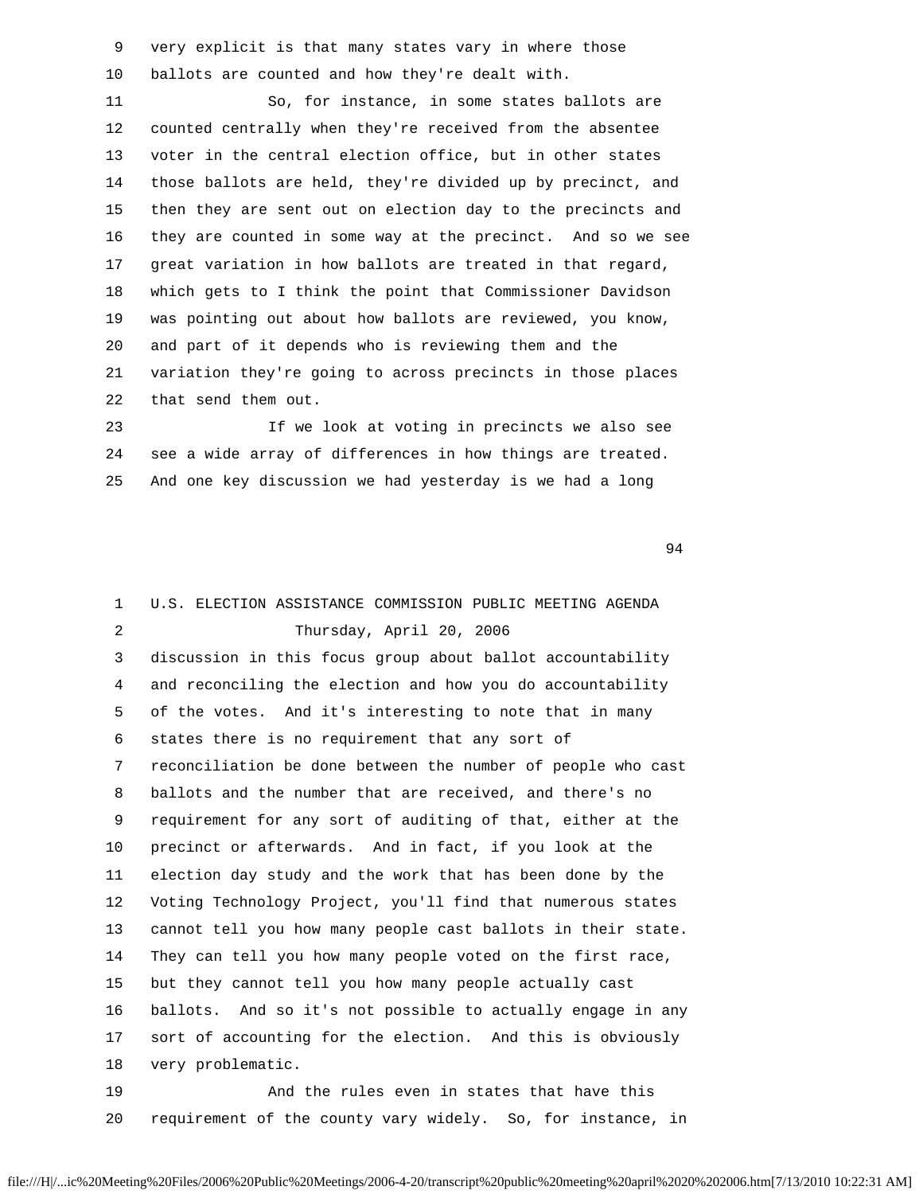very explicit is that many states vary in where those ballots are counted and how they're dealt with.

So, for instance, in some states ballots are counted centrally when they're received from the absentee voter in the central election office, but in other states those ballots are held, they're divided up by precinct, and then they are sent out on election day to the precincts and they are counted in some way at the precinct. And so we see great variation in how ballots are treated in that regard, which gets to I think the point that Commissioner Davidson was pointing out about how ballots are reviewed, you know, and part of it depends who is reviewing them and the variation they're going to across precincts in those places that send them out.

If we look at voting in precincts we also see see a wide array of differences in how things are treated. And one key discussion we had yesterday is we had a long

U.S. ELECTION ASSISTANCE COMMISSION PUBLIC MEETING AGENDA
Thursday, April 20, 2006

discussion in this focus group about ballot accountability and reconciling the election and how you do accountability of the votes. And it's interesting to note that in many states there is no requirement that any sort of reconciliation be done between the number of people who cast ballots and the number that are received, and there's no requirement for any sort of auditing of that, either at the precinct or afterwards. And in fact, if you look at the election day study and the work that has been done by the Voting Technology Project, you'll find that numerous states cannot tell you how many people cast ballots in their state. They can tell you how many people voted on the first race, but they cannot tell you how many people actually cast ballots. And so it's not possible to actually engage in any sort of accounting for the election. And this is obviously very problematic.

And the rules even in states that have this requirement of the county vary widely. So, for instance, in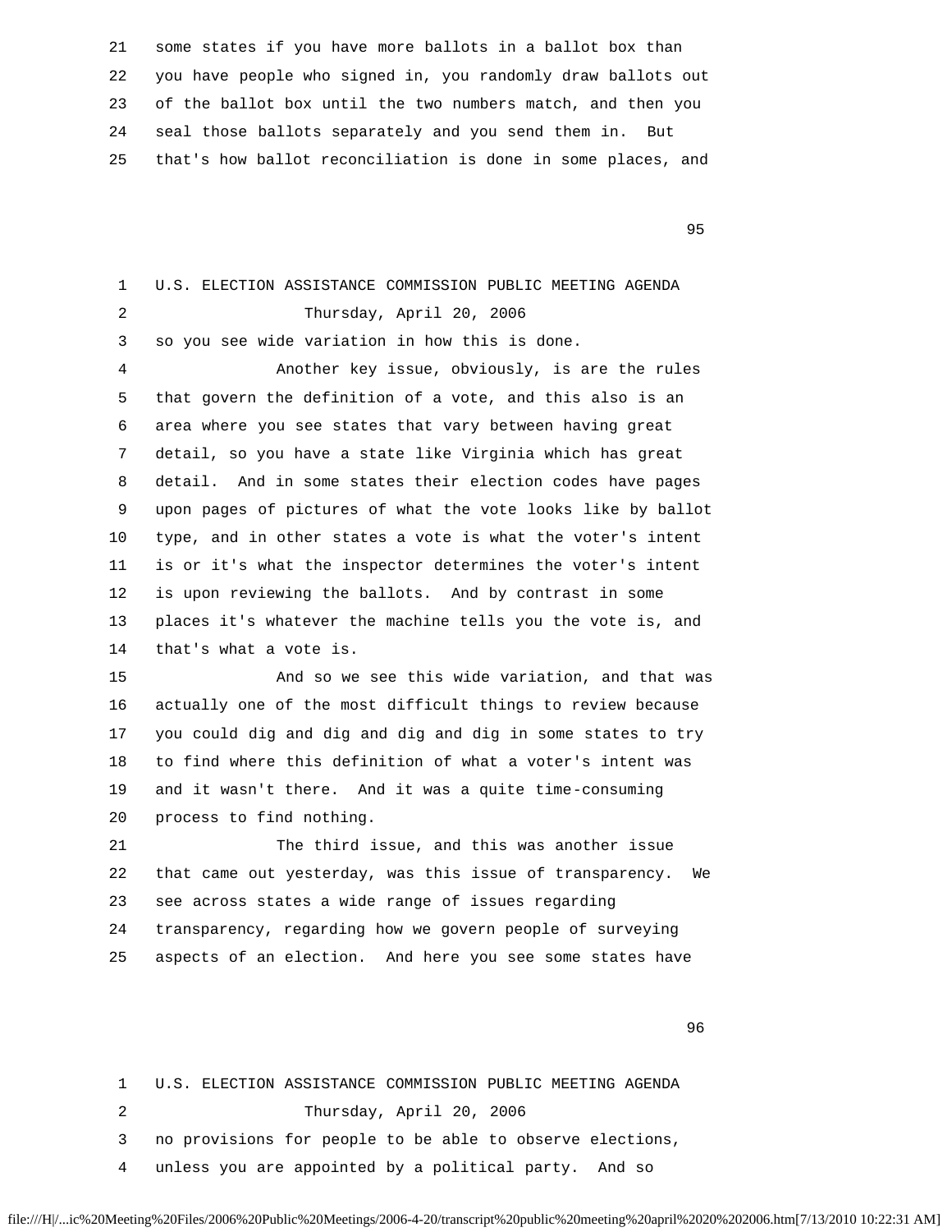some states if you have more ballots in a ballot box than you have people who signed in, you randomly draw ballots out of the ballot box until the two numbers match, and then you seal those ballots separately and you send them in. But that's how ballot reconciliation is done in some places, and

so you see wide variation in how this is done.

Another key issue, obviously, is are the rules that govern the definition of a vote, and this also is an area where you see states that vary between having great detail, so you have a state like Virginia which has great detail. And in some states their election codes have pages upon pages of pictures of what the vote looks like by ballot type, and in other states a vote is what the voter's intent is or it's what the inspector determines the voter's intent is upon reviewing the ballots. And by contrast in some places it's whatever the machine tells you the vote is, and that's what a vote is.

And so we see this wide variation, and that was actually one of the most difficult things to review because you could dig and dig and dig and dig in some states to try to find where this definition of what a voter's intent was and it wasn't there. And it was a quite time-consuming process to find nothing.

The third issue, and this was another issue that came out yesterday, was this issue of transparency. We see across states a wide range of issues regarding transparency, regarding how we govern people of surveying aspects of an election. And here you see some states have

no provisions for people to be able to observe elections, unless you are appointed by a political party. And so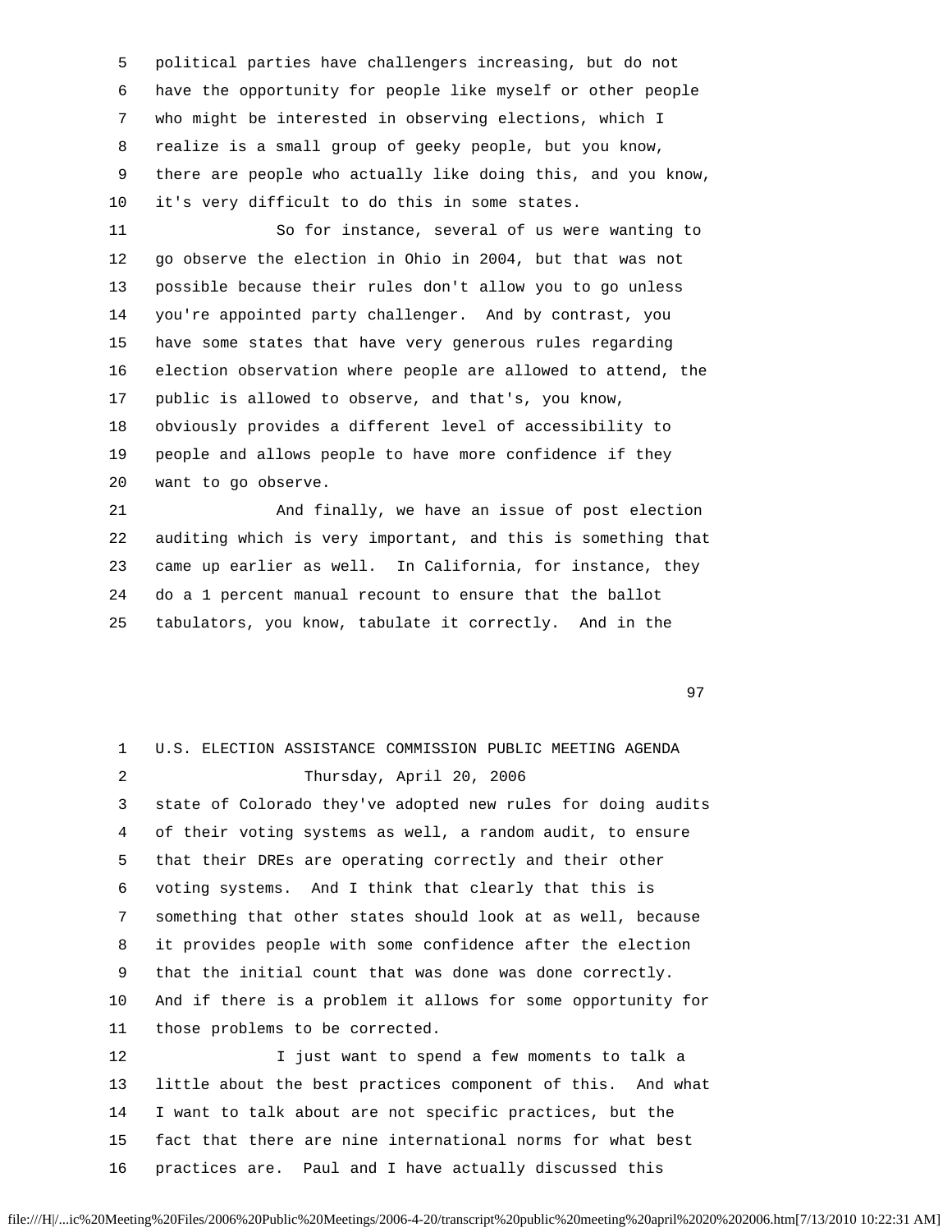political parties have challengers increasing, but do not have the opportunity for people like myself or other people who might be interested in observing elections, which I realize is a small group of geeky people, but you know, there are people who actually like doing this, and you know, it's very difficult to do this in some states.

So for instance, several of us were wanting to go observe the election in Ohio in 2004, but that was not possible because their rules don't allow you to go unless you're appointed party challenger. And by contrast, you have some states that have very generous rules regarding election observation where people are allowed to attend, the public is allowed to observe, and that's, you know, obviously provides a different level of accessibility to people and allows people to have more confidence if they want to go observe.

And finally, we have an issue of post election auditing which is very important, and this is something that came up earlier as well. In California, for instance, they do a 1 percent manual recount to ensure that the ballot tabulators, you know, tabulate it correctly. And in the state of Colorado they've adopted new rules for doing audits of their voting systems as well, a random audit, to ensure that their DREs are operating correctly and their other voting systems. And I think that clearly that this is something that other states should look at as well, because it provides people with some confidence after the election that the initial count that was done was done correctly. And if there is a problem it allows for some opportunity for those problems to be corrected.

I just want to spend a few moments to talk a little about the best practices component of this. And what I want to talk about are not specific practices, but the fact that there are nine international norms for what best practices are. Paul and I have actually discussed this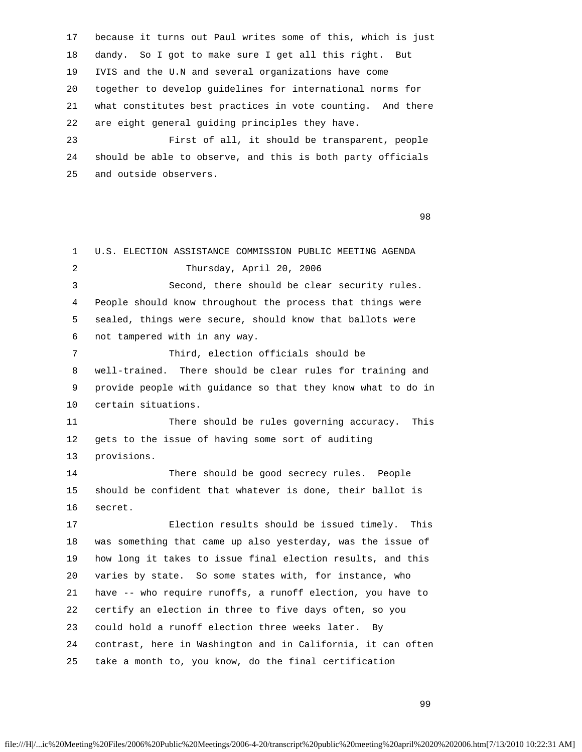because it turns out Paul writes some of this, which is just dandy. So I got to make sure I get all this right. But IVIS and the U.N and several organizations have come together to develop guidelines for international norms for what constitutes best practices in vote counting. And there are eight general guiding principles they have.

First of all, it should be transparent, people should be able to observe, and this is both party officials and outside observers.

U.S. ELECTION ASSISTANCE COMMISSION PUBLIC MEETING AGENDA
Thursday, April 20, 2006

Second, there should be clear security rules. People should know throughout the process that things were sealed, things were secure, should know that ballots were not tampered with in any way.

Third, election officials should be well-trained. There should be clear rules for training and provide people with guidance so that they know what to do in certain situations.

There should be rules governing accuracy. This gets to the issue of having some sort of auditing provisions.

There should be good secrecy rules. People should be confident that whatever is done, their ballot is secret.

Election results should be issued timely. This was something that came up also yesterday, was the issue of how long it takes to issue final election results, and this varies by state. So some states with, for instance, who have -- who require runoffs, a runoff election, you have to certify an election in three to five days often, so you could hold a runoff election three weeks later. By contrast, here in Washington and in California, it can often take a month to, you know, do the final certification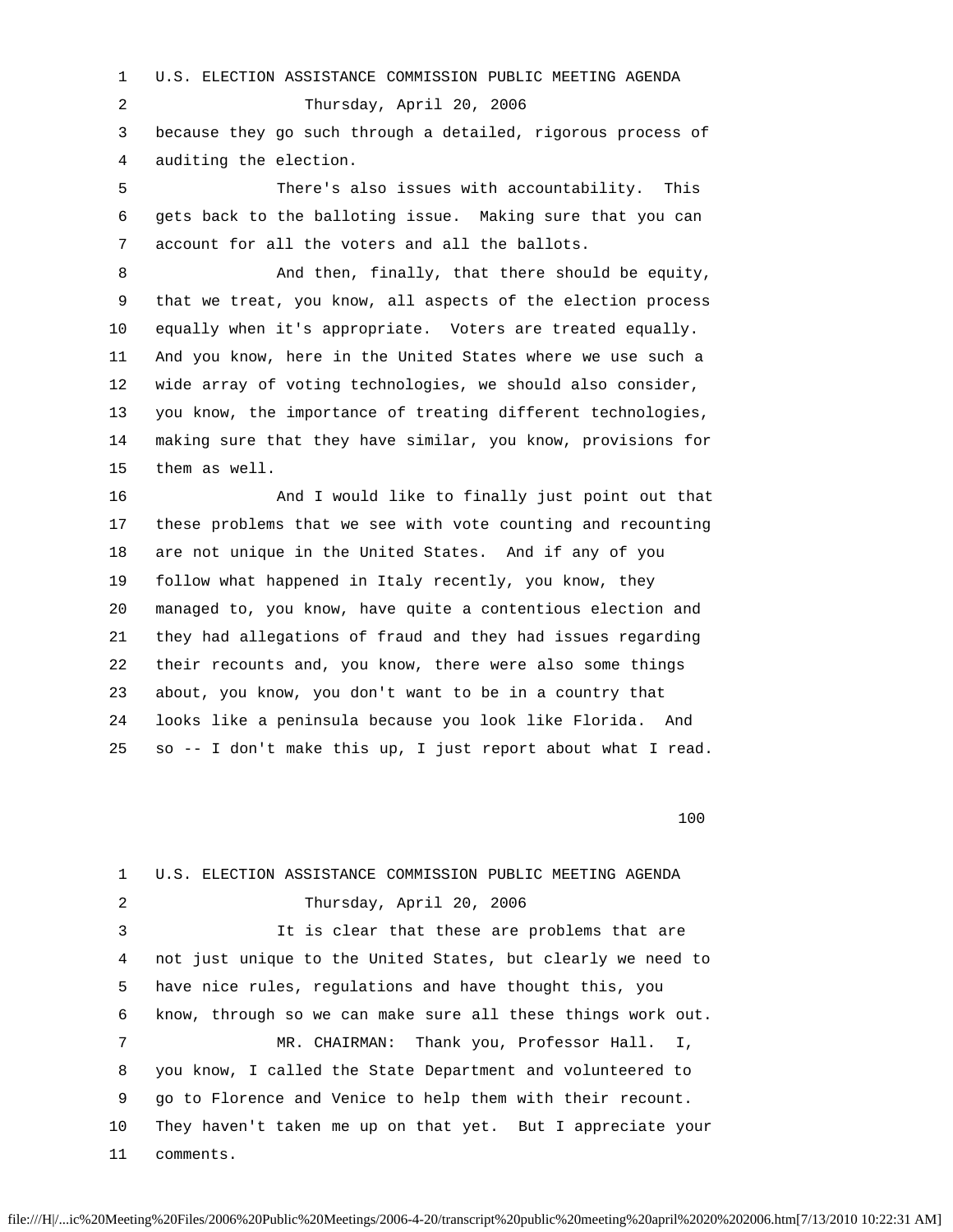because they go such through a detailed, rigorous process of auditing the election.

There's also issues with accountability. This gets back to the balloting issue. Making sure that you can account for all the voters and all the ballots.

And then, finally, that there should be equity, that we treat, you know, all aspects of the election process equally when it's appropriate. Voters are treated equally. And you know, here in the United States where we use such a wide array of voting technologies, we should also consider, you know, the importance of treating different technologies, making sure that they have similar, you know, provisions for them as well.

And I would like to finally just point out that these problems that we see with vote counting and recounting are not unique in the United States. And if any of you follow what happened in Italy recently, you know, they managed to, you know, have quite a contentious election and they had allegations of fraud and they had issues regarding their recounts and, you know, there were also some things about, you know, you don't want to be in a country that looks like a peninsula because you look like Florida. And so -- I don't make this up, I just report about what I read.

It is clear that these are problems that are not just unique to the United States, but clearly we need to have nice rules, regulations and have thought this, you know, through so we can make sure all these things work out.

MR. CHAIRMAN: Thank you, Professor Hall. I, you know, I called the State Department and volunteered to go to Florence and Venice to help them with their recount. They haven't taken me up on that yet. But I appreciate your comments.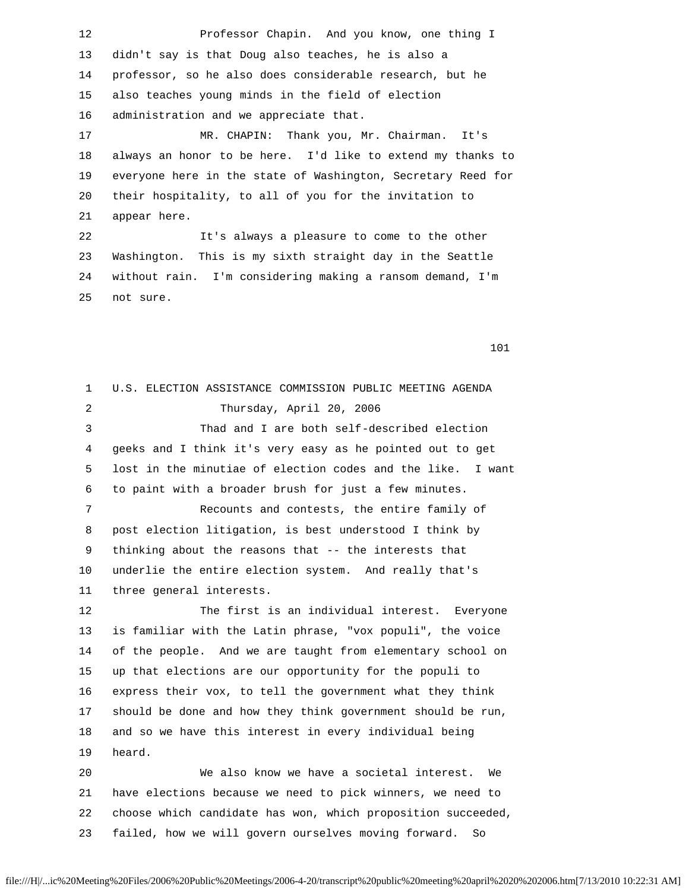Professor Chapin. And you know, one thing I didn't say is that Doug also teaches, he is also a professor, so he also does considerable research, but he also teaches young minds in the field of election administration and we appreciate that.

MR. CHAPIN: Thank you, Mr. Chairman. It's always an honor to be here. I'd like to extend my thanks to everyone here in the state of Washington, Secretary Reed for their hospitality, to all of you for the invitation to appear here.

It's always a pleasure to come to the other Washington. This is my sixth straight day in the Seattle without rain. I'm considering making a ransom demand, I'm not sure.

U.S. ELECTION ASSISTANCE COMMISSION PUBLIC MEETING AGENDA

Thursday, April 20, 2006

Thad and I are both self-described election geeks and I think it's very easy as he pointed out to get lost in the minutiae of election codes and the like. I want to paint with a broader brush for just a few minutes.

Recounts and contests, the entire family of post election litigation, is best understood I think by thinking about the reasons that -- the interests that underlie the entire election system. And really that's three general interests.

The first is an individual interest. Everyone is familiar with the Latin phrase, "vox populi", the voice of the people. And we are taught from elementary school on up that elections are our opportunity for the populi to express their vox, to tell the government what they think should be done and how they think government should be run, and so we have this interest in every individual being heard.

We also know we have a societal interest. We have elections because we need to pick winners, we need to choose which candidate has won, which proposition succeeded, failed, how we will govern ourselves moving forward. So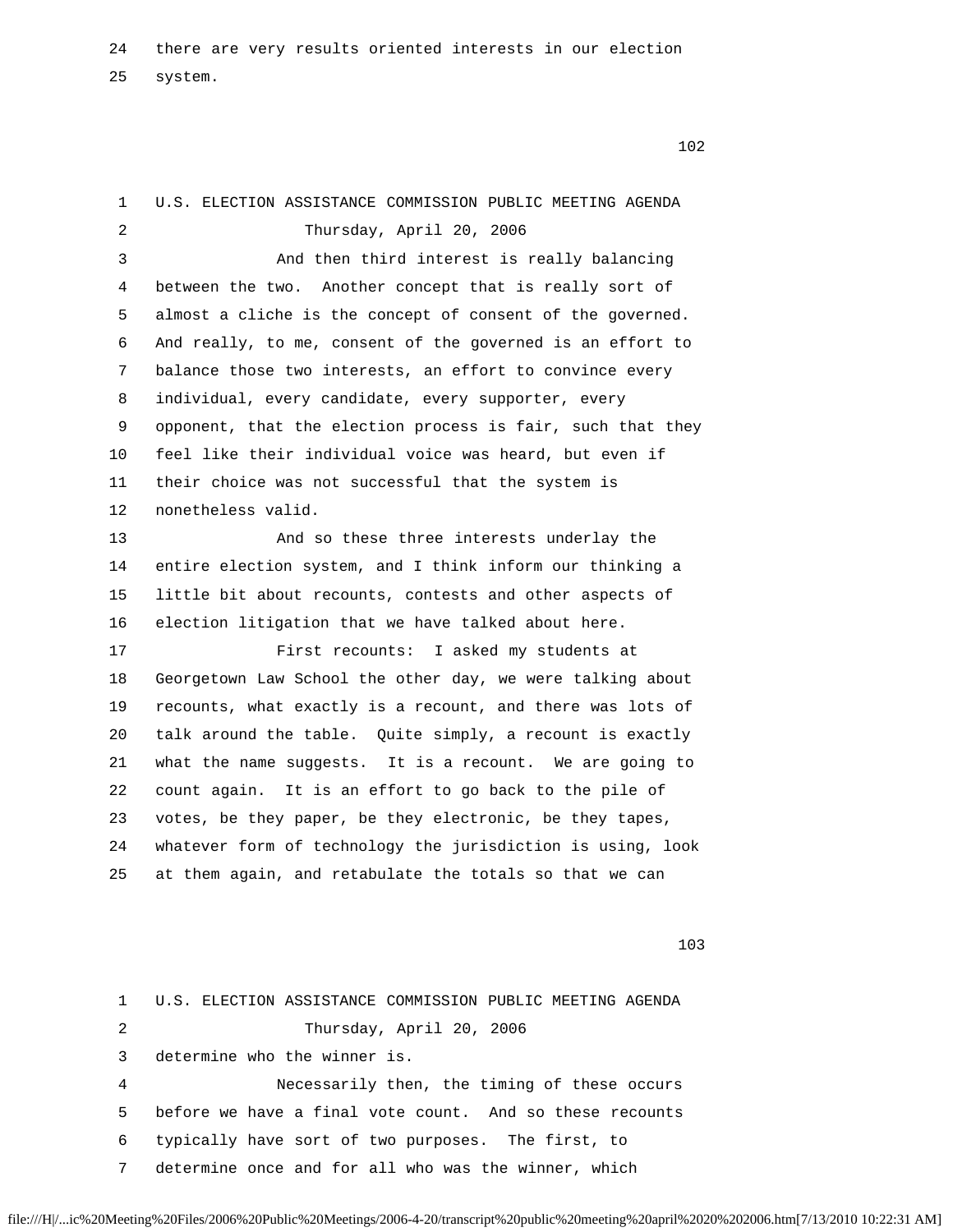there are very results oriented interests in our election system.

And then third interest is really balancing between the two. Another concept that is really sort of almost a cliche is the concept of consent of the governed. And really, to me, consent of the governed is an effort to balance those two interests, an effort to convince every individual, every candidate, every supporter, every opponent, that the election process is fair, such that they feel like their individual voice was heard, but even if their choice was not successful that the system is nonetheless valid.

And so these three interests underlay the entire election system, and I think inform our thinking a little bit about recounts, contests and other aspects of election litigation that we have talked about here.

First recounts: I asked my students at Georgetown Law School the other day, we were talking about recounts, what exactly is a recount, and there was lots of talk around the table. Quite simply, a recount is exactly what the name suggests. It is a recount. We are going to count again. It is an effort to go back to the pile of votes, be they paper, be they electronic, be they tapes, whatever form of technology the jurisdiction is using, look at them again, and retabulate the totals so that we can determine who the winner is.

Necessarily then, the timing of these occurs before we have a final vote count. And so these recounts typically have sort of two purposes. The first, to determine once and for all who was the winner, which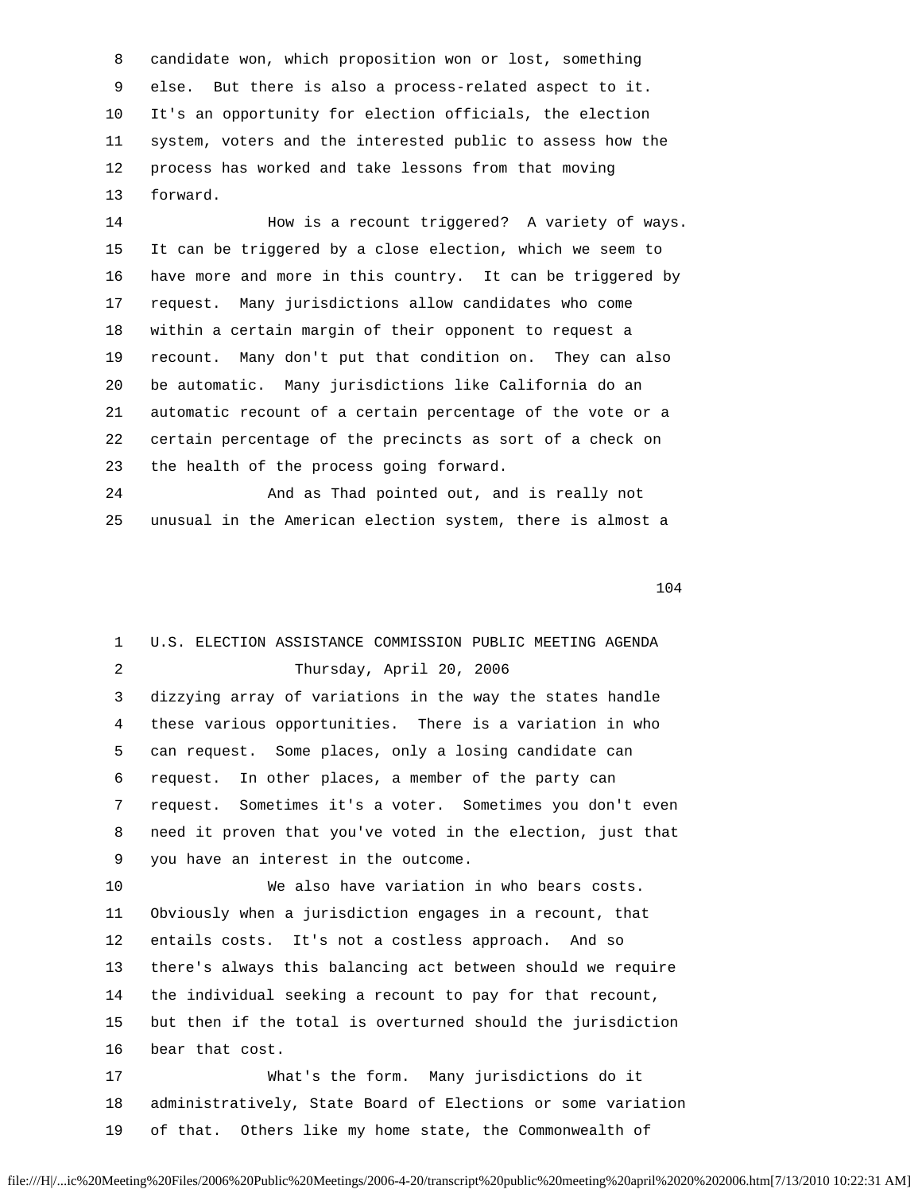candidate won, which proposition won or lost, something else. But there is also a process-related aspect to it. It's an opportunity for election officials, the election system, voters and the interested public to assess how the process has worked and take lessons from that moving forward.

How is a recount triggered? A variety of ways. It can be triggered by a close election, which we seem to have more and more in this country. It can be triggered by request. Many jurisdictions allow candidates who come within a certain margin of their opponent to request a recount. Many don't put that condition on. They can also be automatic. Many jurisdictions like California do an automatic recount of a certain percentage of the vote or a certain percentage of the precincts as sort of a check on the health of the process going forward.

And as Thad pointed out, and is really not unusual in the American election system, there is almost a dizzying array of variations in the way the states handle these various opportunities. There is a variation in who can request. Some places, only a losing candidate can request. In other places, a member of the party can request. Sometimes it's a voter. Sometimes you don't even need it proven that you've voted in the election, just that you have an interest in the outcome.

We also have variation in who bears costs. Obviously when a jurisdiction engages in a recount, that entails costs. It's not a costless approach. And so there's always this balancing act between should we require the individual seeking a recount to pay for that recount, but then if the total is overturned should the jurisdiction bear that cost.

What's the form. Many jurisdictions do it administratively, State Board of Elections or some variation of that. Others like my home state, the Commonwealth of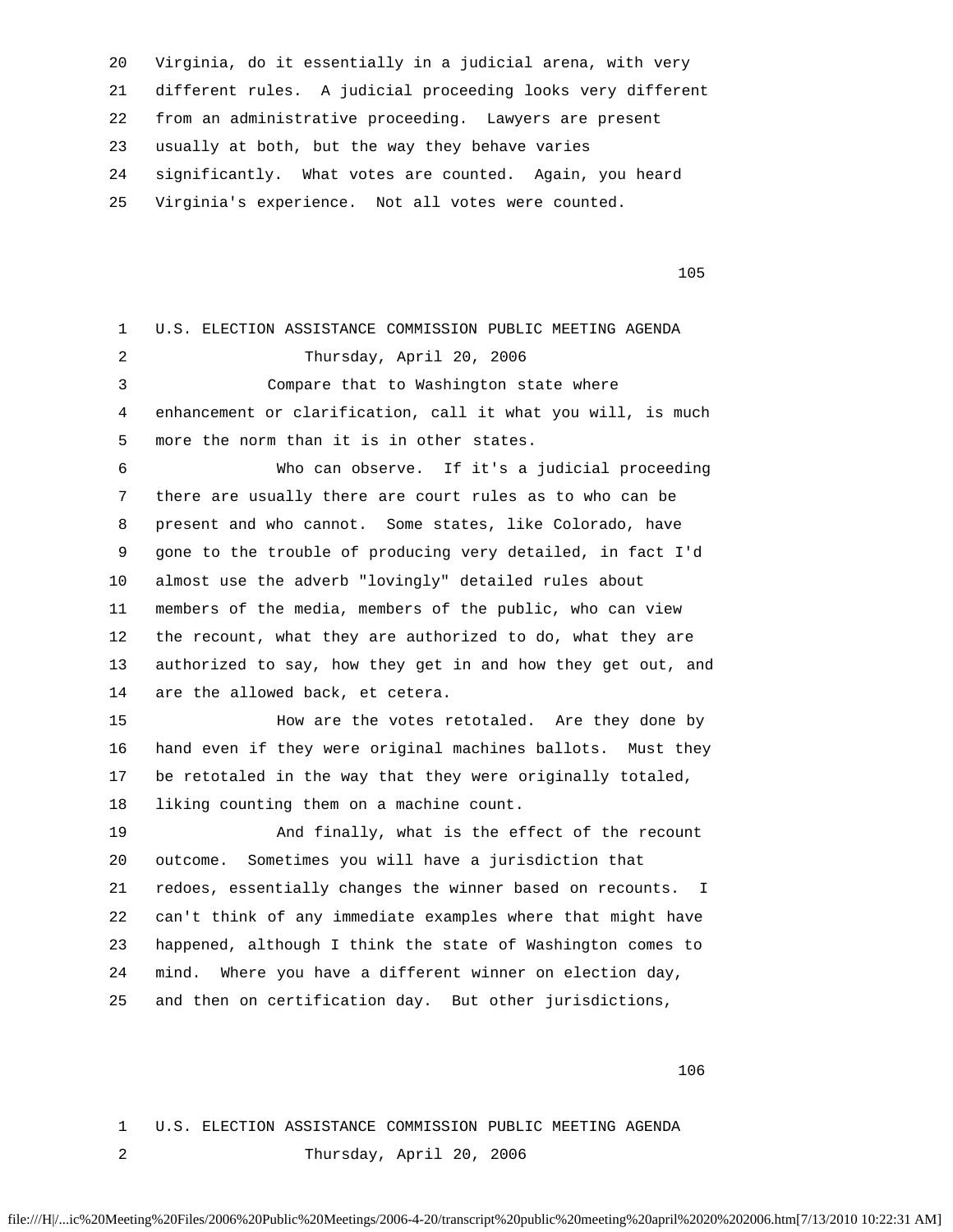Virginia, do it essentially in a judicial arena, with very different rules. A judicial proceeding looks very different from an administrative proceeding. Lawyers are present usually at both, but the way they behave varies significantly. What votes are counted. Again, you heard Virginia's experience. Not all votes were counted.

Compare that to Washington state where enhancement or clarification, call it what you will, is much more the norm than it is in other states.

Who can observe. If it's a judicial proceeding there are usually there are court rules as to who can be present and who cannot. Some states, like Colorado, have gone to the trouble of producing very detailed, in fact I'd almost use the adverb "lovingly" detailed rules about members of the media, members of the public, who can view the recount, what they are authorized to do, what they are authorized to say, how they get in and how they get out, and are the allowed back, et cetera.

How are the votes retotaled. Are they done by hand even if they were original machines ballots. Must they be retotaled in the way that they were originally totaled, liking counting them on a machine count.

And finally, what is the effect of the recount outcome. Sometimes you will have a jurisdiction that redoes, essentially changes the winner based on recounts. I can't think of any immediate examples where that might have happened, although I think the state of Washington comes to mind. Where you have a different winner on election day, and then on certification day. But other jurisdictions,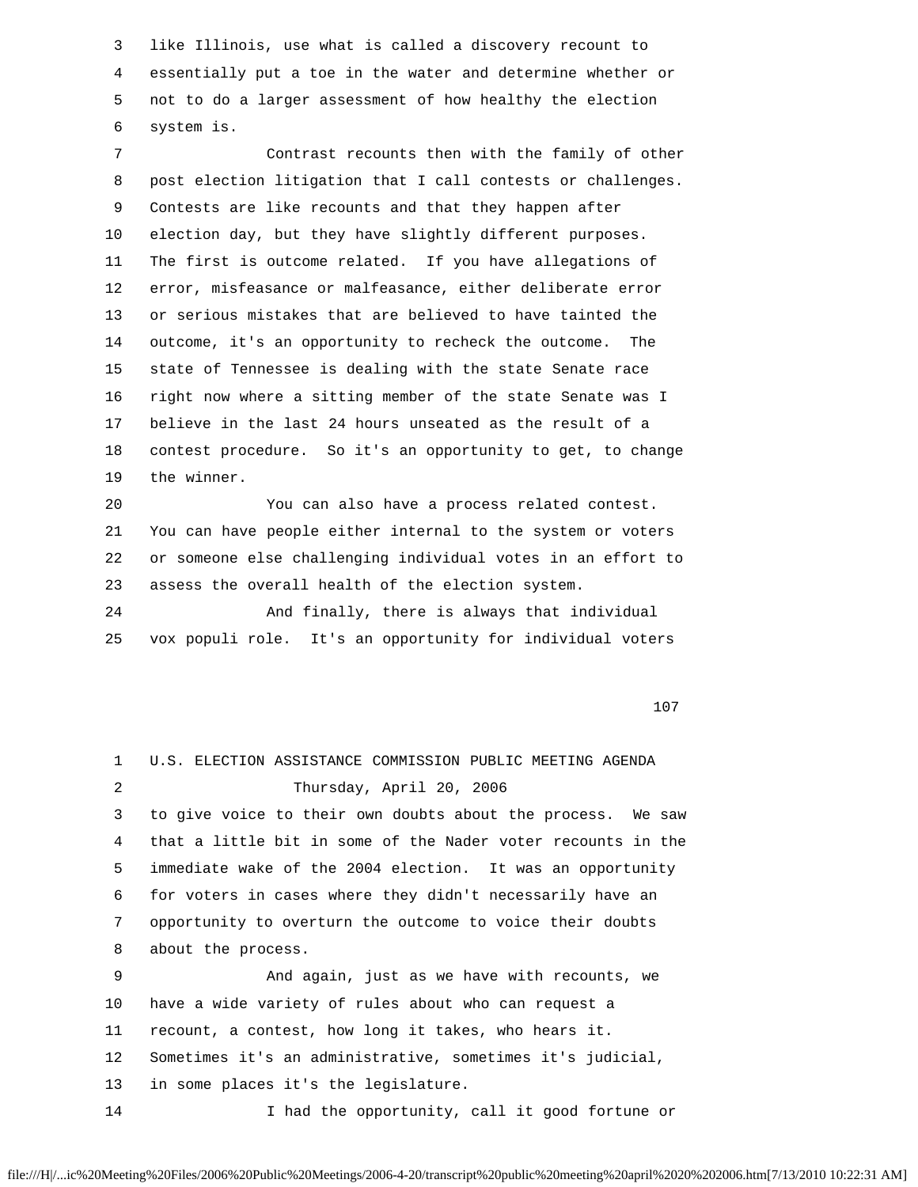like Illinois, use what is called a discovery recount to essentially put a toe in the water and determine whether or not to do a larger assessment of how healthy the election system is.

Contrast recounts then with the family of other post election litigation that I call contests or challenges. Contests are like recounts and that they happen after election day, but they have slightly different purposes. The first is outcome related. If you have allegations of error, misfeasance or malfeasance, either deliberate error or serious mistakes that are believed to have tainted the outcome, it's an opportunity to recheck the outcome. The state of Tennessee is dealing with the state Senate race right now where a sitting member of the state Senate was I believe in the last 24 hours unseated as the result of a contest procedure. So it's an opportunity to get, to change the winner.

You can also have a process related contest. You can have people either internal to the system or voters or someone else challenging individual votes in an effort to assess the overall health of the election system.

And finally, there is always that individual vox populi role. It's an opportunity for individual voters to give voice to their own doubts about the process. We saw that a little bit in some of the Nader voter recounts in the immediate wake of the 2004 election. It was an opportunity for voters in cases where they didn't necessarily have an opportunity to overturn the outcome to voice their doubts about the process.

And again, just as we have with recounts, we have a wide variety of rules about who can request a recount, a contest, how long it takes, who hears it. Sometimes it's an administrative, sometimes it's judicial, in some places it's the legislature.

I had the opportunity, call it good fortune or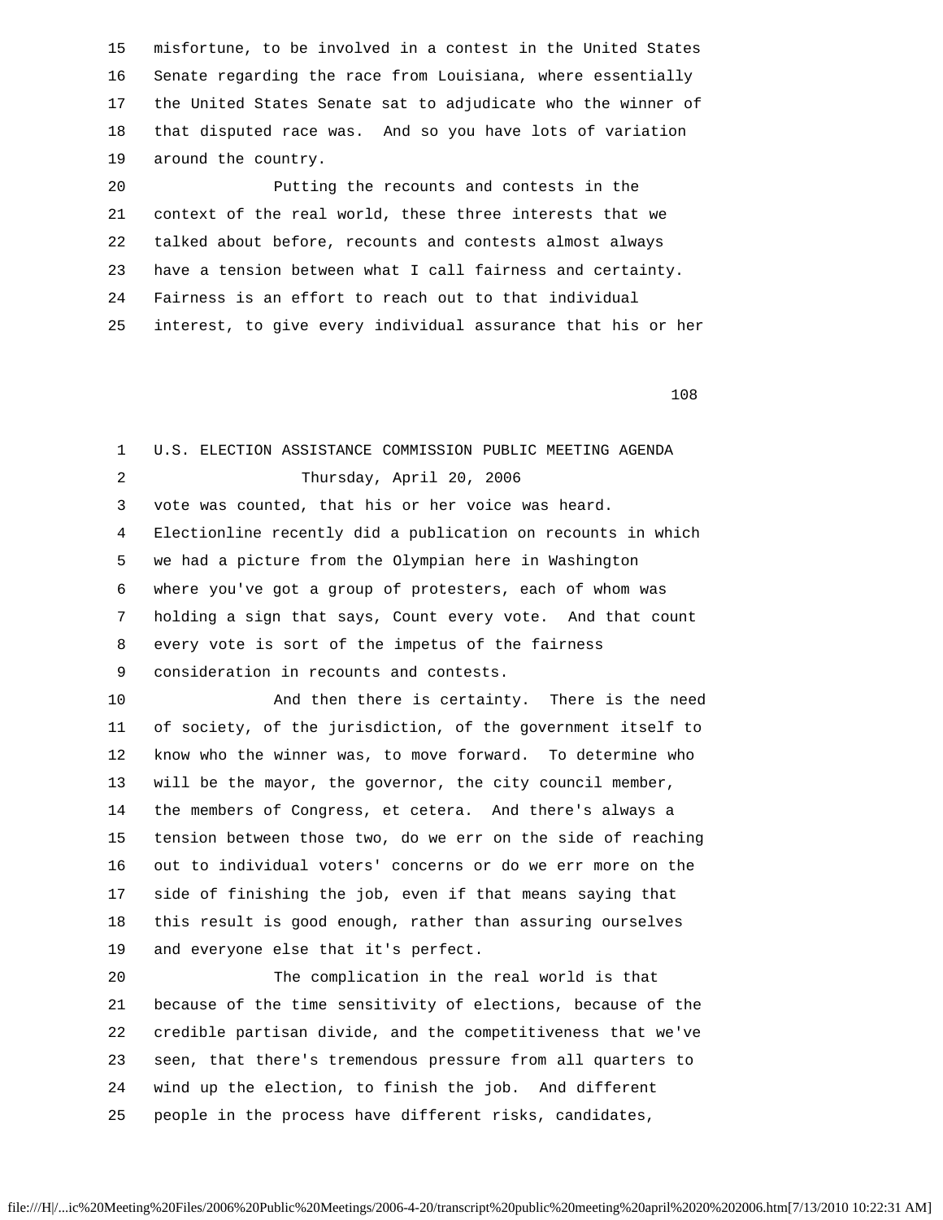misfortune, to be involved in a contest in the United States Senate regarding the race from Louisiana, where essentially the United States Senate sat to adjudicate who the winner of that disputed race was. And so you have lots of variation around the country.

Putting the recounts and contests in the context of the real world, these three interests that we talked about before, recounts and contests almost always have a tension between what I call fairness and certainty. Fairness is an effort to reach out to that individual interest, to give every individual assurance that his or her vote was counted, that his or her voice was heard. Electionline recently did a publication on recounts in which we had a picture from the Olympian here in Washington where you've got a group of protesters, each of whom was holding a sign that says, Count every vote. And that count every vote is sort of the impetus of the fairness consideration in recounts and contests.

And then there is certainty. There is the need of society, of the jurisdiction, of the government itself to know who the winner was, to move forward. To determine who will be the mayor, the governor, the city council member, the members of Congress, et cetera. And there's always a tension between those two, do we err on the side of reaching out to individual voters' concerns or do we err more on the side of finishing the job, even if that means saying that this result is good enough, rather than assuring ourselves and everyone else that it's perfect.

The complication in the real world is that because of the time sensitivity of elections, because of the credible partisan divide, and the competitiveness that we've seen, that there's tremendous pressure from all quarters to wind up the election, to finish the job. And different people in the process have different risks, candidates,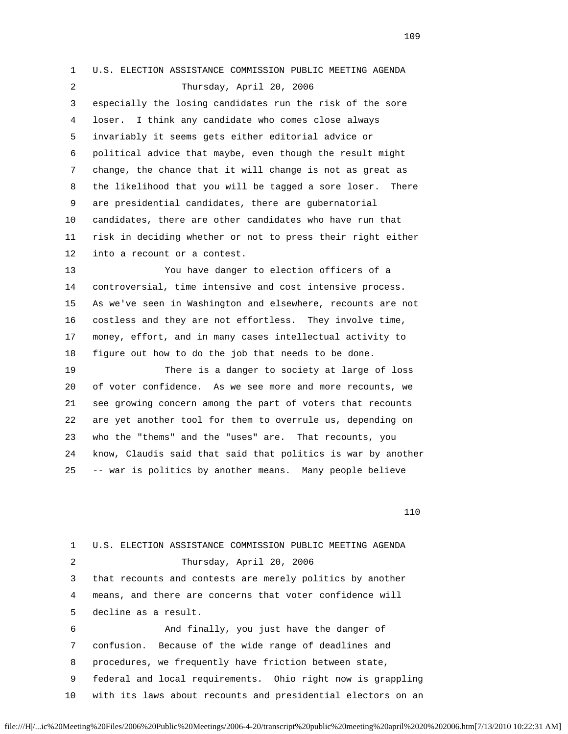especially the losing candidates run the risk of the sore loser. I think any candidate who comes close always invariably it seems gets either editorial advice or political advice that maybe, even though the result might change, the chance that it will change is not as great as the likelihood that you will be tagged a sore loser. There are presidential candidates, there are gubernatorial candidates, there are other candidates who have run that risk in deciding whether or not to press their right either into a recount or a contest.

You have danger to election officers of a controversial, time intensive and cost intensive process. As we've seen in Washington and elsewhere, recounts are not costless and they are not effortless. They involve time, money, effort, and in many cases intellectual activity to figure out how to do the job that needs to be done.

There is a danger to society at large of loss of voter confidence. As we see more and more recounts, we see growing concern among the part of voters that recounts are yet another tool for them to overrule us, depending on who the "thems" and the "uses" are. That recounts, you know, Claudis said that said that politics is war by another -- war is politics by another means. Many people believe that recounts and contests are merely politics by another means, and there are concerns that voter confidence will decline as a result.

And finally, you just have the danger of confusion. Because of the wide range of deadlines and procedures, we frequently have friction between state, federal and local requirements. Ohio right now is grappling with its laws about recounts and presidential electors on an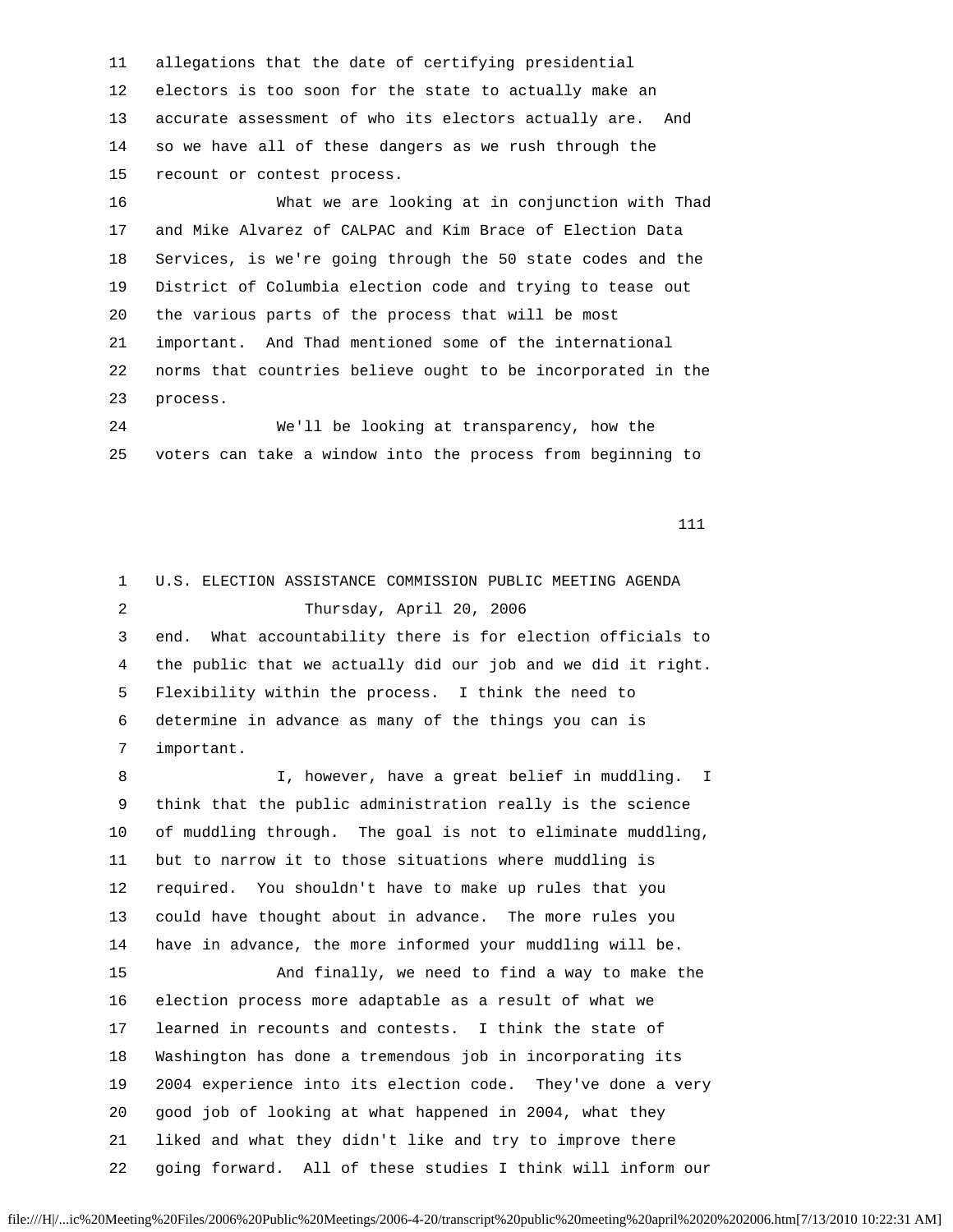allegations that the date of certifying presidential electors is too soon for the state to actually make an accurate assessment of who its electors actually are. And so we have all of these dangers as we rush through the recount or contest process.

What we are looking at in conjunction with Thad and Mike Alvarez of CALPAC and Kim Brace of Election Data Services, is we're going through the 50 state codes and the District of Columbia election code and trying to tease out the various parts of the process that will be most important. And Thad mentioned some of the international norms that countries believe ought to be incorporated in the process.

We'll be looking at transparency, how the voters can take a window into the process from beginning to end. What accountability there is for election officials to the public that we actually did our job and we did it right. Flexibility within the process. I think the need to determine in advance as many of the things you can is important.

I, however, have a great belief in muddling. I think that the public administration really is the science of muddling through. The goal is not to eliminate muddling, but to narrow it to those situations where muddling is required. You shouldn't have to make up rules that you could have thought about in advance. The more rules you have in advance, the more informed your muddling will be.

And finally, we need to find a way to make the election process more adaptable as a result of what we learned in recounts and contests. I think the state of Washington has done a tremendous job in incorporating its 2004 experience into its election code. They've done a very good job of looking at what happened in 2004, what they liked and what they didn't like and try to improve there going forward. All of these studies I think will inform our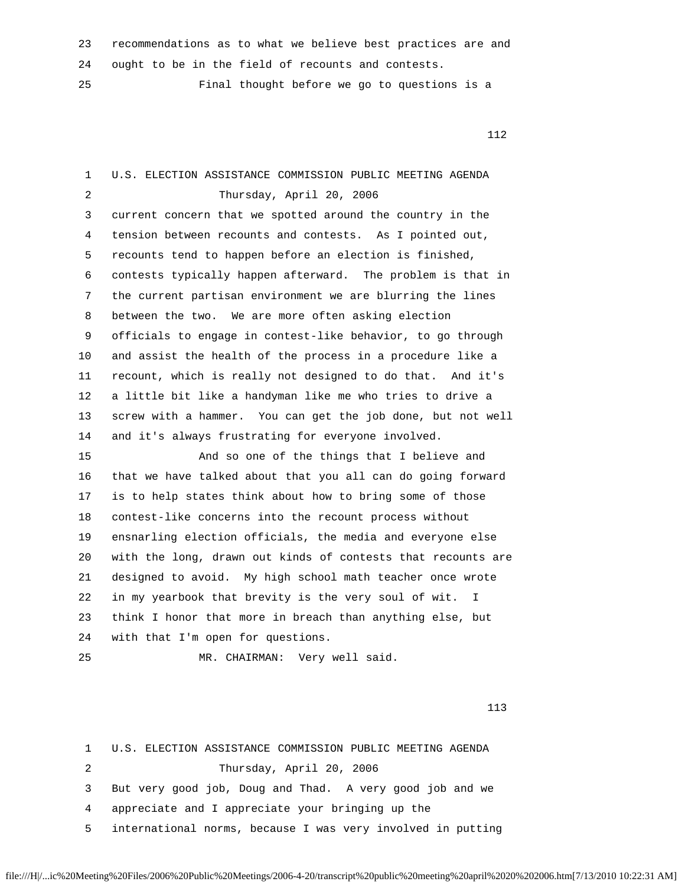recommendations as to what we believe best practices are and ought to be in the field of recounts and contests.

Final thought before we go to questions is a current concern that we spotted around the country in the tension between recounts and contests. As I pointed out, recounts tend to happen before an election is finished, contests typically happen afterward. The problem is that in the current partisan environment we are blurring the lines between the two. We are more often asking election officials to engage in contest-like behavior, to go through and assist the health of the process in a procedure like a recount, which is really not designed to do that. And it's a little bit like a handyman like me who tries to drive a screw with a hammer. You can get the job done, but not well and it's always frustrating for everyone involved.

And so one of the things that I believe and that we have talked about that you all can do going forward is to help states think about how to bring some of those contest-like concerns into the recount process without ensnarling election officials, the media and everyone else with the long, drawn out kinds of contests that recounts are designed to avoid. My high school math teacher once wrote in my yearbook that brevity is the very soul of wit. I think I honor that more in breach than anything else, but with that I'm open for questions.

MR. CHAIRMAN: Very well said. But very good job, Doug and Thad. A very good job and we appreciate and I appreciate your bringing up the international norms, because I was very involved in putting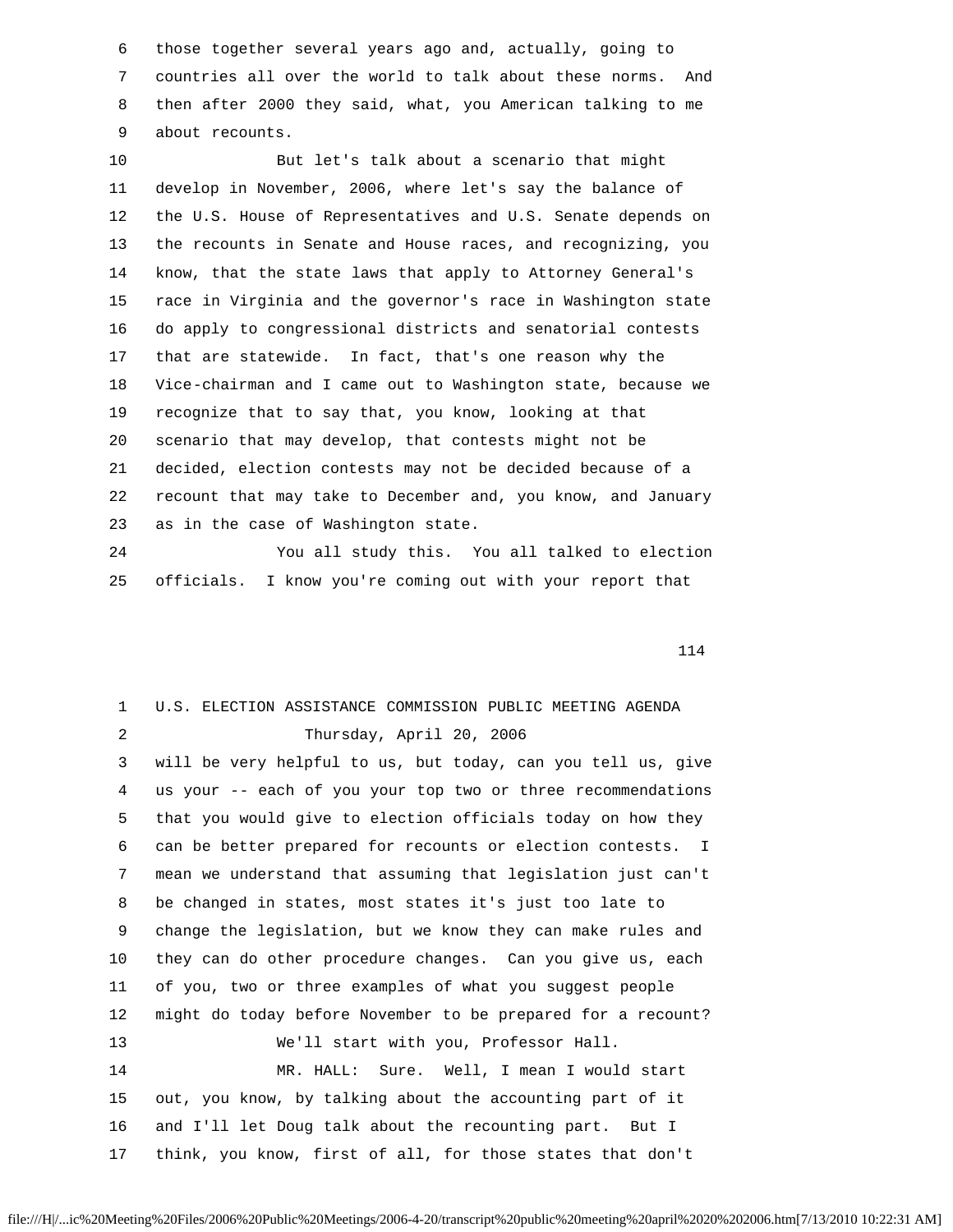6 those together several years ago and, actually, going to
7 countries all over the world to talk about these norms. And
8 then after 2000 they said, what, you American talking to me
9 about recounts.

10 But let's talk about a scenario that might
11 develop in November, 2006, where let's say the balance of
12 the U.S. House of Representatives and U.S. Senate depends on
13 the recounts in Senate and House races, and recognizing, you
14 know, that the state laws that apply to Attorney General's
15 race in Virginia and the governor's race in Washington state
16 do apply to congressional districts and senatorial contests
17 that are statewide. In fact, that's one reason why the
18 Vice-chairman and I came out to Washington state, because we
19 recognize that to say that, you know, looking at that
20 scenario that may develop, that contests might not be
21 decided, election contests may not be decided because of a
22 recount that may take to December and, you know, and January
23 as in the case of Washington state.

24 You all study this. You all talked to election
25 officials. I know you're coming out with your report that

1 U.S. ELECTION ASSISTANCE COMMISSION PUBLIC MEETING AGENDA
2 Thursday, April 20, 2006
3 will be very helpful to us, but today, can you tell us, give
4 us your -- each of you your top two or three recommendations
5 that you would give to election officials today on how they
6 can be better prepared for recounts or election contests. I
7 mean we understand that assuming that legislation just can't
8 be changed in states, most states it's just too late to
9 change the legislation, but we know they can make rules and
10 they can do other procedure changes. Can you give us, each
11 of you, two or three examples of what you suggest people
12 might do today before November to be prepared for a recount?

13 We'll start with you, Professor Hall.

14 MR. HALL: Sure. Well, I mean I would start
15 out, you know, by talking about the accounting part of it
16 and I'll let Doug talk about the recounting part. But I
17 think, you know, first of all, for those states that don't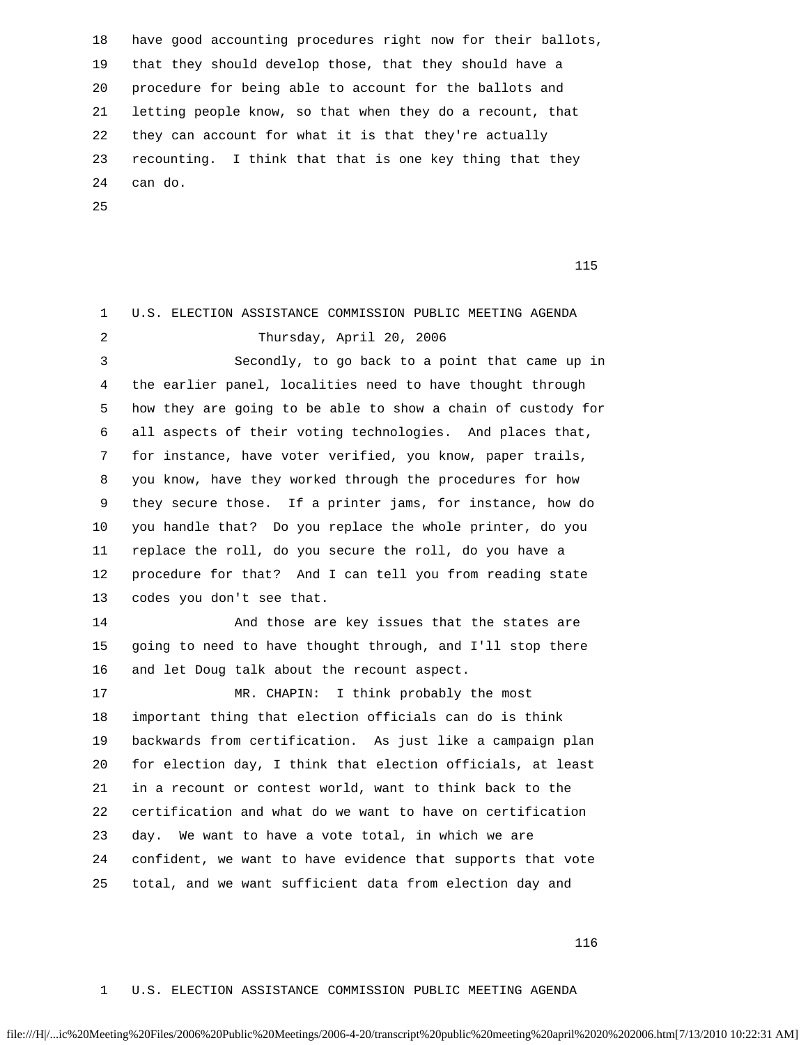have good accounting procedures right now for their ballots, that they should develop those, that they should have a procedure for being able to account for the ballots and letting people know, so that when they do a recount, that they can account for what it is that they're actually recounting. I think that that is one key thing that they can do.

Secondly, to go back to a point that came up in the earlier panel, localities need to have thought through how they are going to be able to show a chain of custody for all aspects of their voting technologies. And places that, for instance, have voter verified, you know, paper trails, you know, have they worked through the procedures for how they secure those. If a printer jams, for instance, how do you handle that? Do you replace the whole printer, do you replace the roll, do you secure the roll, do you have a procedure for that? And I can tell you from reading state codes you don't see that.

And those are key issues that the states are going to need to have thought through, and I'll stop there and let Doug talk about the recount aspect.

MR. CHAPIN: I think probably the most important thing that election officials can do is think backwards from certification. As just like a campaign plan for election day, I think that election officials, at least in a recount or contest world, want to think back to the certification and what do we want to have on certification day. We want to have a vote total, in which we are confident, we want to have evidence that supports that vote total, and we want sufficient data from election day and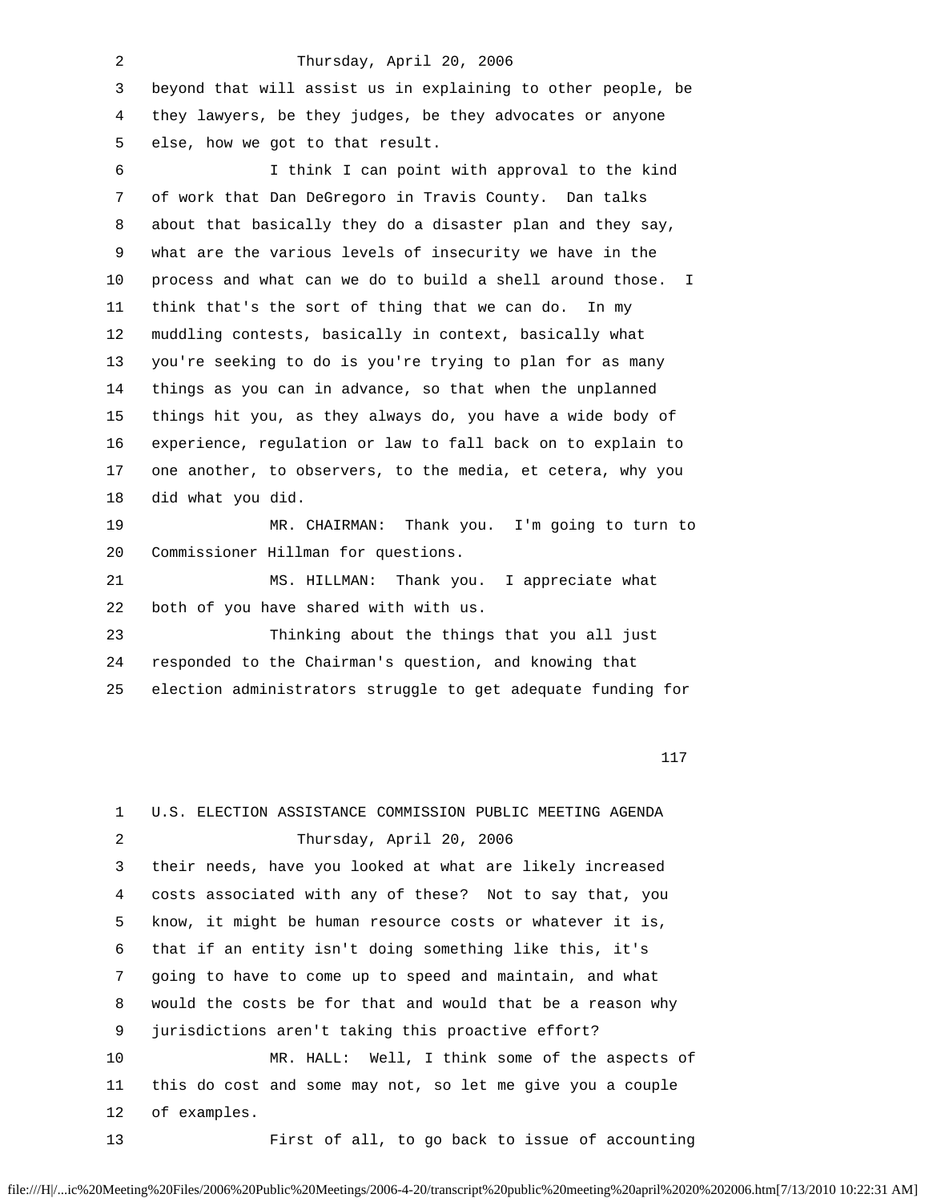beyond that will assist us in explaining to other people, be they lawyers, be they judges, be they advocates or anyone else, how we got to that result.

I think I can point with approval to the kind of work that Dan DeGregoro in Travis County. Dan talks about that basically they do a disaster plan and they say, what are the various levels of insecurity we have in the process and what can we do to build a shell around those. I think that's the sort of thing that we can do. In my muddling contests, basically in context, basically what you're seeking to do is you're trying to plan for as many things as you can in advance, so that when the unplanned things hit you, as they always do, you have a wide body of experience, regulation or law to fall back on to explain to one another, to observers, to the media, et cetera, why you did what you did.

MR. CHAIRMAN: Thank you. I'm going to turn to Commissioner Hillman for questions.

MS. HILLMAN: Thank you. I appreciate what both of you have shared with with us.

Thinking about the things that you all just responded to the Chairman's question, and knowing that election administrators struggle to get adequate funding for their needs, have you looked at what are likely increased costs associated with any of these? Not to say that, you know, it might be human resource costs or whatever it is, that if an entity isn't doing something like this, it's going to have to come up to speed and maintain, and what would the costs be for that and would that be a reason why jurisdictions aren't taking this proactive effort?

MR. HALL: Well, I think some of the aspects of this do cost and some may not, so let me give you a couple of examples.

First of all, to go back to issue of accounting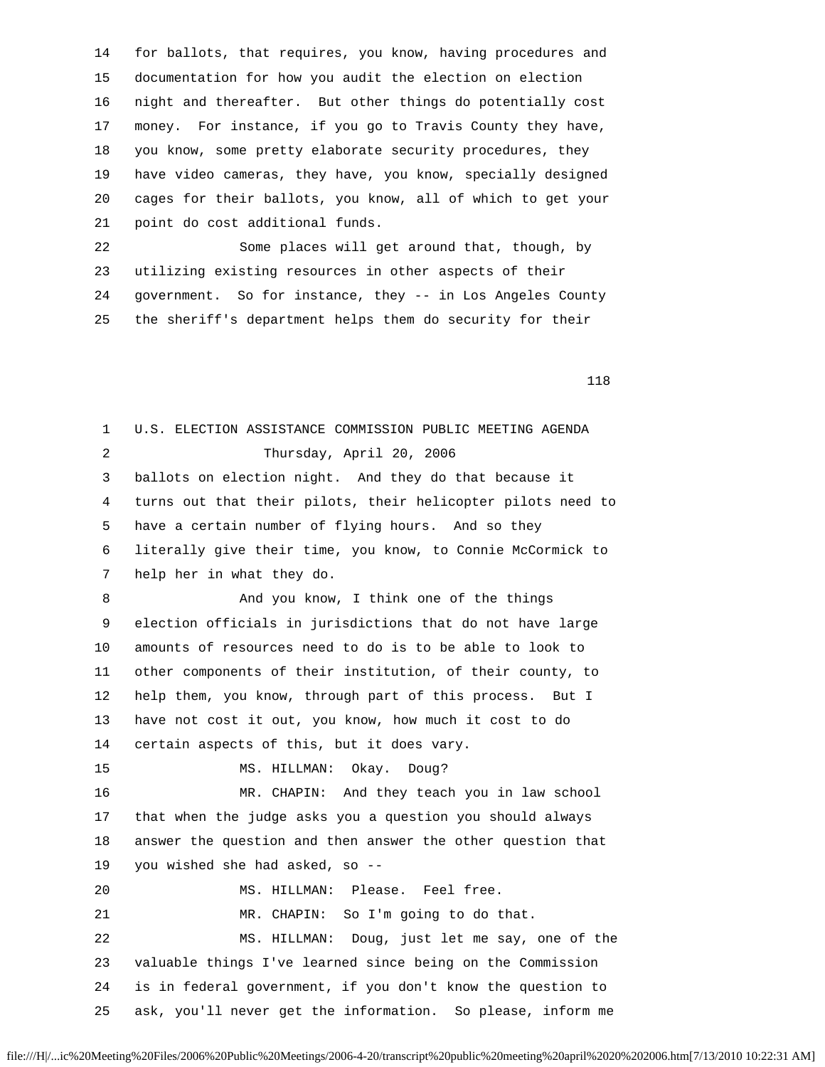for ballots, that requires, you know, having procedures and documentation for how you audit the election on election night and thereafter. But other things do potentially cost money. For instance, if you go to Travis County they have, you know, some pretty elaborate security procedures, they have video cameras, they have, you know, specially designed cages for their ballots, you know, all of which to get your point do cost additional funds.

Some places will get around that, though, by utilizing existing resources in other aspects of their government. So for instance, they -- in Los Angeles County the sheriff's department helps them do security for their

ballots on election night. And they do that because it turns out that their pilots, their helicopter pilots need to have a certain number of flying hours. And so they literally give their time, you know, to Connie McCormick to help her in what they do.

And you know, I think one of the things election officials in jurisdictions that do not have large amounts of resources need to do is to be able to look to other components of their institution, of their county, to help them, you know, through part of this process. But I have not cost it out, you know, how much it cost to do certain aspects of this, but it does vary.

MS. HILLMAN: Okay. Doug?

MR. CHAPIN: And they teach you in law school that when the judge asks you a question you should always answer the question and then answer the other question that you wished she had asked, so --

MS. HILLMAN: Please. Feel free.

MR. CHAPIN: So I'm going to do that.

MS. HILLMAN: Doug, just let me say, one of the valuable things I've learned since being on the Commission is in federal government, if you don't know the question to ask, you'll never get the information. So please, inform me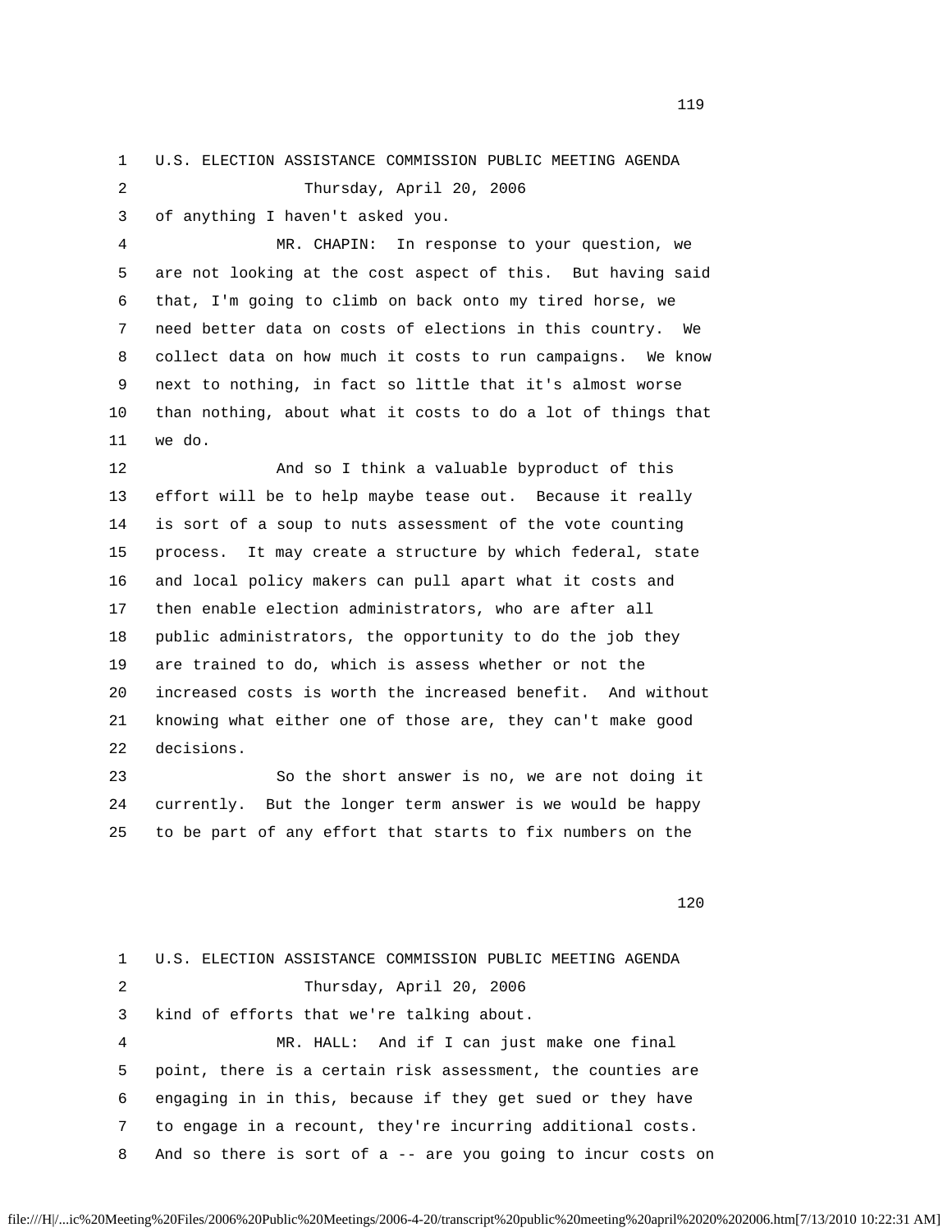of anything I haven't asked you.

MR. CHAPIN: In response to your question, we are not looking at the cost aspect of this. But having said that, I'm going to climb on back onto my tired horse, we need better data on costs of elections in this country. We collect data on how much it costs to run campaigns. We know next to nothing, in fact so little that it's almost worse than nothing, about what it costs to do a lot of things that we do.

And so I think a valuable byproduct of this effort will be to help maybe tease out. Because it really is sort of a soup to nuts assessment of the vote counting process. It may create a structure by which federal, state and local policy makers can pull apart what it costs and then enable election administrators, who are after all public administrators, the opportunity to do the job they are trained to do, which is assess whether or not the increased costs is worth the increased benefit. And without knowing what either one of those are, they can't make good decisions.

So the short answer is no, we are not doing it currently. But the longer term answer is we would be happy to be part of any effort that starts to fix numbers on the kind of efforts that we're talking about.

MR. HALL: And if I can just make one final point, there is a certain risk assessment, the counties are engaging in in this, because if they get sued or they have to engage in a recount, they're incurring additional costs. And so there is sort of a -- are you going to incur costs on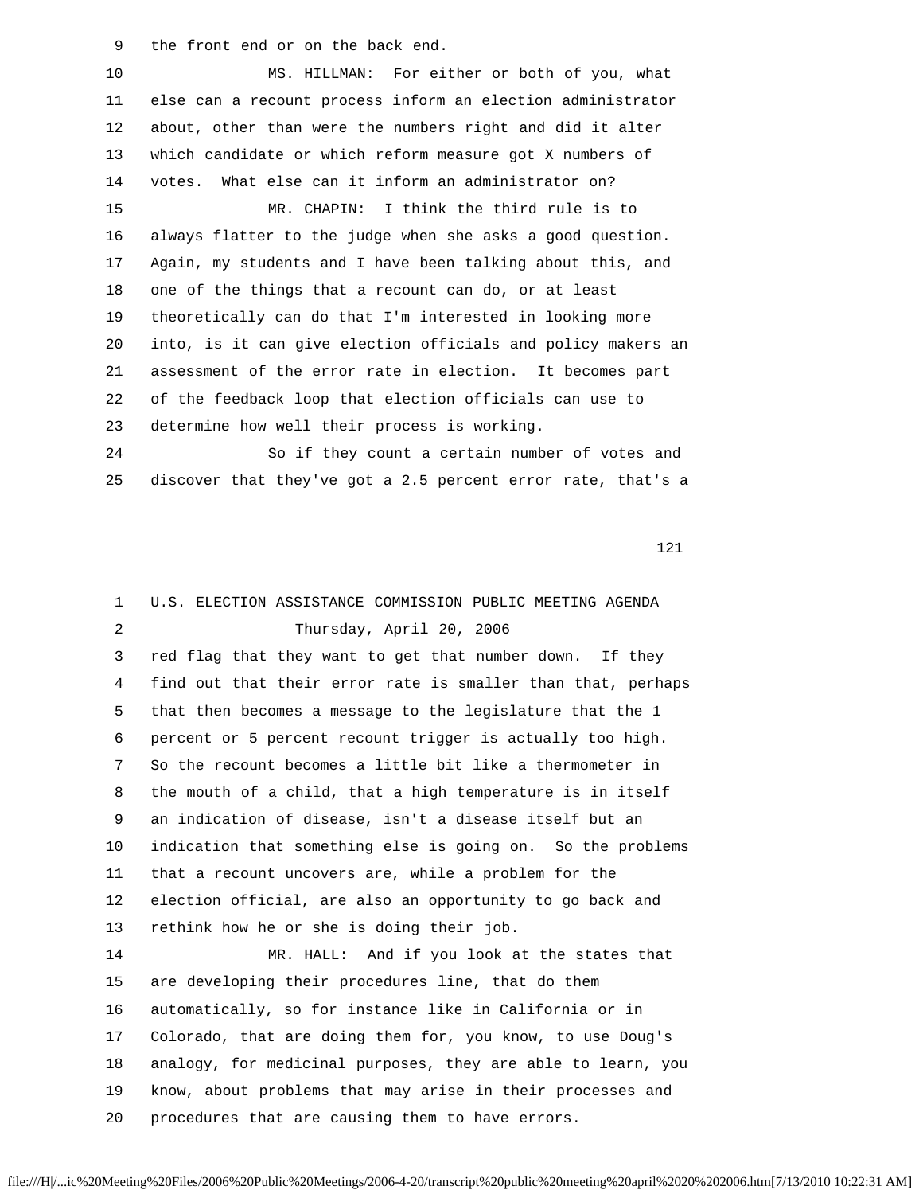the front end or on the back end.

MS. HILLMAN: For either or both of you, what else can a recount process inform an election administrator about, other than were the numbers right and did it alter which candidate or which reform measure got X numbers of votes. What else can it inform an administrator on?

MR. CHAPIN: I think the third rule is to always flatter to the judge when she asks a good question. Again, my students and I have been talking about this, and one of the things that a recount can do, or at least theoretically can do that I'm interested in looking more into, is it can give election officials and policy makers an assessment of the error rate in election. It becomes part of the feedback loop that election officials can use to determine how well their process is working.

So if they count a certain number of votes and discover that they've got a 2.5 percent error rate, that's a red flag that they want to get that number down. If they find out that their error rate is smaller than that, perhaps that then becomes a message to the legislature that the 1 percent or 5 percent recount trigger is actually too high. So the recount becomes a little bit like a thermometer in the mouth of a child, that a high temperature is in itself an indication of disease, isn't a disease itself but an indication that something else is going on. So the problems that a recount uncovers are, while a problem for the election official, are also an opportunity to go back and rethink how he or she is doing their job.

MR. HALL: And if you look at the states that are developing their procedures line, that do them automatically, so for instance like in California or in Colorado, that are doing them for, you know, to use Doug's analogy, for medicinal purposes, they are able to learn, you know, about problems that may arise in their processes and procedures that are causing them to have errors.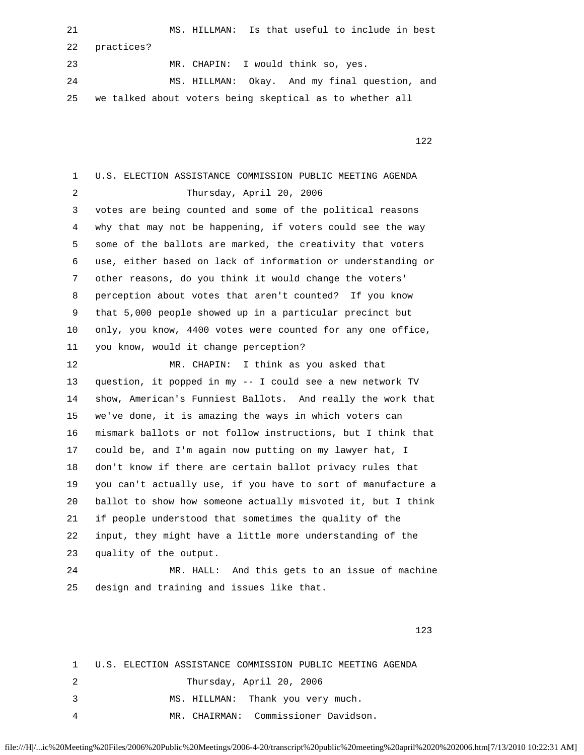MS. HILLMAN: Is that useful to include in best practices?

MR. CHAPIN: I would think so, yes.

MS. HILLMAN: Okay. And my final question, and we talked about voters being skeptical as to whether all votes are being counted and some of the political reasons why that may not be happening, if voters could see the way some of the ballots are marked, the creativity that voters use, either based on lack of information or understanding or other reasons, do you think it would change the voters' perception about votes that aren't counted? If you know that 5,000 people showed up in a particular precinct but only, you know, 4400 votes were counted for any one office, you know, would it change perception?

MR. CHAPIN: I think as you asked that question, it popped in my -- I could see a new network TV show, American's Funniest Ballots. And really the work that we've done, it is amazing the ways in which voters can mismark ballots or not follow instructions, but I think that could be, and I'm again now putting on my lawyer hat, I don't know if there are certain ballot privacy rules that you can't actually use, if you have to sort of manufacture a ballot to show how someone actually misvoted it, but I think if people understood that sometimes the quality of the input, they might have a little more understanding of the quality of the output.

MR. HALL: And this gets to an issue of machine design and training and issues like that.

MS. HILLMAN: Thank you very much.

MR. CHAIRMAN: Commissioner Davidson.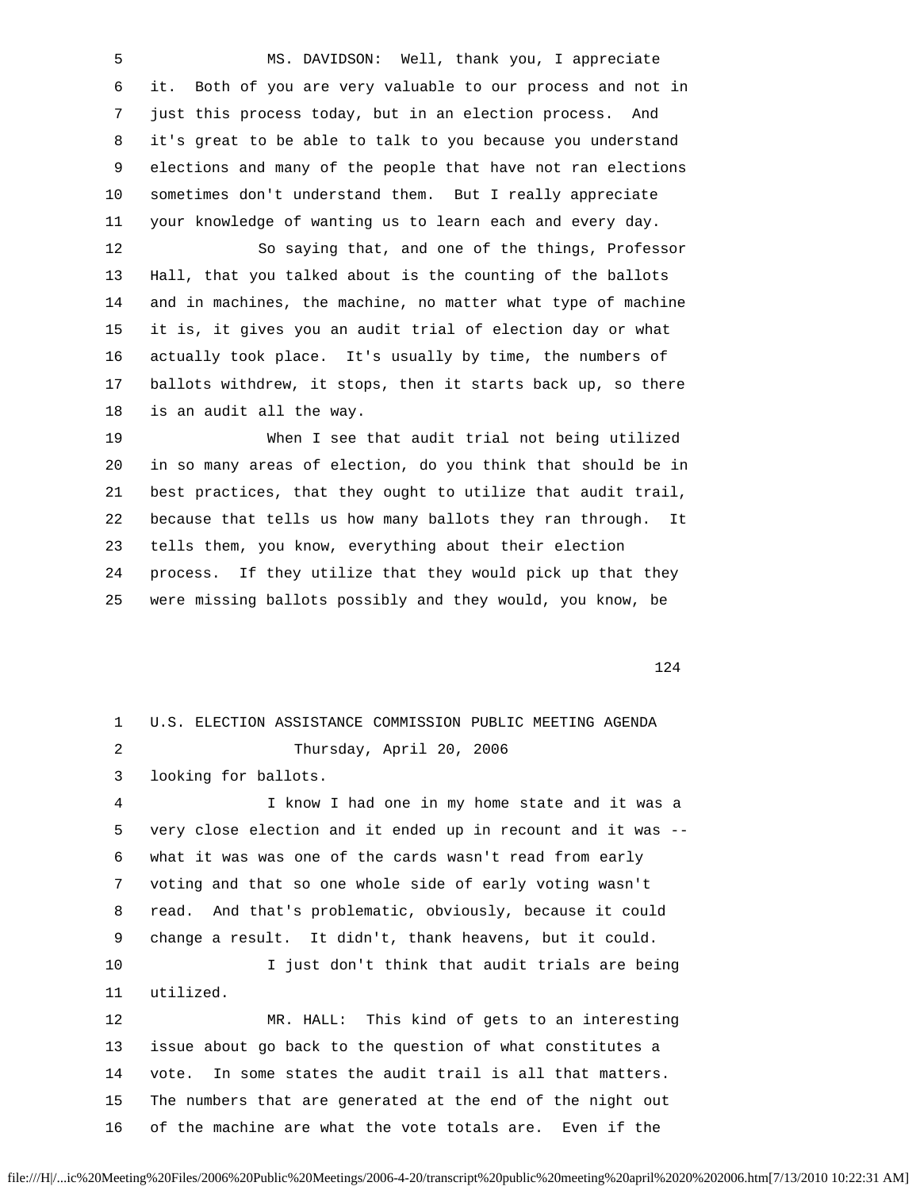MS. DAVIDSON: Well, thank you, I appreciate it. Both of you are very valuable to our process and not in just this process today, but in an election process. And it's great to be able to talk to you because you understand elections and many of the people that have not ran elections sometimes don't understand them. But I really appreciate your knowledge of wanting us to learn each and every day.

So saying that, and one of the things, Professor Hall, that you talked about is the counting of the ballots and in machines, the machine, no matter what type of machine it is, it gives you an audit trial of election day or what actually took place. It's usually by time, the numbers of ballots withdrew, it stops, then it starts back up, so there is an audit all the way.

When I see that audit trial not being utilized in so many areas of election, do you think that should be in best practices, that they ought to utilize that audit trail, because that tells us how many ballots they ran through. It tells them, you know, everything about their election process. If they utilize that they would pick up that they were missing ballots possibly and they would, you know, be looking for ballots.

I know I had one in my home state and it was a very close election and it ended up in recount and it was -- what it was was one of the cards wasn't read from early voting and that so one whole side of early voting wasn't read. And that's problematic, obviously, because it could change a result. It didn't, thank heavens, but it could.

I just don't think that audit trials are being utilized.

MR. HALL: This kind of gets to an interesting issue about go back to the question of what constitutes a vote. In some states the audit trail is all that matters. The numbers that are generated at the end of the night out of the machine are what the vote totals are. Even if the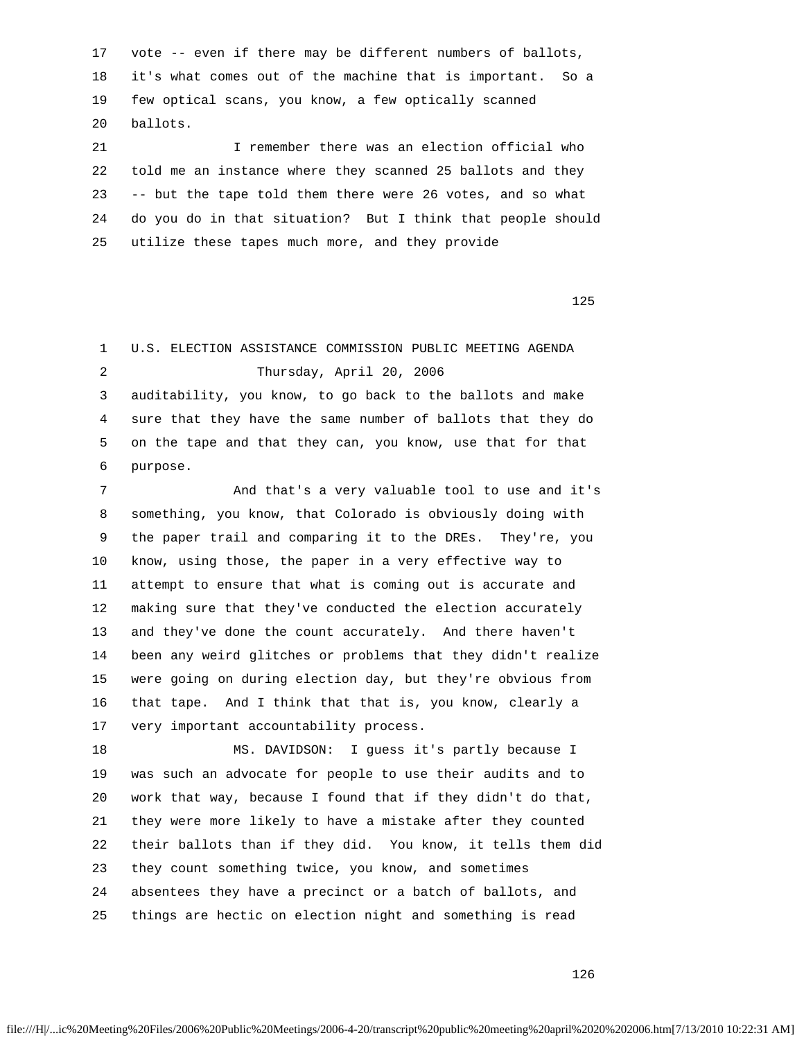vote -- even if there may be different numbers of ballots, it's what comes out of the machine that is important. So a few optical scans, you know, a few optically scanned ballots.

I remember there was an election official who told me an instance where they scanned 25 ballots and they -- but the tape told them there were 26 votes, and so what do you do in that situation? But I think that people should utilize these tapes much more, and they provide

U.S. ELECTION ASSISTANCE COMMISSION PUBLIC MEETING AGENDA
Thursday, April 20, 2006

auditability, you know, to go back to the ballots and make sure that they have the same number of ballots that they do on the tape and that they can, you know, use that for that purpose.

And that's a very valuable tool to use and it's something, you know, that Colorado is obviously doing with the paper trail and comparing it to the DREs. They're, you know, using those, the paper in a very effective way to attempt to ensure that what is coming out is accurate and making sure that they've conducted the election accurately and they've done the count accurately. And there haven't been any weird glitches or problems that they didn't realize were going on during election day, but they're obvious from that tape. And I think that that is, you know, clearly a very important accountability process.

MS. DAVIDSON: I guess it's partly because I was such an advocate for people to use their audits and to work that way, because I found that if they didn't do that, they were more likely to have a mistake after they counted their ballots than if they did. You know, it tells them did they count something twice, you know, and sometimes absentees they have a precinct or a batch of ballots, and things are hectic on election night and something is read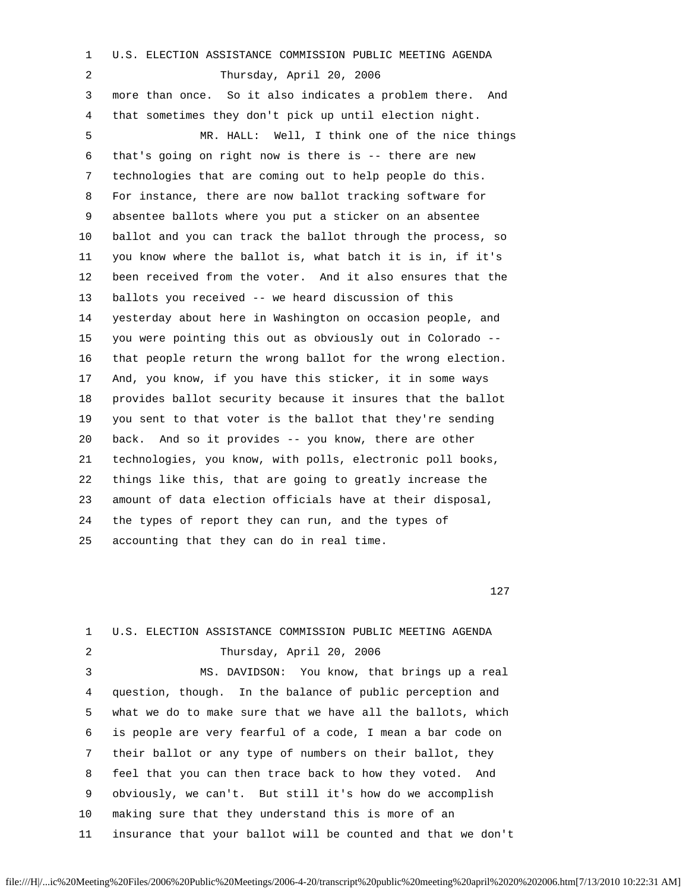more than once. So it also indicates a problem there. And that sometimes they don't pick up until election night.

MR. HALL: Well, I think one of the nice things that's going on right now is there is -- there are new technologies that are coming out to help people do this. For instance, there are now ballot tracking software for absentee ballots where you put a sticker on an absentee ballot and you can track the ballot through the process, so you know where the ballot is, what batch it is in, if it's been received from the voter. And it also ensures that the ballots you received -- we heard discussion of this yesterday about here in Washington on occasion people, and you were pointing this out as obviously out in Colorado -- that people return the wrong ballot for the wrong election. And, you know, if you have this sticker, it in some ways provides ballot security because it insures that the ballot you sent to that voter is the ballot that they're sending back. And so it provides -- you know, there are other technologies, you know, with polls, electronic poll books, things like this, that are going to greatly increase the amount of data election officials have at their disposal, the types of report they can run, and the types of accounting that they can do in real time.

MS. DAVIDSON: You know, that brings up a real question, though. In the balance of public perception and what we do to make sure that we have all the ballots, which is people are very fearful of a code, I mean a bar code on their ballot or any type of numbers on their ballot, they feel that you can then trace back to how they voted. And obviously, we can't. But still it's how do we accomplish making sure that they understand this is more of an insurance that your ballot will be counted and that we don't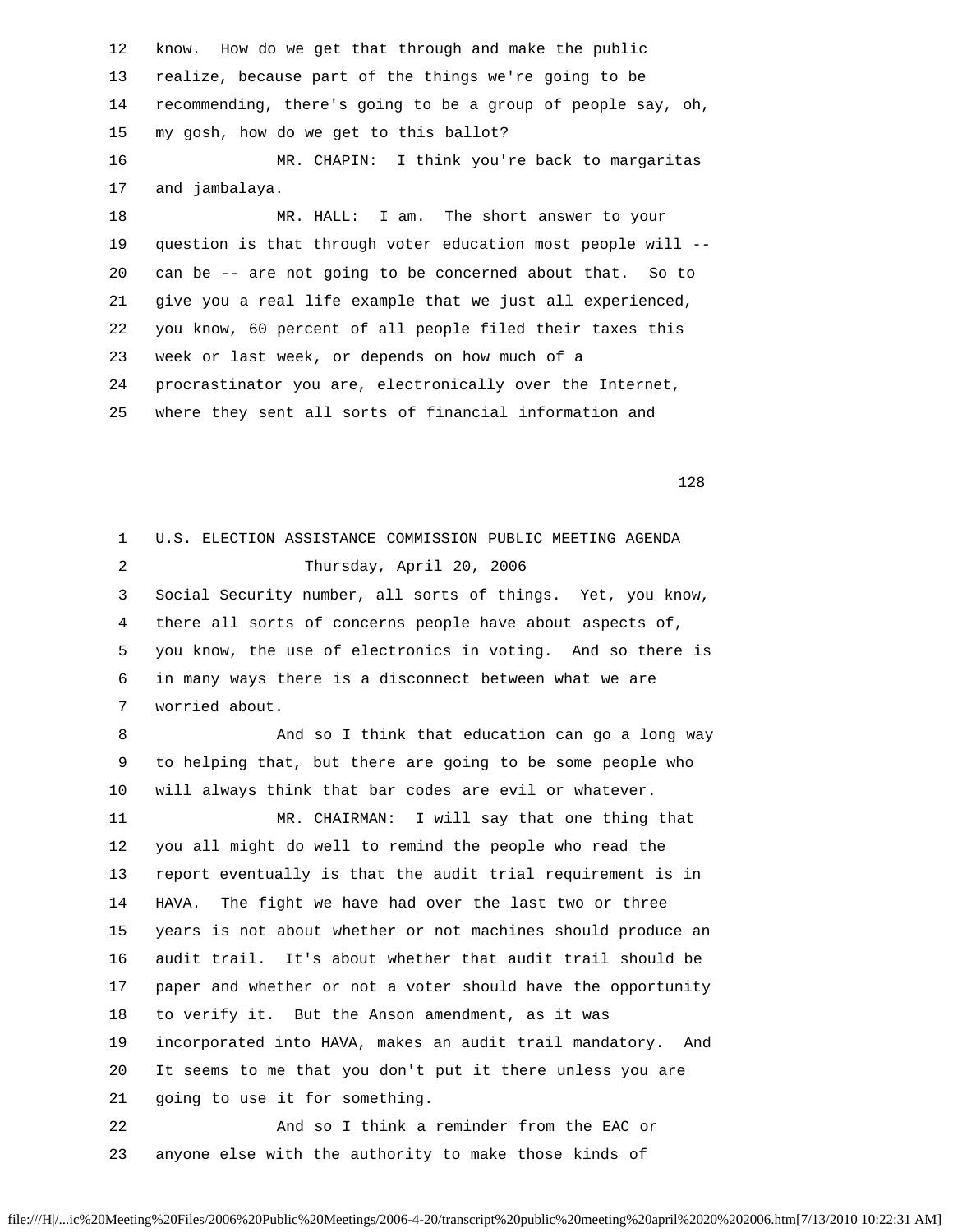know. How do we get that through and make the public realize, because part of the things we're going to be recommending, there's going to be a group of people say, oh, my gosh, how do we get to this ballot?

MR. CHAPIN: I think you're back to margaritas and jambalaya.

MR. HALL: I am. The short answer to your question is that through voter education most people will -- can be -- are not going to be concerned about that. So to give you a real life example that we just all experienced, you know, 60 percent of all people filed their taxes this week or last week, or depends on how much of a procrastinator you are, electronically over the Internet, where they sent all sorts of financial information and

U.S. ELECTION ASSISTANCE COMMISSION PUBLIC MEETING AGENDA
Thursday, April 20, 2006

Social Security number, all sorts of things. Yet, you know, there all sorts of concerns people have about aspects of, you know, the use of electronics in voting. And so there is in many ways there is a disconnect between what we are worried about.

And so I think that education can go a long way to helping that, but there are going to be some people who will always think that bar codes are evil or whatever.

MR. CHAIRMAN: I will say that one thing that you all might do well to remind the people who read the report eventually is that the audit trial requirement is in HAVA. The fight we have had over the last two or three years is not about whether or not machines should produce an audit trail. It's about whether that audit trail should be paper and whether or not a voter should have the opportunity to verify it. But the Anson amendment, as it was incorporated into HAVA, makes an audit trail mandatory. And It seems to me that you don't put it there unless you are going to use it for something.

And so I think a reminder from the EAC or anyone else with the authority to make those kinds of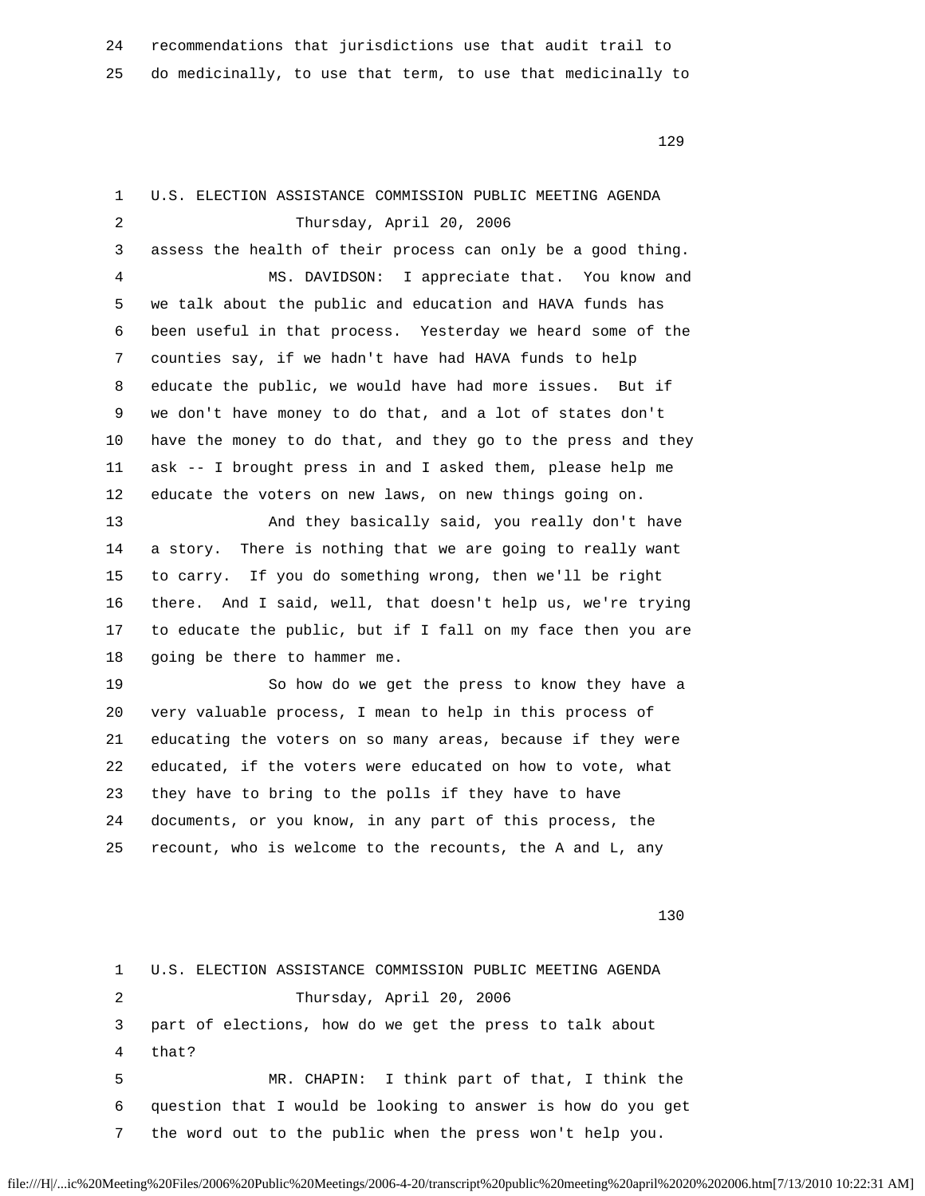recommendations that jurisdictions use that audit trail to do medicinally, to use that term, to use that medicinally to assess the health of their process can only be a good thing.

MS. DAVIDSON: I appreciate that. You know and we talk about the public and education and HAVA funds has been useful in that process. Yesterday we heard some of the counties say, if we hadn't have had HAVA funds to help educate the public, we would have had more issues. But if we don't have money to do that, and a lot of states don't have the money to do that, and they go to the press and they ask -- I brought press in and I asked them, please help me educate the voters on new laws, on new things going on.

And they basically said, you really don't have a story. There is nothing that we are going to really want to carry. If you do something wrong, then we'll be right there. And I said, well, that doesn't help us, we're trying to educate the public, but if I fall on my face then you are going be there to hammer me.

So how do we get the press to know they have a very valuable process, I mean to help in this process of educating the voters on so many areas, because if they were educated, if the voters were educated on how to vote, what they have to bring to the polls if they have to have documents, or you know, in any part of this process, the recount, who is welcome to the recounts, the A and L, any part of elections, how do we get the press to talk about that?

MR. CHAPIN: I think part of that, I think the question that I would be looking to answer is how do you get the word out to the public when the press won't help you.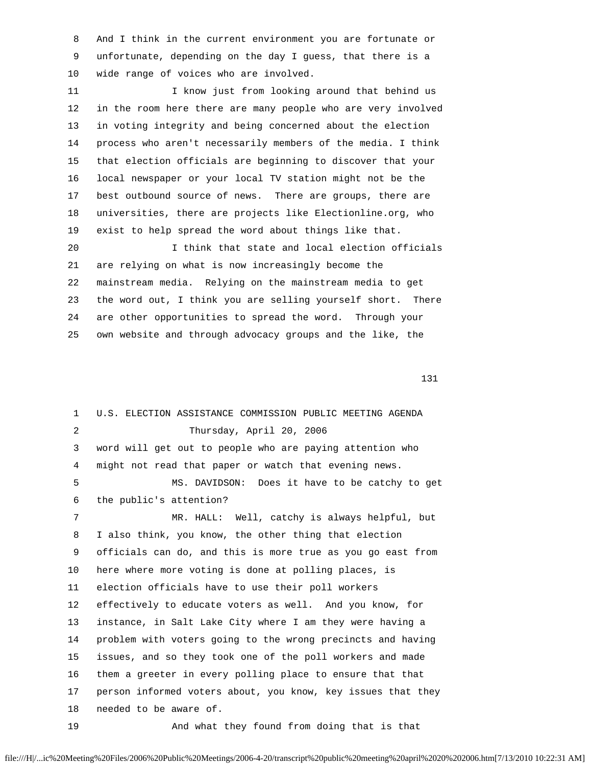And I think in the current environment you are fortunate or unfortunate, depending on the day I guess, that there is a wide range of voices who are involved.

I know just from looking around that behind us in the room here there are many people who are very involved in voting integrity and being concerned about the election process who aren't necessarily members of the media. I think that election officials are beginning to discover that your local newspaper or your local TV station might not be the best outbound source of news. There are groups, there are universities, there are projects like Electionline.org, who exist to help spread the word about things like that.

I think that state and local election officials are relying on what is now increasingly become the mainstream media. Relying on the mainstream media to get the word out, I think you are selling yourself short. There are other opportunities to spread the word. Through your own website and through advocacy groups and the like, the word will get out to people who are paying attention who might not read that paper or watch that evening news.

MS. DAVIDSON: Does it have to be catchy to get the public's attention?

MR. HALL: Well, catchy is always helpful, but I also think, you know, the other thing that election officials can do, and this is more true as you go east from here where more voting is done at polling places, is election officials have to use their poll workers effectively to educate voters as well. And you know, for instance, in Salt Lake City where I am they were having a problem with voters going to the wrong precincts and having issues, and so they took one of the poll workers and made them a greeter in every polling place to ensure that that person informed voters about, you know, key issues that they needed to be aware of.

And what they found from doing that is that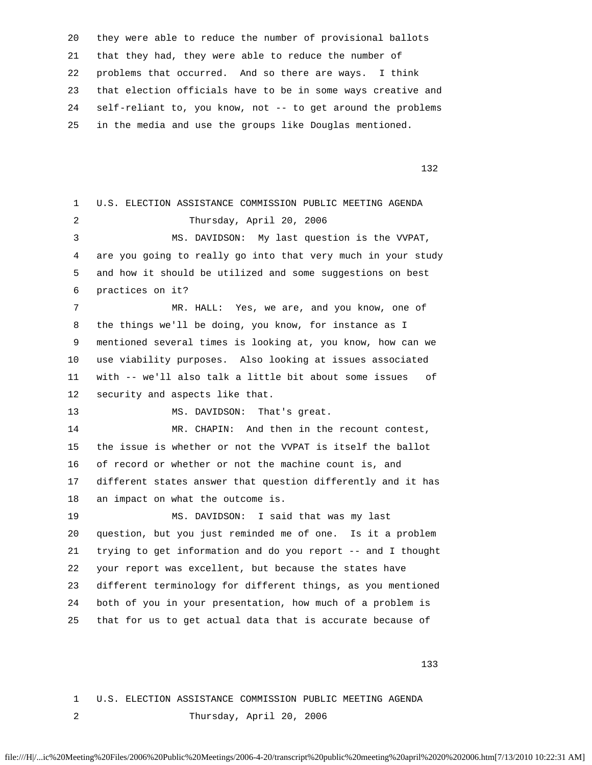they were able to reduce the number of provisional ballots that they had, they were able to reduce the number of problems that occurred. And so there are ways. I think that election officials have to be in some ways creative and self-reliant to, you know, not -- to get around the problems in the media and use the groups like Douglas mentioned.

MS. DAVIDSON: My last question is the VVPAT, are you going to really go into that very much in your study and how it should be utilized and some suggestions on best practices on it?

MR. HALL: Yes, we are, and you know, one of the things we'll be doing, you know, for instance as I mentioned several times is looking at, you know, how can we use viability purposes. Also looking at issues associated with -- we'll also talk a little bit about some issues of security and aspects like that.

MS. DAVIDSON: That's great.

MR. CHAPIN: And then in the recount contest, the issue is whether or not the VVPAT is itself the ballot of record or whether or not the machine count is, and different states answer that question differently and it has an impact on what the outcome is.

MS. DAVIDSON: I said that was my last question, but you just reminded me of one. Is it a problem trying to get information and do you report -- and I thought your report was excellent, but because the states have different terminology for different things, as you mentioned both of you in your presentation, how much of a problem is that for us to get actual data that is accurate because of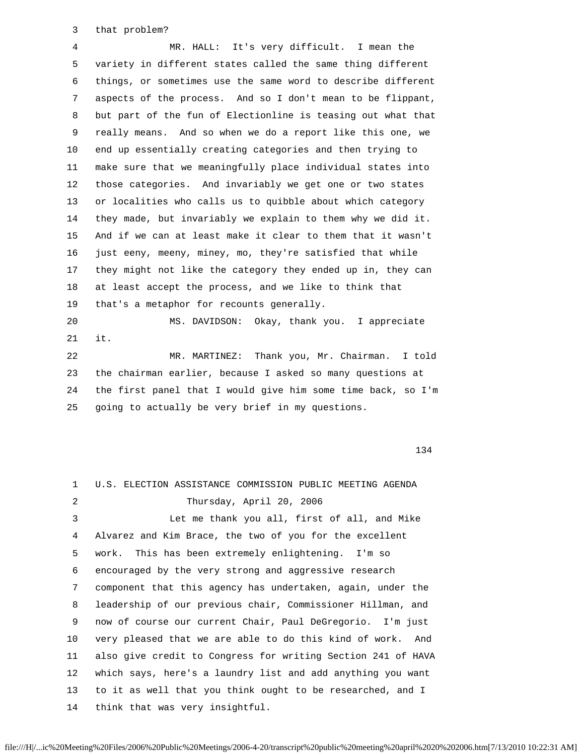3 that problem?

4 MR. HALL: It's very difficult. I mean the
5 variety in different states called the same thing different
6 things, or sometimes use the same word to describe different
7 aspects of the process. And so I don't mean to be flippant,
8 but part of the fun of Electionline is teasing out what that
9 really means. And so when we do a report like this one, we
10 end up essentially creating categories and then trying to
11 make sure that we meaningfully place individual states into
12 those categories. And invariably we get one or two states
13 or localities who calls us to quibble about which category
14 they made, but invariably we explain to them why we did it.
15 And if we can at least make it clear to them that it wasn't
16 just eeny, meeny, miney, mo, they're satisfied that while
17 they might not like the category they ended up in, they can
18 at least accept the process, and we like to think that
19 that's a metaphor for recounts generally.

20 MS. DAVIDSON: Okay, thank you. I appreciate
21 it.

22 MR. MARTINEZ: Thank you, Mr. Chairman. I told
23 the chairman earlier, because I asked so many questions at
24 the first panel that I would give him some time back, so I'm
25 going to actually be very brief in my questions.

134

1 U.S. ELECTION ASSISTANCE COMMISSION PUBLIC MEETING AGENDA
2 Thursday, April 20, 2006

3 Let me thank you all, first of all, and Mike
4 Alvarez and Kim Brace, the two of you for the excellent
5 work. This has been extremely enlightening. I'm so
6 encouraged by the very strong and aggressive research
7 component that this agency has undertaken, again, under the
8 leadership of our previous chair, Commissioner Hillman, and
9 now of course our current Chair, Paul DeGregorio. I'm just
10 very pleased that we are able to do this kind of work. And
11 also give credit to Congress for writing Section 241 of HAVA
12 which says, here's a laundry list and add anything you want
13 to it as well that you think ought to be researched, and I
14 think that was very insightful.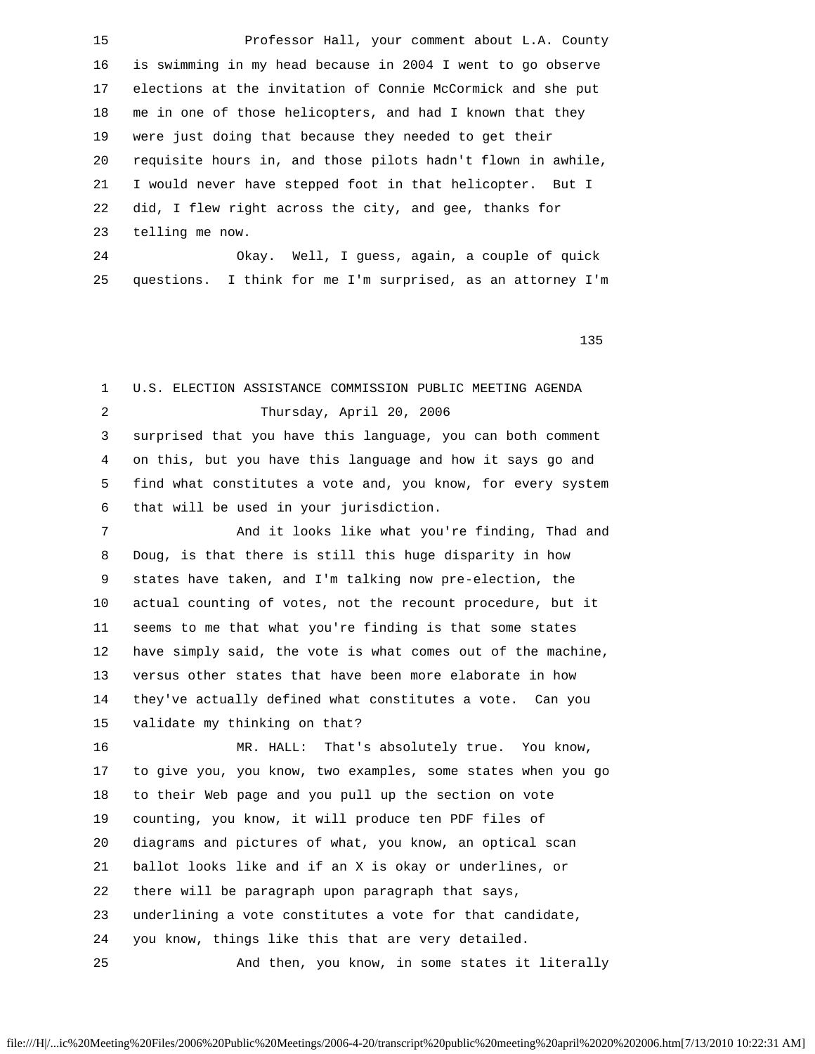Professor Hall, your comment about L.A. County is swimming in my head because in 2004 I went to go observe elections at the invitation of Connie McCormick and she put me in one of those helicopters, and had I known that they were just doing that because they needed to get their requisite hours in, and those pilots hadn't flown in awhile, I would never have stepped foot in that helicopter. But I did, I flew right across the city, and gee, thanks for telling me now.

Okay. Well, I guess, again, a couple of quick questions. I think for me I'm surprised, as an attorney I'm surprised that you have this language, you can both comment on this, but you have this language and how it says go and find what constitutes a vote and, you know, for every system that will be used in your jurisdiction.

And it looks like what you're finding, Thad and Doug, is that there is still this huge disparity in how states have taken, and I'm talking now pre-election, the actual counting of votes, not the recount procedure, but it seems to me that what you're finding is that some states have simply said, the vote is what comes out of the machine, versus other states that have been more elaborate in how they've actually defined what constitutes a vote. Can you validate my thinking on that?

MR. HALL: That's absolutely true. You know, to give you, you know, two examples, some states when you go to their Web page and you pull up the section on vote counting, you know, it will produce ten PDF files of diagrams and pictures of what, you know, an optical scan ballot looks like and if an X is okay or underlines, or there will be paragraph upon paragraph that says, underlining a vote constitutes a vote for that candidate, you know, things like this that are very detailed.

And then, you know, in some states it literally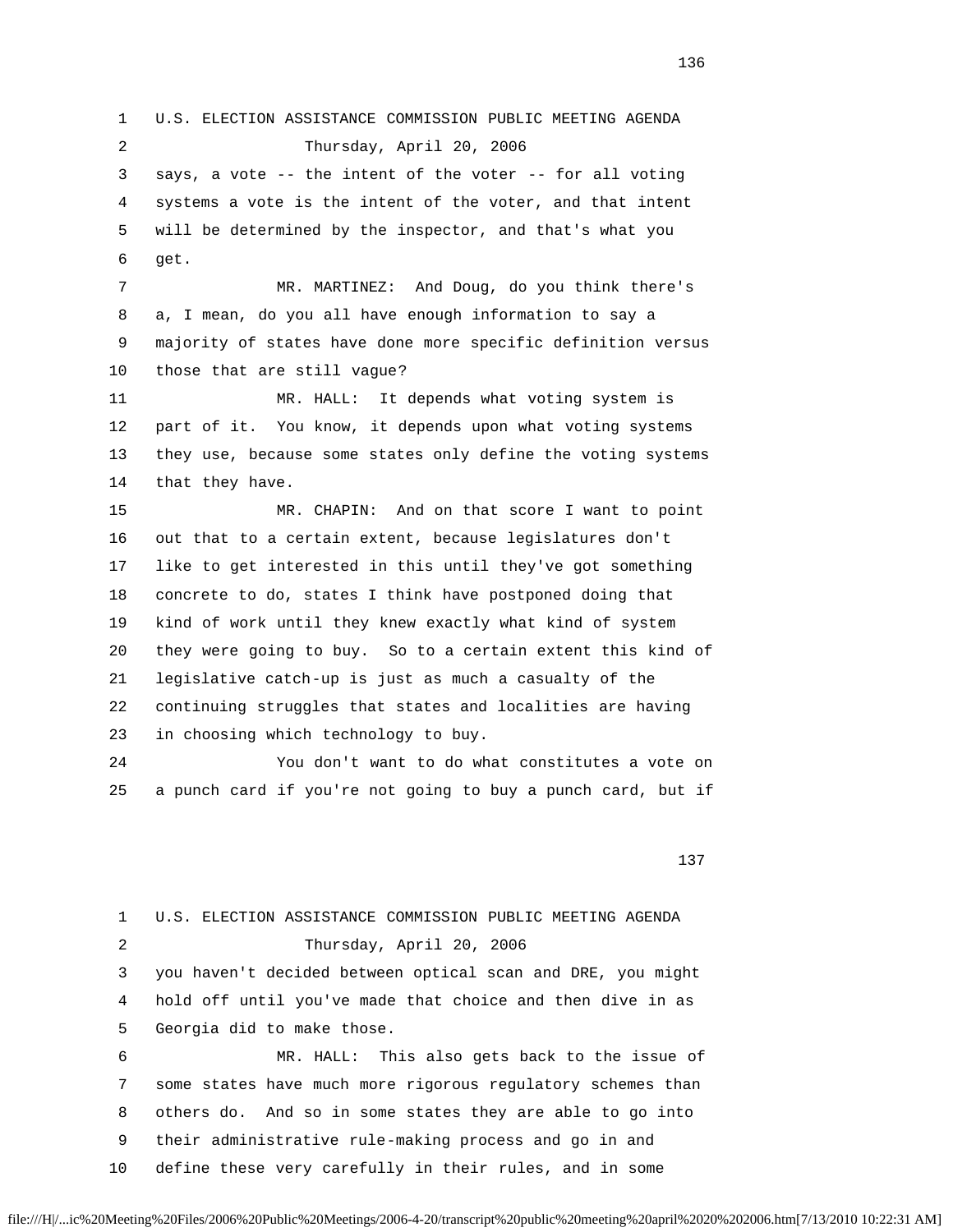says, a vote -- the intent of the voter -- for all voting systems a vote is the intent of the voter, and that intent will be determined by the inspector, and that's what you get.

MR. MARTINEZ: And Doug, do you think there's a, I mean, do you all have enough information to say a majority of states have done more specific definition versus those that are still vague?

MR. HALL: It depends what voting system is part of it. You know, it depends upon what voting systems they use, because some states only define the voting systems that they have.

MR. CHAPIN: And on that score I want to point out that to a certain extent, because legislatures don't like to get interested in this until they've got something concrete to do, states I think have postponed doing that kind of work until they knew exactly what kind of system they were going to buy. So to a certain extent this kind of legislative catch-up is just as much a casualty of the continuing struggles that states and localities are having in choosing which technology to buy.

You don't want to do what constitutes a vote on a punch card if you're not going to buy a punch card, but if you haven't decided between optical scan and DRE, you might hold off until you've made that choice and then dive in as Georgia did to make those.

MR. HALL: This also gets back to the issue of some states have much more rigorous regulatory schemes than others do. And so in some states they are able to go into their administrative rule-making process and go in and define these very carefully in their rules, and in some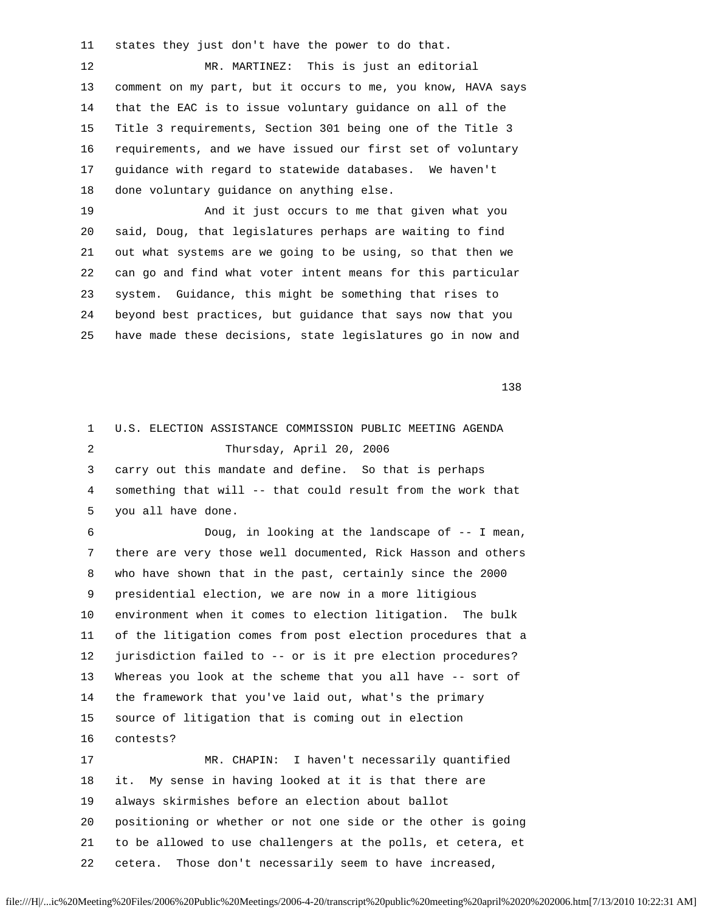states they just don't have the power to do that.

MR. MARTINEZ: This is just an editorial comment on my part, but it occurs to me, you know, HAVA says that the EAC is to issue voluntary guidance on all of the Title 3 requirements, Section 301 being one of the Title 3 requirements, and we have issued our first set of voluntary guidance with regard to statewide databases. We haven't done voluntary guidance on anything else.

And it just occurs to me that given what you said, Doug, that legislatures perhaps are waiting to find out what systems are we going to be using, so that then we can go and find what voter intent means for this particular system. Guidance, this might be something that rises to beyond best practices, but guidance that says now that you have made these decisions, state legislatures go in now and

U.S. ELECTION ASSISTANCE COMMISSION PUBLIC MEETING AGENDA
Thursday, April 20, 2006

carry out this mandate and define. So that is perhaps something that will -- that could result from the work that you all have done.

Doug, in looking at the landscape of -- I mean, there are very those well documented, Rick Hasson and others who have shown that in the past, certainly since the 2000 presidential election, we are now in a more litigious environment when it comes to election litigation. The bulk of the litigation comes from post election procedures that a jurisdiction failed to -- or is it pre election procedures? Whereas you look at the scheme that you all have -- sort of the framework that you've laid out, what's the primary source of litigation that is coming out in election contests?

MR. CHAPIN: I haven't necessarily quantified it. My sense in having looked at it is that there are always skirmishes before an election about ballot positioning or whether or not one side or the other is going to be allowed to use challengers at the polls, et cetera, et cetera. Those don't necessarily seem to have increased,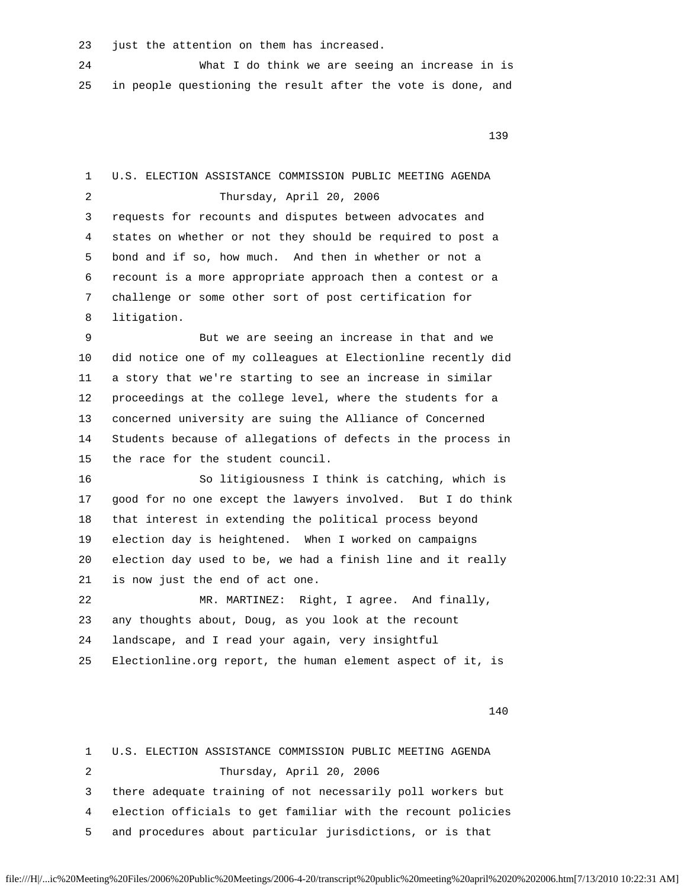just the attention on them has increased.

What I do think we are seeing an increase in is in people questioning the result after the vote is done, and

requests for recounts and disputes between advocates and states on whether or not they should be required to post a bond and if so, how much. And then in whether or not a recount is a more appropriate approach then a contest or a challenge or some other sort of post certification for litigation.

But we are seeing an increase in that and we did notice one of my colleagues at Electionline recently did a story that we're starting to see an increase in similar proceedings at the college level, where the students for a concerned university are suing the Alliance of Concerned Students because of allegations of defects in the process in the race for the student council.

So litigiousness I think is catching, which is good for no one except the lawyers involved. But I do think that interest in extending the political process beyond election day is heightened. When I worked on campaigns election day used to be, we had a finish line and it really is now just the end of act one.

MR. MARTINEZ: Right, I agree. And finally, any thoughts about, Doug, as you look at the recount landscape, and I read your again, very insightful Electionline.org report, the human element aspect of it, is

there adequate training of not necessarily poll workers but election officials to get familiar with the recount policies and procedures about particular jurisdictions, or is that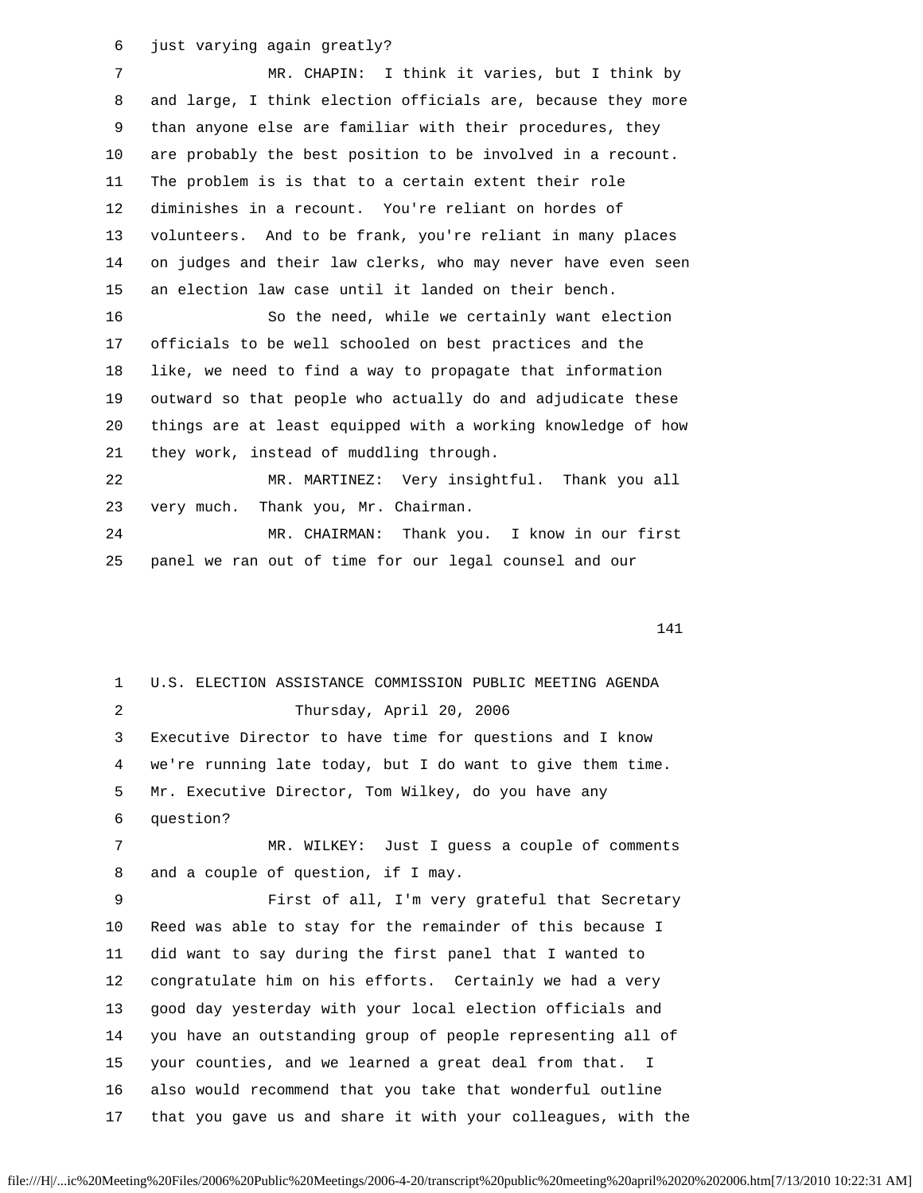6 just varying again greatly?

7 MR. CHAPIN: I think it varies, but I think by
8 and large, I think election officials are, because they more
9 than anyone else are familiar with their procedures, they
10 are probably the best position to be involved in a recount.
11 The problem is is that to a certain extent their role
12 diminishes in a recount. You're reliant on hordes of
13 volunteers. And to be frank, you're reliant in many places
14 on judges and their law clerks, who may never have even seen
15 an election law case until it landed on their bench.

16 So the need, while we certainly want election
17 officials to be well schooled on best practices and the
18 like, we need to find a way to propagate that information
19 outward so that people who actually do and adjudicate these
20 things are at least equipped with a working knowledge of how
21 they work, instead of muddling through.

22 MR. MARTINEZ: Very insightful. Thank you all
23 very much. Thank you, Mr. Chairman.

24 MR. CHAIRMAN: Thank you. I know in our first
25 panel we ran out of time for our legal counsel and our

1 U.S. ELECTION ASSISTANCE COMMISSION PUBLIC MEETING AGENDA
2 Thursday, April 20, 2006
3 Executive Director to have time for questions and I know
4 we're running late today, but I do want to give them time.
5 Mr. Executive Director, Tom Wilkey, do you have any
6 question?

7 MR. WILKEY: Just I guess a couple of comments
8 and a couple of question, if I may.

9 First of all, I'm very grateful that Secretary
10 Reed was able to stay for the remainder of this because I
11 did want to say during the first panel that I wanted to
12 congratulate him on his efforts. Certainly we had a very
13 good day yesterday with your local election officials and
14 you have an outstanding group of people representing all of
15 your counties, and we learned a great deal from that. I
16 also would recommend that you take that wonderful outline
17 that you gave us and share it with your colleagues, with the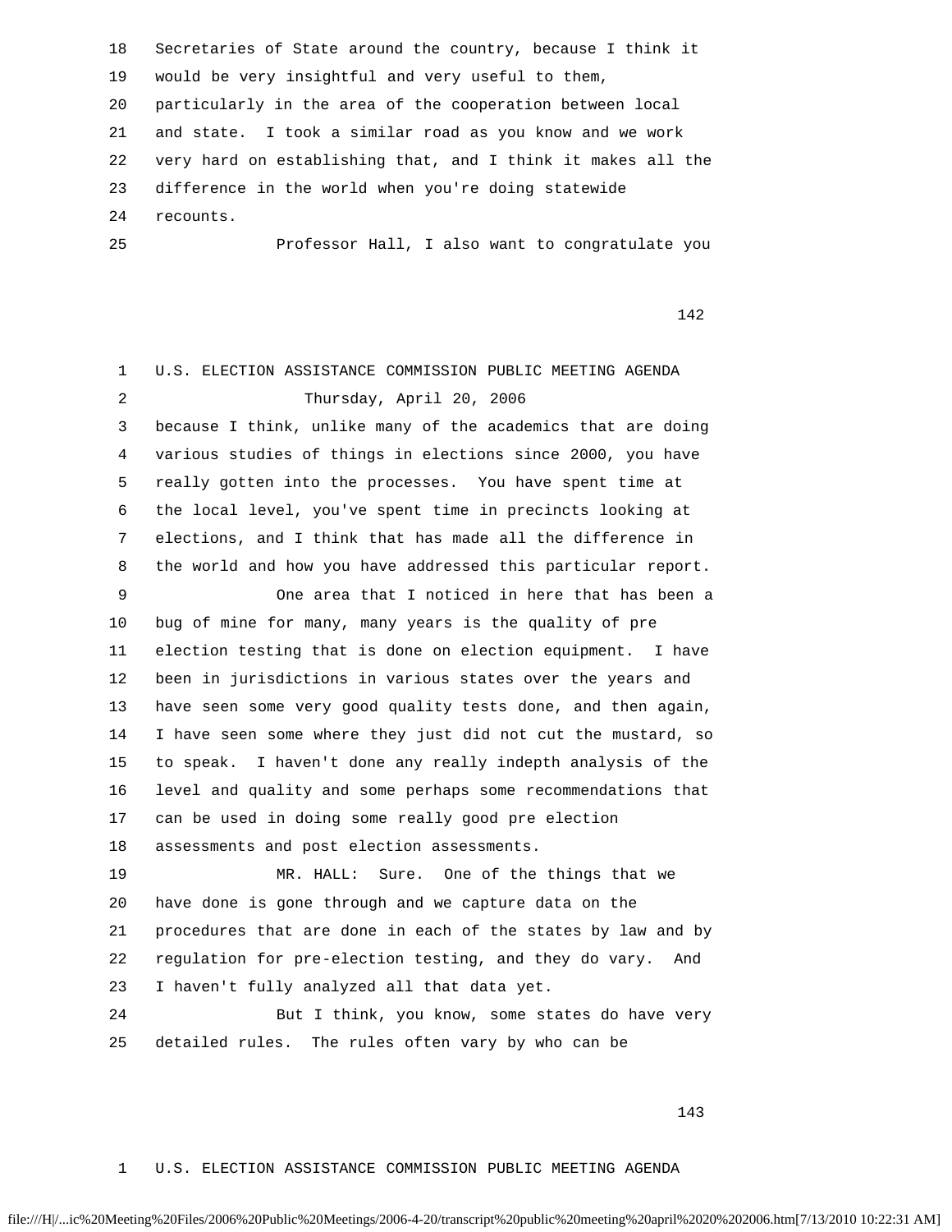Secretaries of State around the country, because I think it would be very insightful and very useful to them, particularly in the area of the cooperation between local and state. I took a similar road as you know and we work very hard on establishing that, and I think it makes all the difference in the world when you're doing statewide recounts.

Professor Hall, I also want to congratulate you because I think, unlike many of the academics that are doing various studies of things in elections since 2000, you have really gotten into the processes. You have spent time at the local level, you've spent time in precincts looking at elections, and I think that has made all the difference in the world and how you have addressed this particular report.

One area that I noticed in here that has been a bug of mine for many, many years is the quality of pre election testing that is done on election equipment. I have been in jurisdictions in various states over the years and have seen some very good quality tests done, and then again, I have seen some where they just did not cut the mustard, so to speak. I haven't done any really indepth analysis of the level and quality and some perhaps some recommendations that can be used in doing some really good pre election assessments and post election assessments.

MR. HALL: Sure. One of the things that we have done is gone through and we capture data on the procedures that are done in each of the states by law and by regulation for pre-election testing, and they do vary. And I haven't fully analyzed all that data yet.

But I think, you know, some states do have very detailed rules. The rules often vary by who can be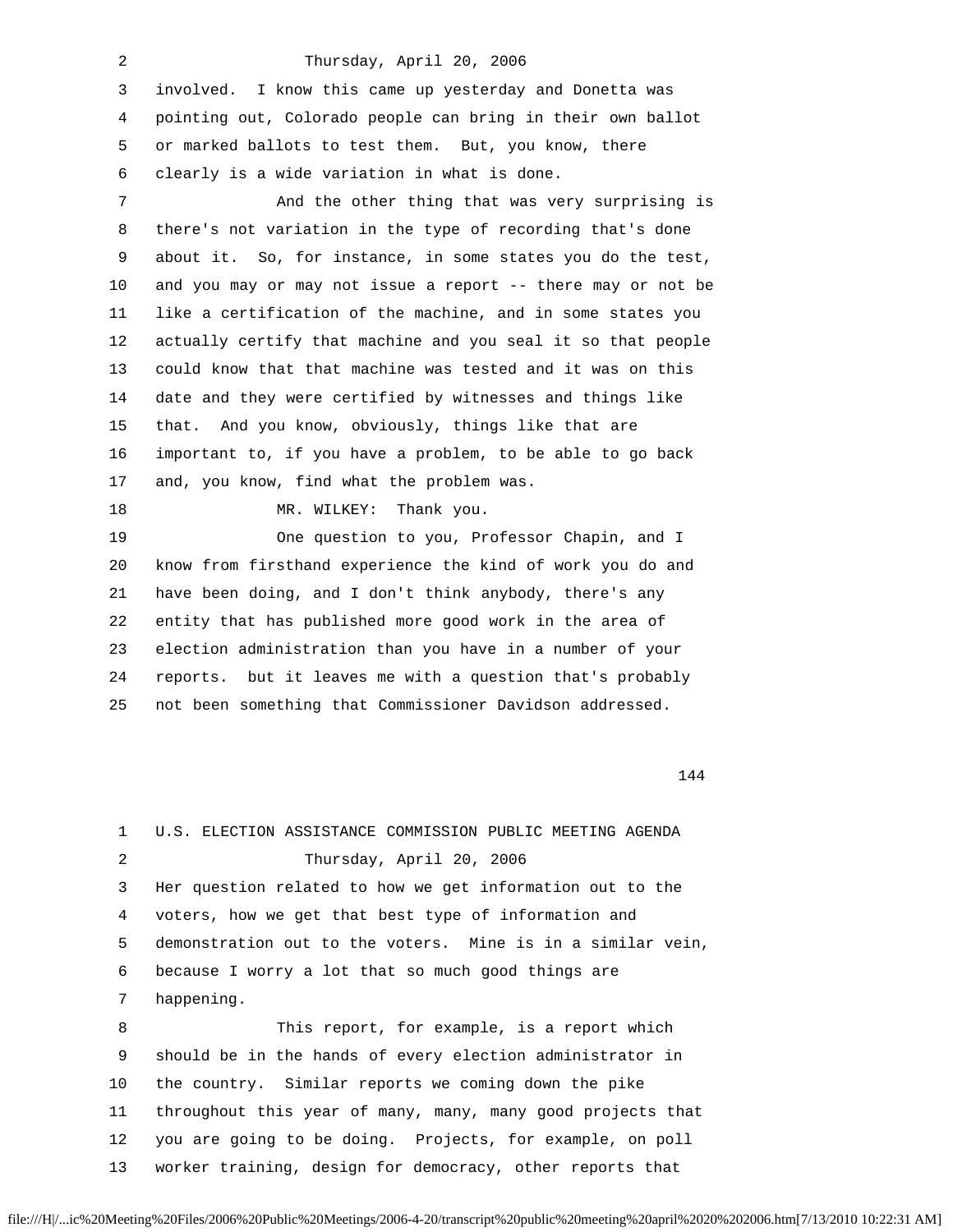involved. I know this came up yesterday and Donetta was pointing out, Colorado people can bring in their own ballot or marked ballots to test them. But, you know, there clearly is a wide variation in what is done.

And the other thing that was very surprising is there's not variation in the type of recording that's done about it. So, for instance, in some states you do the test, and you may or may not issue a report -- there may or not be like a certification of the machine, and in some states you actually certify that machine and you seal it so that people could know that that machine was tested and it was on this date and they were certified by witnesses and things like that. And you know, obviously, things like that are important to, if you have a problem, to be able to go back and, you know, find what the problem was.

MR. WILKEY: Thank you.

One question to you, Professor Chapin, and I know from firsthand experience the kind of work you do and have been doing, and I don't think anybody, there's any entity that has published more good work in the area of election administration than you have in a number of your reports. but it leaves me with a question that's probably not been something that Commissioner Davidson addressed.

Her question related to how we get information out to the voters, how we get that best type of information and demonstration out to the voters. Mine is in a similar vein, because I worry a lot that so much good things are happening.

This report, for example, is a report which should be in the hands of every election administrator in the country. Similar reports we coming down the pike throughout this year of many, many, many good projects that you are going to be doing. Projects, for example, on poll worker training, design for democracy, other reports that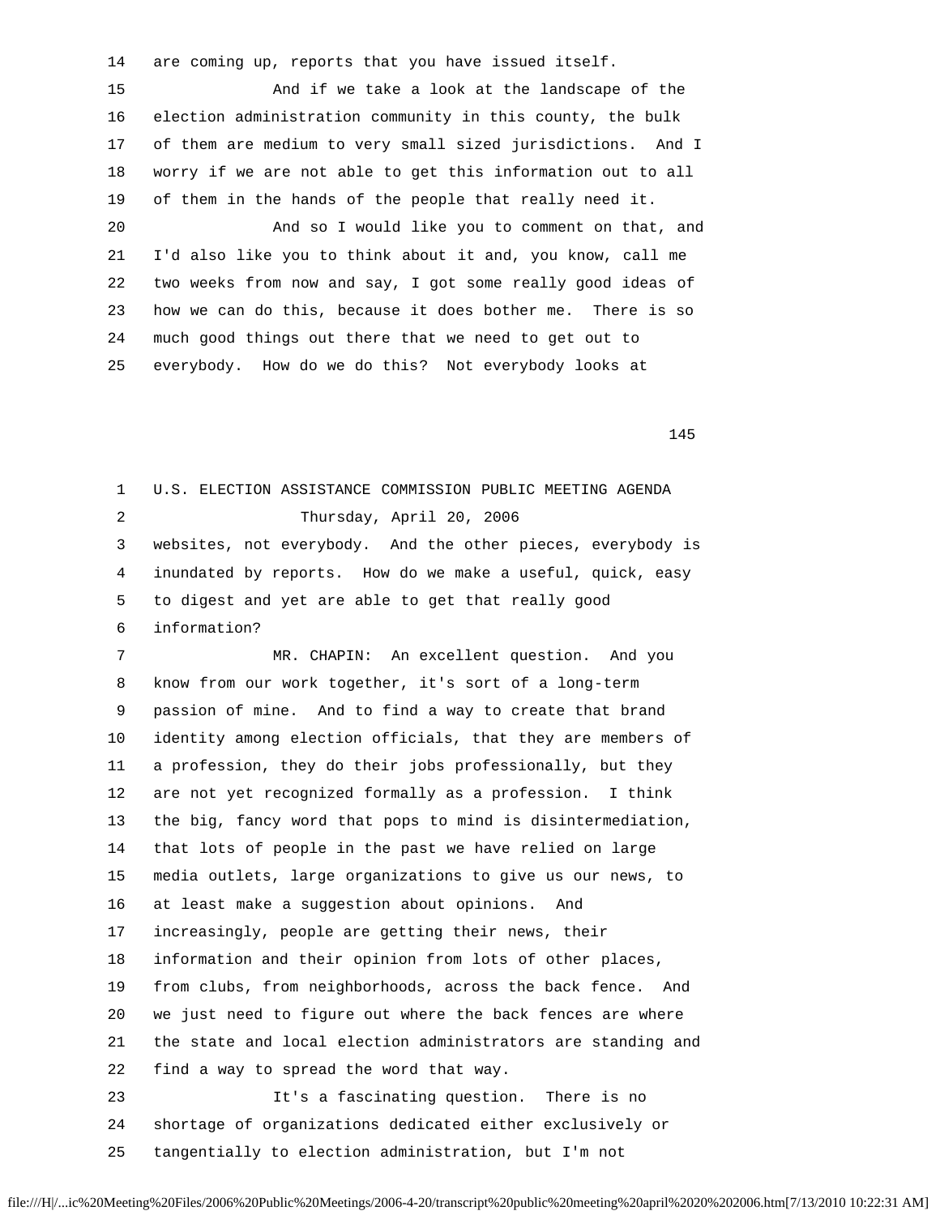are coming up, reports that you have issued itself.

And if we take a look at the landscape of the election administration community in this county, the bulk of them are medium to very small sized jurisdictions. And I worry if we are not able to get this information out to all of them in the hands of the people that really need it.

And so I would like you to comment on that, and I'd also like you to think about it and, you know, call me two weeks from now and say, I got some really good ideas of how we can do this, because it does bother me. There is so much good things out there that we need to get out to everybody. How do we do this? Not everybody looks at websites, not everybody. And the other pieces, everybody is inundated by reports. How do we make a useful, quick, easy to digest and yet are able to get that really good information?

MR. CHAPIN: An excellent question. And you know from our work together, it's sort of a long-term passion of mine. And to find a way to create that brand identity among election officials, that they are members of a profession, they do their jobs professionally, but they are not yet recognized formally as a profession. I think the big, fancy word that pops to mind is disintermediation, that lots of people in the past we have relied on large media outlets, large organizations to give us our news, to at least make a suggestion about opinions. And increasingly, people are getting their news, their information and their opinion from lots of other places, from clubs, from neighborhoods, across the back fence. And we just need to figure out where the back fences are where the state and local election administrators are standing and find a way to spread the word that way.

It's a fascinating question. There is no shortage of organizations dedicated either exclusively or tangentially to election administration, but I'm not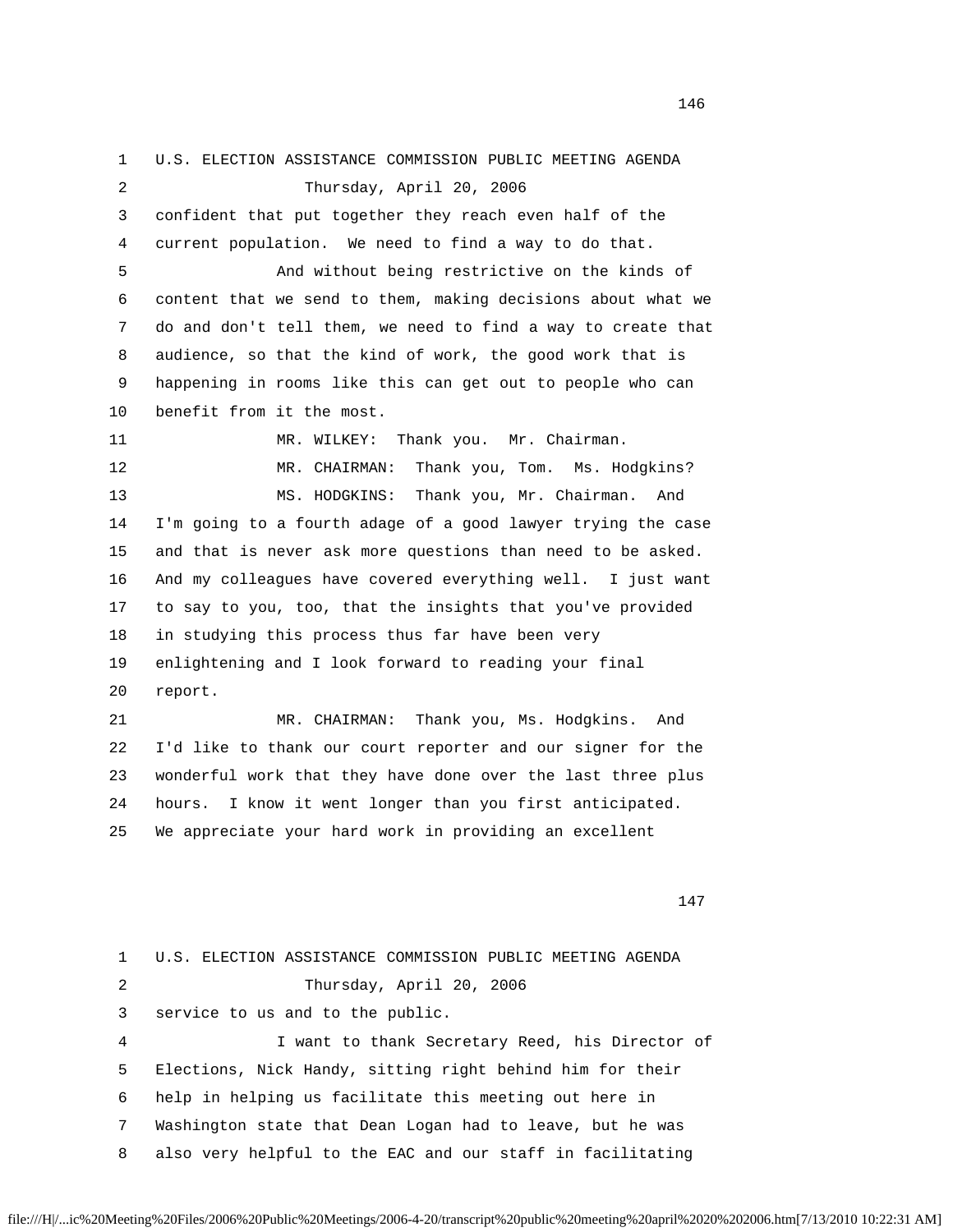confident that put together they reach even half of the current population. We need to find a way to do that.

And without being restrictive on the kinds of content that we send to them, making decisions about what we do and don't tell them, we need to find a way to create that audience, so that the kind of work, the good work that is happening in rooms like this can get out to people who can benefit from it the most.

MR. WILKEY: Thank you. Mr. Chairman.

MR. CHAIRMAN: Thank you, Tom. Ms. Hodgkins?

MS. HODGKINS: Thank you, Mr. Chairman. And I'm going to a fourth adage of a good lawyer trying the case and that is never ask more questions than need to be asked. And my colleagues have covered everything well. I just want to say to you, too, that the insights that you've provided in studying this process thus far have been very enlightening and I look forward to reading your final report.

MR. CHAIRMAN: Thank you, Ms. Hodgkins. And I'd like to thank our court reporter and our signer for the wonderful work that they have done over the last three plus hours. I know it went longer than you first anticipated. We appreciate your hard work in providing an excellent service to us and to the public.

I want to thank Secretary Reed, his Director of Elections, Nick Handy, sitting right behind him for their help in helping us facilitate this meeting out here in Washington state that Dean Logan had to leave, but he was also very helpful to the EAC and our staff in facilitating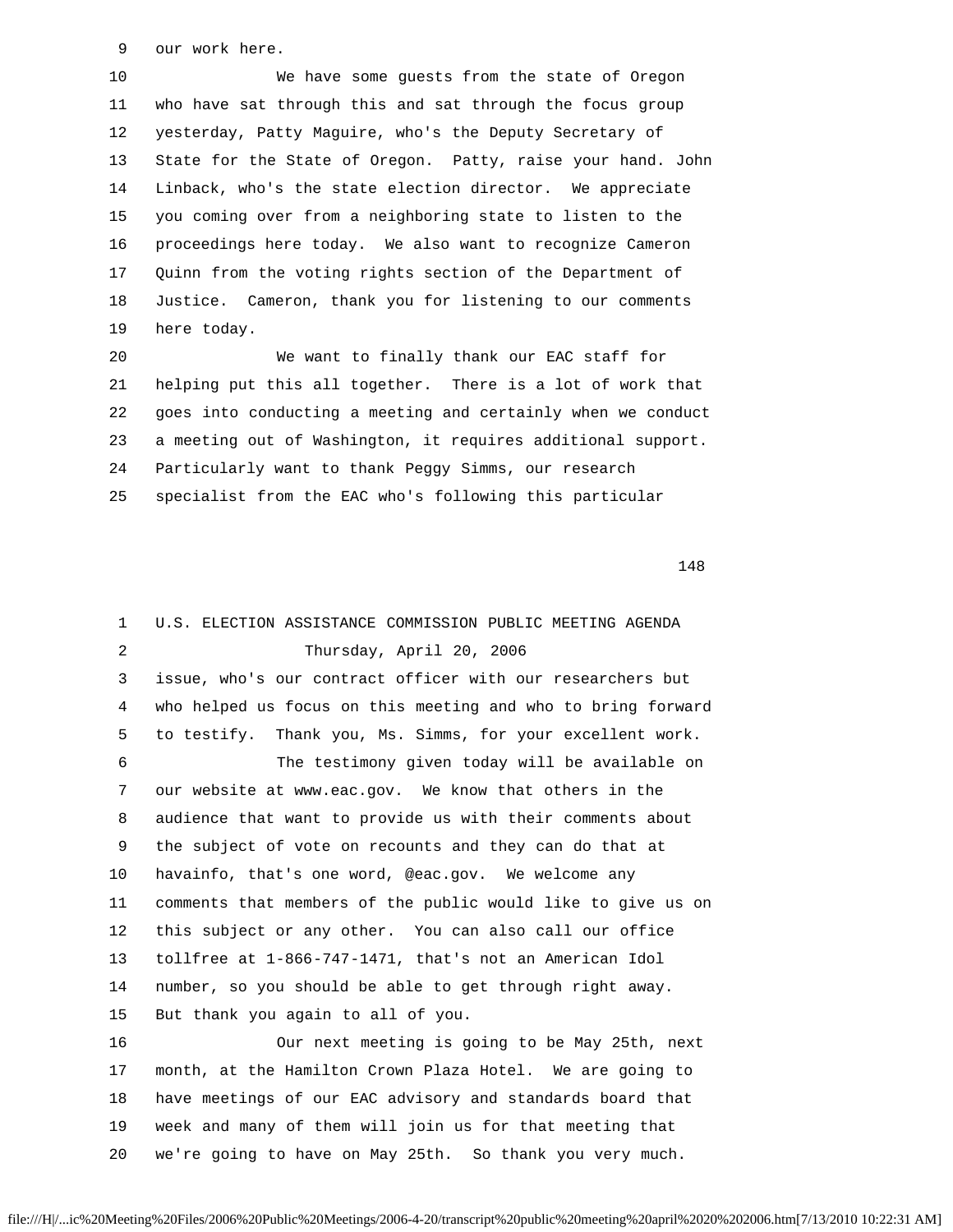9 our work here.

10 We have some guests from the state of Oregon

11 who have sat through this and sat through the focus group

12 yesterday, Patty Maguire, who's the Deputy Secretary of

13 State for the State of Oregon. Patty, raise your hand. John

14 Linback, who's the state election director. We appreciate

15 you coming over from a neighboring state to listen to the

16 proceedings here today. We also want to recognize Cameron

17 Quinn from the voting rights section of the Department of

18 Justice. Cameron, thank you for listening to our comments

19 here today.

20 We want to finally thank our EAC staff for

21 helping put this all together. There is a lot of work that

22 goes into conducting a meeting and certainly when we conduct

23 a meeting out of Washington, it requires additional support.

24 Particularly want to thank Peggy Simms, our research

25 specialist from the EAC who's following this particular

1 U.S. ELECTION ASSISTANCE COMMISSION PUBLIC MEETING AGENDA

2 Thursday, April 20, 2006

3 issue, who's our contract officer with our researchers but

4 who helped us focus on this meeting and who to bring forward

5 to testify. Thank you, Ms. Simms, for your excellent work.

6 The testimony given today will be available on

7 our website at www.eac.gov. We know that others in the

8 audience that want to provide us with their comments about

9 the subject of vote on recounts and they can do that at

10 havainfo, that's one word, @eac.gov. We welcome any

11 comments that members of the public would like to give us on

12 this subject or any other. You can also call our office

13 tollfree at 1-866-747-1471, that's not an American Idol

14 number, so you should be able to get through right away.

15 But thank you again to all of you.

16 Our next meeting is going to be May 25th, next

17 month, at the Hamilton Crown Plaza Hotel. We are going to

18 have meetings of our EAC advisory and standards board that

19 week and many of them will join us for that meeting that

20 we're going to have on May 25th. So thank you very much.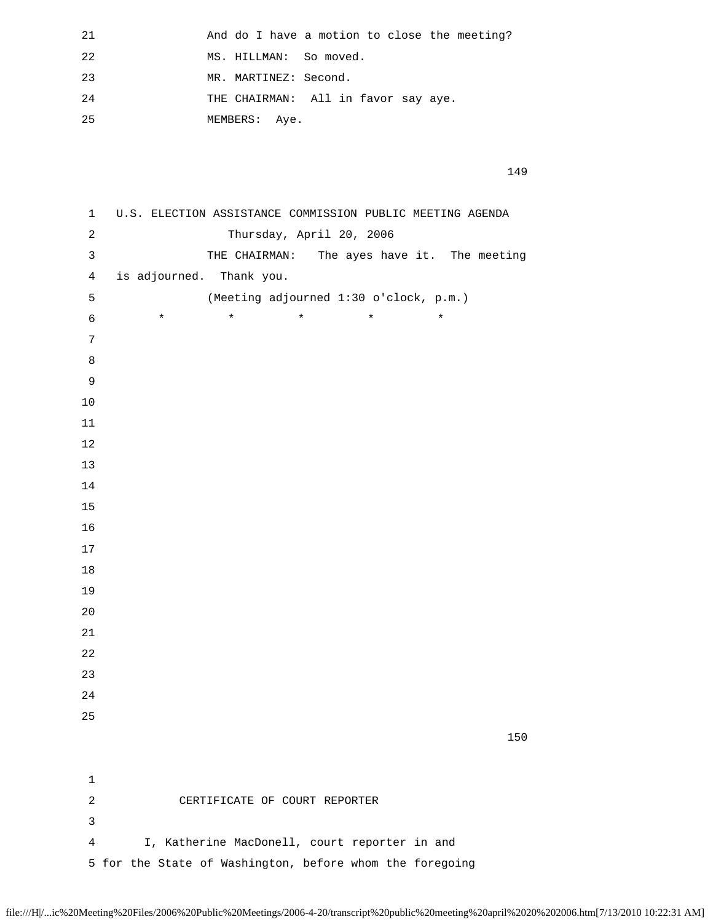21 And do I have a motion to close the meeting?

22 MS. HILLMAN: So moved.

23 MR. MARTINEZ: Second.

24 THE CHAIRMAN: All in favor say aye.

25 MEMBERS: Aye.

1 U.S. ELECTION ASSISTANCE COMMISSION PUBLIC MEETING AGENDA

2 Thursday, April 20, 2006

3 THE CHAIRMAN: The ayes have it. The meeting

4 is adjourned. Thank you.

5 (Meeting adjourned 1:30 o'clock, p.m.)

6 * * * * *

7

8

9

10

11

12

13

14

15

16

17

18

19

20

21

22

23

24

25

1

2 CERTIFICATE OF COURT REPORTER

3

4 I, Katherine MacDonell, court reporter in and

5 for the State of Washington, before whom the foregoing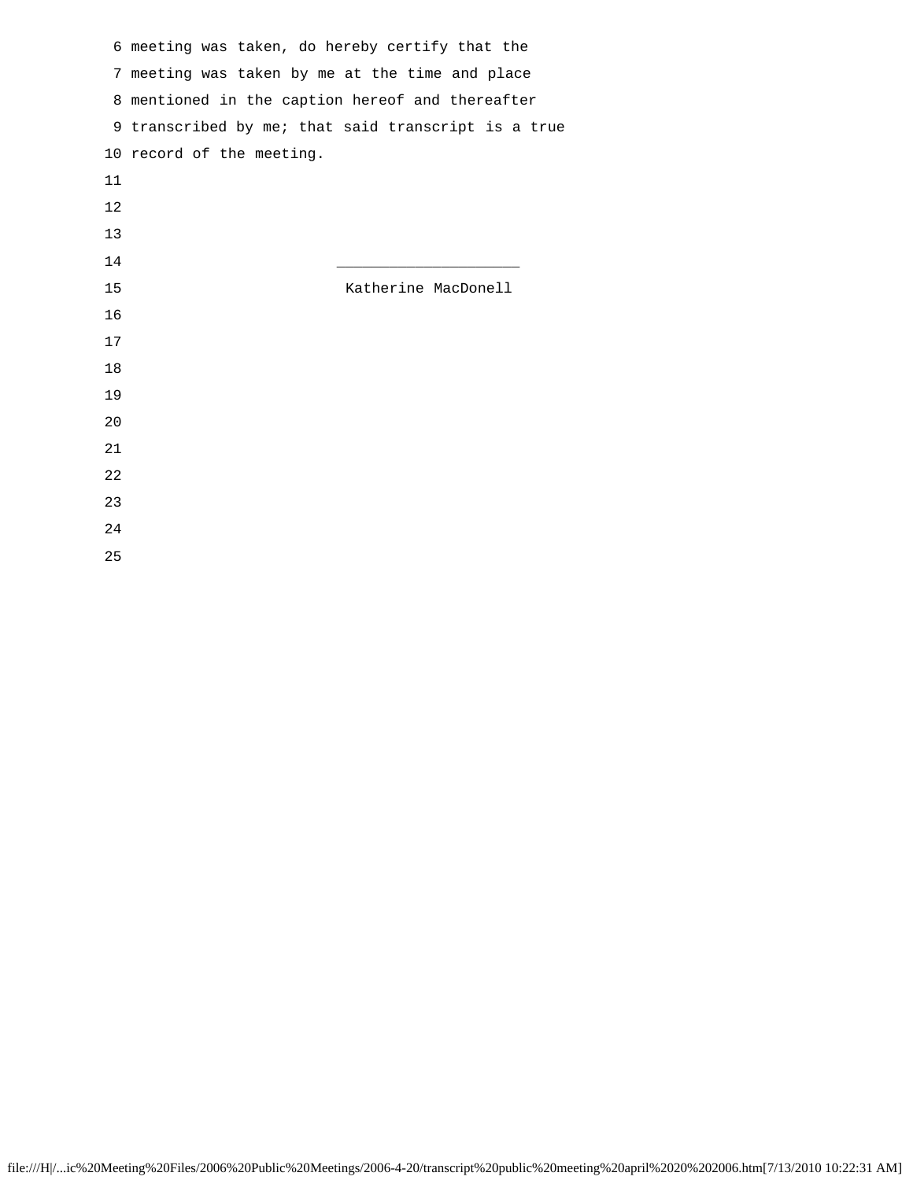meeting was taken, do hereby certify that the
meeting was taken by me at the time and place
mentioned in the caption hereof and thereafter
transcribed by me; that said transcript is a true
record of the meeting.

_____________________

Katherine MacDonell